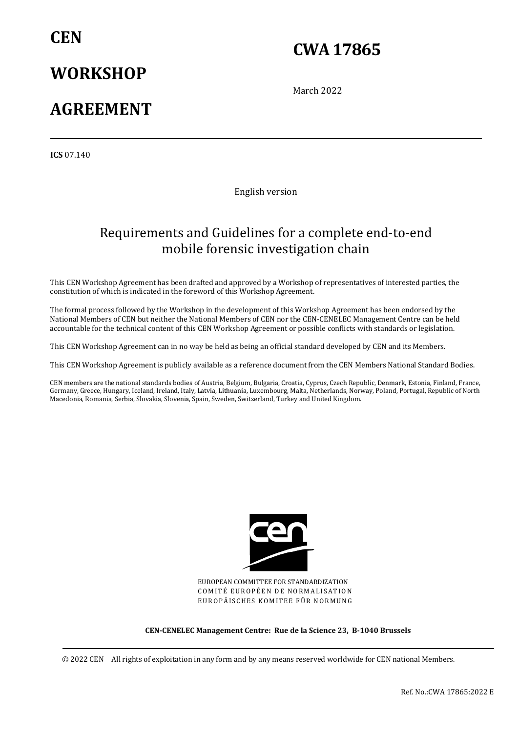# CEN WORKSHOP AGREEMENT

# CWA 17865

March 2022

**ICS** 07.140

English version

## Requirements and Guidelines for a complete end-to-end mobile forensic investigation chain

This CEN Workshop Agreement has been drafted and approved by a Workshop of representatives of interested parties, the constitution of which is indicated in the foreword of this Workshop Agreement.

The formal process followed by the Workshop in the development of this Workshop Agreement has been endorsed by the National Members of CEN but neither the National Members of CEN nor the CEN-CENELEC Management Centre can be held accountable for the technical content of this CEN Workshop Agreement or possible conflicts with standards or legislation.

This CEN Workshop Agreement can in no way be held as being an official standard developed by CEN and its Members.

This CEN Workshop Agreement is publicly available as a reference document from the CEN Members National Standard Bodies.

CEN members are the national standards bodies of Austria, Belgium, Bulgaria, Croatia, Cyprus, Czech Republic, Denmark, Estonia, Finland, France, Germany, Greece, Hungary, Iceland, Ireland, Italy, Latvia, Lithuania, Luxembourg, Malta, Netherlands, Norway, Poland, Portugal, Republic of North Macedonia, Romania, Serbia, Slovakia, Slovenia, Spain, Sweden, Switzerland, Turkey and United Kingdom.

EUROPEAN COMMITTEE FOR STANDARDIZATION
COMITÉ EUROPÉEN DE NORMALISATION
EUROPÄISCHES KOMITEE FÜR NORMUNG

**CEN-CENELEC Management Centre: Rue de la Science 23, B-1040 Brussels**

© 2022 CEN All rights of exploitation in any form and by any means reserved worldwide for CEN national Members.

Ref. No.:CWA 17865:2022 E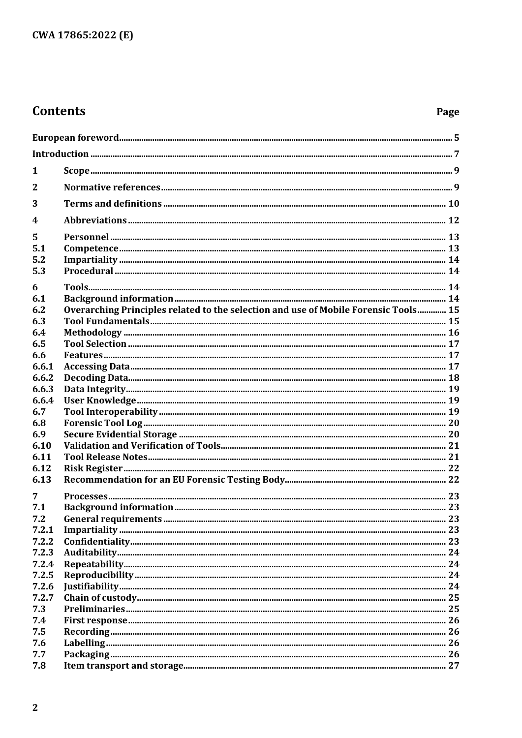# Contents

| | | Page |
|---|---|---|
| | European foreword | 5 |
| | Introduction | 7 |
| 1 | Scope | 9 |
| 2 | Normative references | 9 |
| 3 | Terms and definitions | 10 |
| 4 | Abbreviations | 12 |
| 5 | Personnel | 13 |
| 5.1 | Competence | 13 |
| 5.2 | Impartiality | 14 |
| 5.3 | Procedural | 14 |
| 6 | Tools | 14 |
| 6.1 | Background information | 14 |
| 6.2 | Overarching Principles related to the selection and use of Mobile Forensic Tools | 15 |
| 6.3 | Tool Fundamentals | 15 |
| 6.4 | Methodology | 16 |
| 6.5 | Tool Selection | 17 |
| 6.6 | Features | 17 |
| 6.6.1 | Accessing Data | 17 |
| 6.6.2 | Decoding Data | 18 |
| 6.6.3 | Data Integrity | 19 |
| 6.6.4 | User Knowledge | 19 |
| 6.7 | Tool Interoperability | 19 |
| 6.8 | Forensic Tool Log | 20 |
| 6.9 | Secure Evidential Storage | 20 |
| 6.10 | Validation and Verification of Tools | 21 |
| 6.11 | Tool Release Notes | 21 |
| 6.12 | Risk Register | 22 |
| 6.13 | Recommendation for an EU Forensic Testing Body | 22 |
| 7 | Processes | 23 |
| 7.1 | Background information | 23 |
| 7.2 | General requirements | 23 |
| 7.2.1 | Impartiality | 23 |
| 7.2.2 | Confidentiality | 23 |
| 7.2.3 | Auditability | 24 |
| 7.2.4 | Repeatability | 24 |
| 7.2.5 | Reproducibility | 24 |
| 7.2.6 | Justifiability | 24 |
| 7.2.7 | Chain of custody | 25 |
| 7.3 | Preliminaries | 25 |
| 7.4 | First response | 26 |
| 7.5 | Recording | 26 |
| 7.6 | Labelling | 26 |
| 7.7 | Packaging | 26 |
| 7.8 | Item transport and storage | 27 |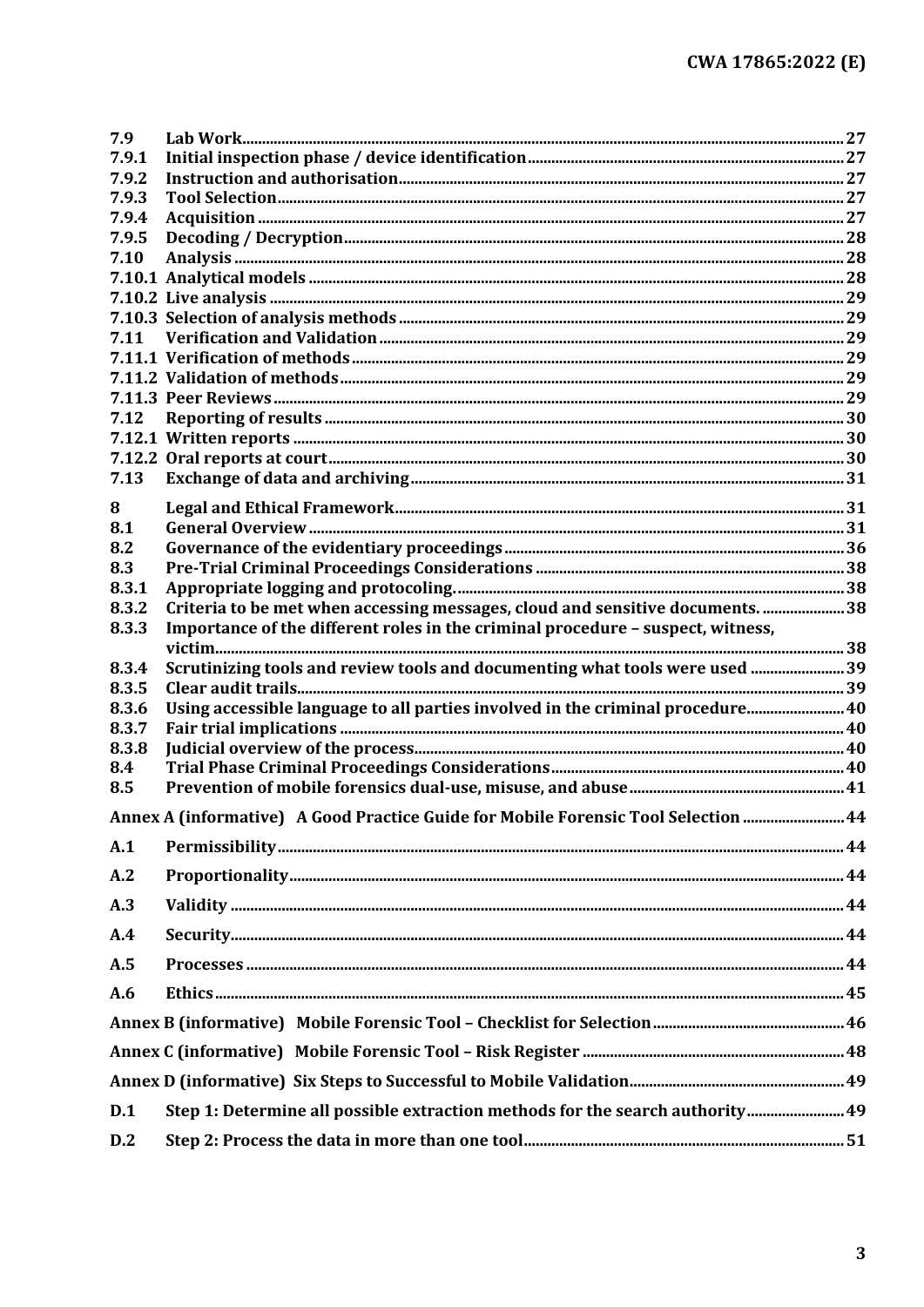7.9 Lab Work ..... 27
7.9.1 Initial inspection phase / device identification ..... 27
7.9.2 Instruction and authorisation ..... 27
7.9.3 Tool Selection ..... 27
7.9.4 Acquisition ..... 27
7.9.5 Decoding / Decryption ..... 28
7.10 Analysis ..... 28
7.10.1 Analytical models ..... 28
7.10.2 Live analysis ..... 29
7.10.3 Selection of analysis methods ..... 29
7.11 Verification and Validation ..... 29
7.11.1 Verification of methods ..... 29
7.11.2 Validation of methods ..... 29
7.11.3 Peer Reviews ..... 29
7.12 Reporting of results ..... 30
7.12.1 Written reports ..... 30
7.12.2 Oral reports at court ..... 30
7.13 Exchange of data and archiving ..... 31

8 Legal and Ethical Framework ..... 31
8.1 General Overview ..... 31
8.2 Governance of the evidentiary proceedings ..... 36
8.3 Pre-Trial Criminal Proceedings Considerations ..... 38
8.3.1 Appropriate logging and protocoling. ..... 38
8.3.2 Criteria to be met when accessing messages, cloud and sensitive documents. ..... 38
8.3.3 Importance of the different roles in the criminal procedure – suspect, witness, victim ..... 38
8.3.4 Scrutinizing tools and review tools and documenting what tools were used ..... 39
8.3.5 Clear audit trails ..... 39
8.3.6 Using accessible language to all parties involved in the criminal procedure ..... 40
8.3.7 Fair trial implications ..... 40
8.3.8 Judicial overview of the process ..... 40
8.4 Trial Phase Criminal Proceedings Considerations ..... 40
8.5 Prevention of mobile forensics dual-use, misuse, and abuse ..... 41

Annex A (informative) A Good Practice Guide for Mobile Forensic Tool Selection ..... 44

A.1 Permissibility ..... 44

A.2 Proportionality ..... 44

A.3 Validity ..... 44

A.4 Security ..... 44

A.5 Processes ..... 44

A.6 Ethics ..... 45

Annex B (informative) Mobile Forensic Tool – Checklist for Selection ..... 46

Annex C (informative) Mobile Forensic Tool – Risk Register ..... 48

Annex D (informative) Six Steps to Successful to Mobile Validation ..... 49

D.1 Step 1: Determine all possible extraction methods for the search authority ..... 49

D.2 Step 2: Process the data in more than one tool ..... 51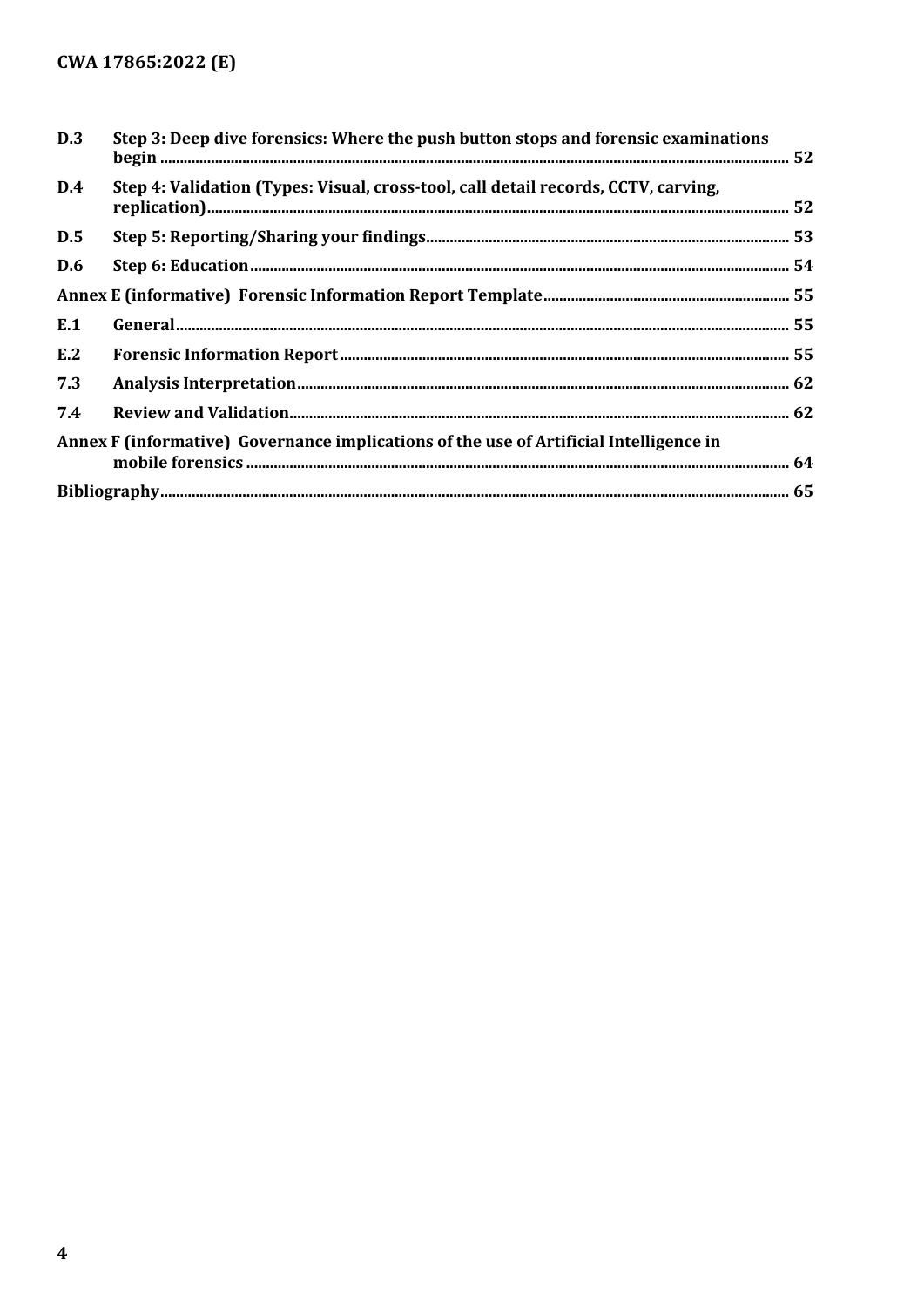| | | |
|---|---|---|
| **D.3** | **Step 3: Deep dive forensics: Where the push button stops and forensic examinations begin** | **52** |
| **D.4** | **Step 4: Validation (Types: Visual, cross-tool, call detail records, CCTV, carving, replication)** | **52** |
| **D.5** | **Step 5: Reporting/Sharing your findings** | **53** |
| **D.6** | **Step 6: Education** | **54** |
| **Annex E (informative) Forensic Information Report Template** | | **55** |
| **E.1** | **General** | **55** |
| **E.2** | **Forensic Information Report** | **55** |
| **7.3** | **Analysis Interpretation** | **62** |
| **7.4** | **Review and Validation** | **62** |
| **Annex F (informative) Governance implications of the use of Artificial Intelligence in mobile forensics** | | **64** |
| **Bibliography** | | **65** |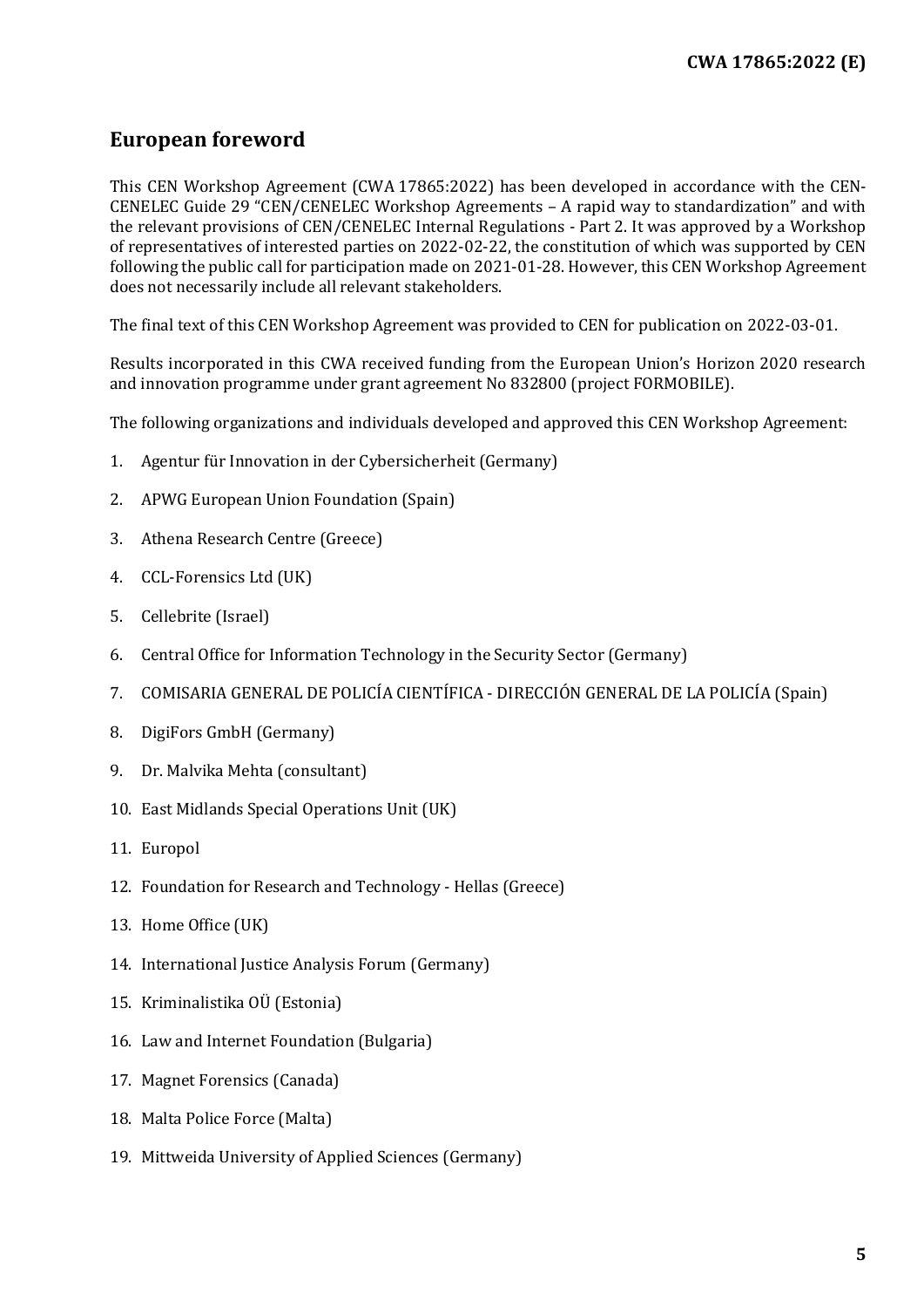## European foreword

This CEN Workshop Agreement (CWA 17865:2022) has been developed in accordance with the CEN-CENELEC Guide 29 "CEN/CENELEC Workshop Agreements – A rapid way to standardization" and with the relevant provisions of CEN/CENELEC Internal Regulations - Part 2. It was approved by a Workshop of representatives of interested parties on 2022-02-22, the constitution of which was supported by CEN following the public call for participation made on 2021-01-28. However, this CEN Workshop Agreement does not necessarily include all relevant stakeholders.

The final text of this CEN Workshop Agreement was provided to CEN for publication on 2022-03-01.

Results incorporated in this CWA received funding from the European Union's Horizon 2020 research and innovation programme under grant agreement No 832800 (project FORMOBILE).

The following organizations and individuals developed and approved this CEN Workshop Agreement:

1. Agentur für Innovation in der Cybersicherheit (Germany)
2. APWG European Union Foundation (Spain)
3. Athena Research Centre (Greece)
4. CCL-Forensics Ltd (UK)
5. Cellebrite (Israel)
6. Central Office for Information Technology in the Security Sector (Germany)
7. COMISARIA GENERAL DE POLICÍA CIENTÍFICA - DIRECCIÓN GENERAL DE LA POLICÍA (Spain)
8. DigiFors GmbH (Germany)
9. Dr. Malvika Mehta (consultant)
10. East Midlands Special Operations Unit (UK)
11. Europol
12. Foundation for Research and Technology - Hellas (Greece)
13. Home Office (UK)
14. International Justice Analysis Forum (Germany)
15. Kriminalistika OÜ (Estonia)
16. Law and Internet Foundation (Bulgaria)
17. Magnet Forensics (Canada)
18. Malta Police Force (Malta)
19. Mittweida University of Applied Sciences (Germany)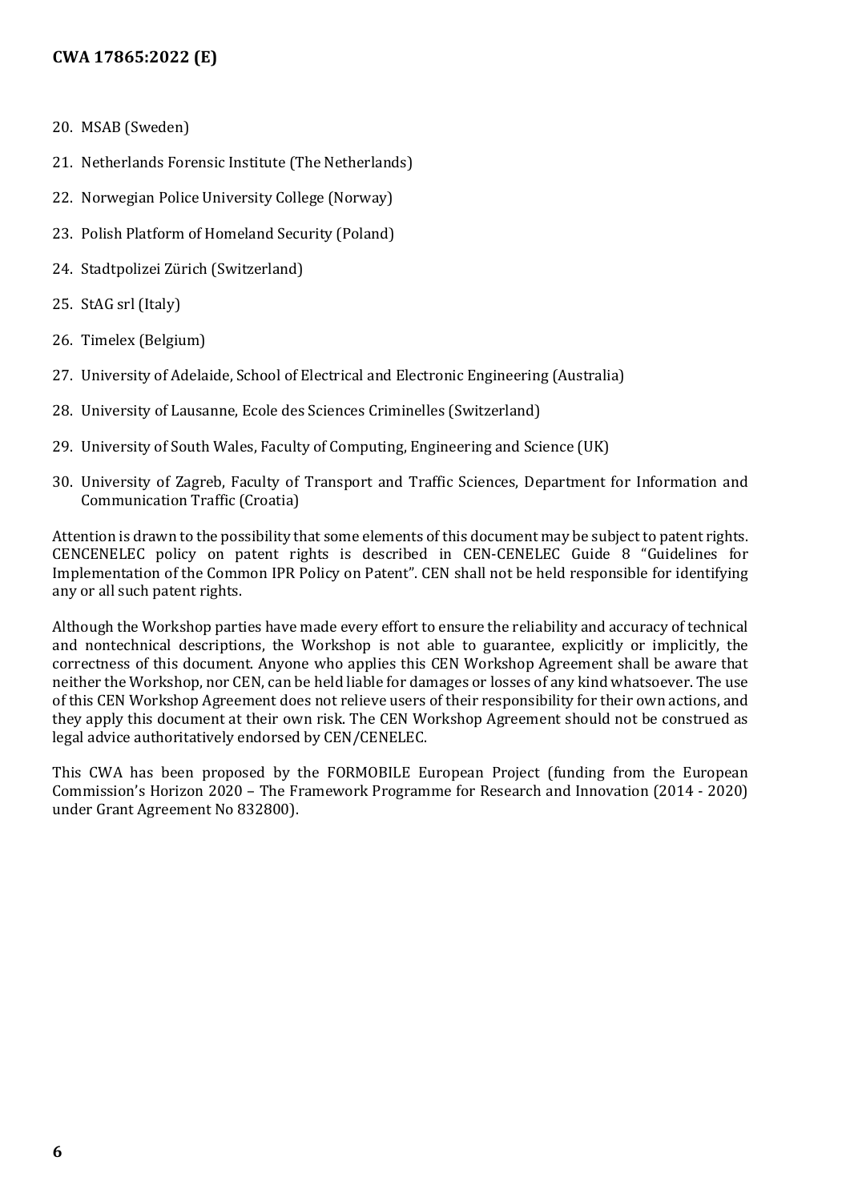20. MSAB (Sweden)
21. Netherlands Forensic Institute (The Netherlands)
22. Norwegian Police University College (Norway)
23. Polish Platform of Homeland Security (Poland)
24. Stadtpolizei Zürich (Switzerland)
25. StAG srl (Italy)
26. Timelex (Belgium)
27. University of Adelaide, School of Electrical and Electronic Engineering (Australia)
28. University of Lausanne, Ecole des Sciences Criminelles (Switzerland)
29. University of South Wales, Faculty of Computing, Engineering and Science (UK)
30. University of Zagreb, Faculty of Transport and Traffic Sciences, Department for Information and Communication Traffic (Croatia)

Attention is drawn to the possibility that some elements of this document may be subject to patent rights. CENCENELEC policy on patent rights is described in CEN-CENELEC Guide 8 "Guidelines for Implementation of the Common IPR Policy on Patent". CEN shall not be held responsible for identifying any or all such patent rights.

Although the Workshop parties have made every effort to ensure the reliability and accuracy of technical and nontechnical descriptions, the Workshop is not able to guarantee, explicitly or implicitly, the correctness of this document. Anyone who applies this CEN Workshop Agreement shall be aware that neither the Workshop, nor CEN, can be held liable for damages or losses of any kind whatsoever. The use of this CEN Workshop Agreement does not relieve users of their responsibility for their own actions, and they apply this document at their own risk. The CEN Workshop Agreement should not be construed as legal advice authoritatively endorsed by CEN/CENELEC.

This CWA has been proposed by the FORMOBILE European Project (funding from the European Commission's Horizon 2020 – The Framework Programme for Research and Innovation (2014 - 2020) under Grant Agreement No 832800).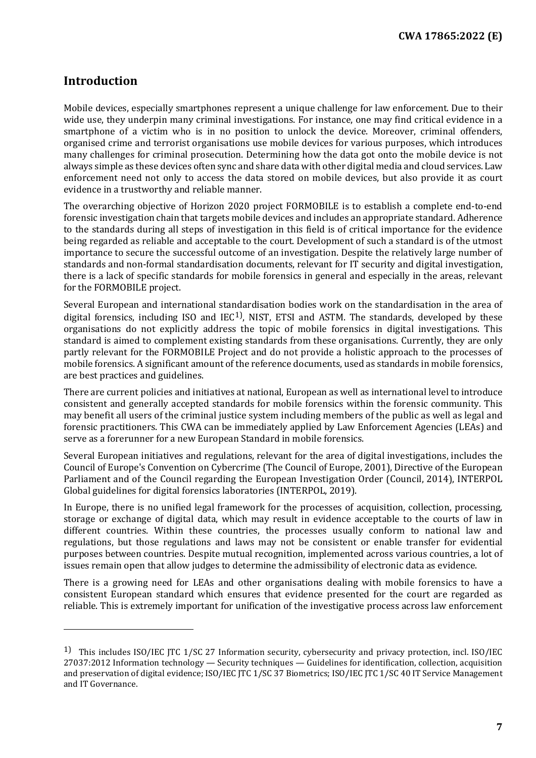## Introduction

Mobile devices, especially smartphones represent a unique challenge for law enforcement. Due to their wide use, they underpin many criminal investigations. For instance, one may find critical evidence in a smartphone of a victim who is in no position to unlock the device. Moreover, criminal offenders, organised crime and terrorist organisations use mobile devices for various purposes, which introduces many challenges for criminal prosecution. Determining how the data got onto the mobile device is not always simple as these devices often sync and share data with other digital media and cloud services. Law enforcement need not only to access the data stored on mobile devices, but also provide it as court evidence in a trustworthy and reliable manner.

The overarching objective of Horizon 2020 project FORMOBILE is to establish a complete end-to-end forensic investigation chain that targets mobile devices and includes an appropriate standard. Adherence to the standards during all steps of investigation in this field is of critical importance for the evidence being regarded as reliable and acceptable to the court. Development of such a standard is of the utmost importance to secure the successful outcome of an investigation. Despite the relatively large number of standards and non-formal standardisation documents, relevant for IT security and digital investigation, there is a lack of specific standards for mobile forensics in general and especially in the areas, relevant for the FORMOBILE project.

Several European and international standardisation bodies work on the standardisation in the area of digital forensics, including ISO and IEC[1)], NIST, ETSI and ASTM. The standards, developed by these organisations do not explicitly address the topic of mobile forensics in digital investigations. This standard is aimed to complement existing standards from these organisations. Currently, they are only partly relevant for the FORMOBILE Project and do not provide a holistic approach to the processes of mobile forensics. A significant amount of the reference documents, used as standards in mobile forensics, are best practices and guidelines.

There are current policies and initiatives at national, European as well as international level to introduce consistent and generally accepted standards for mobile forensics within the forensic community. This may benefit all users of the criminal justice system including members of the public as well as legal and forensic practitioners. This CWA can be immediately applied by Law Enforcement Agencies (LEAs) and serve as a forerunner for a new European Standard in mobile forensics.

Several European initiatives and regulations, relevant for the area of digital investigations, includes the Council of Europe's Convention on Cybercrime (The Council of Europe, 2001), Directive of the European Parliament and of the Council regarding the European Investigation Order (Council, 2014), INTERPOL Global guidelines for digital forensics laboratories (INTERPOL, 2019).

In Europe, there is no unified legal framework for the processes of acquisition, collection, processing, storage or exchange of digital data, which may result in evidence acceptable to the courts of law in different countries. Within these countries, the processes usually conform to national law and regulations, but those regulations and laws may not be consistent or enable transfer for evidential purposes between countries. Despite mutual recognition, implemented across various countries, a lot of issues remain open that allow judges to determine the admissibility of electronic data as evidence.

There is a growing need for LEAs and other organisations dealing with mobile forensics to have a consistent European standard which ensures that evidence presented for the court are regarded as reliable. This is extremely important for unification of the investigative process across law enforcement

---

1) This includes ISO/IEC JTC 1/SC 27 Information security, cybersecurity and privacy protection, incl. ISO/IEC 27037:2012 Information technology — Security techniques — Guidelines for identification, collection, acquisition and preservation of digital evidence; ISO/IEC JTC 1/SC 37 Biometrics; ISO/IEC JTC 1/SC 40 IT Service Management and IT Governance.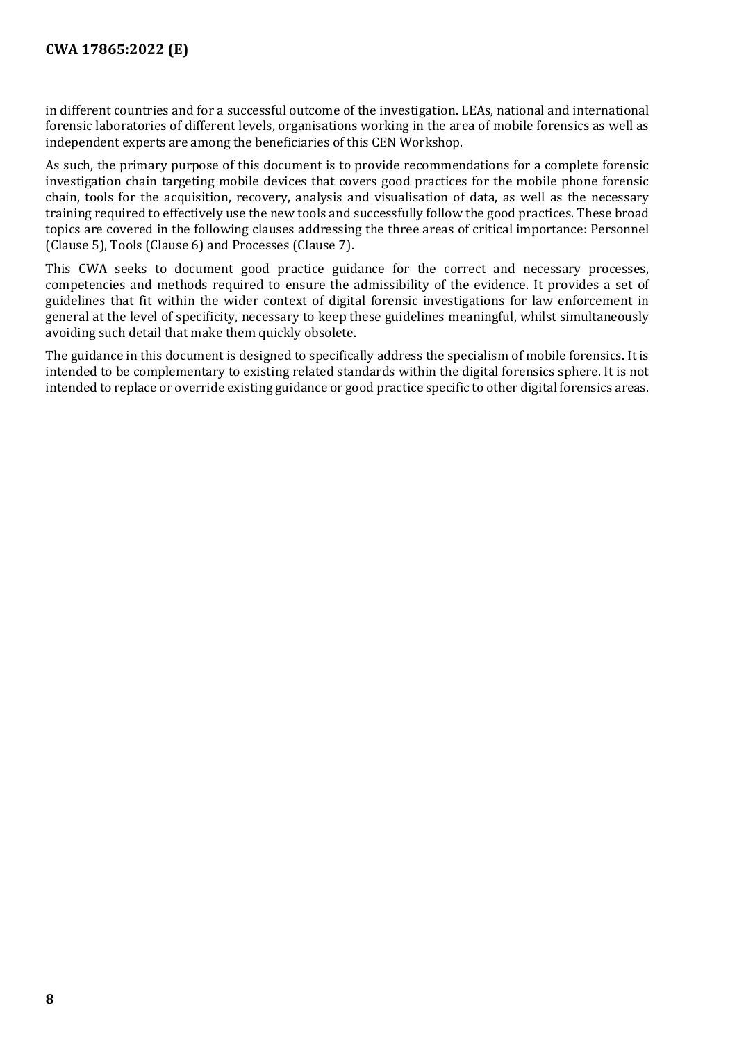in different countries and for a successful outcome of the investigation. LEAs, national and international forensic laboratories of different levels, organisations working in the area of mobile forensics as well as independent experts are among the beneficiaries of this CEN Workshop.

As such, the primary purpose of this document is to provide recommendations for a complete forensic investigation chain targeting mobile devices that covers good practices for the mobile phone forensic chain, tools for the acquisition, recovery, analysis and visualisation of data, as well as the necessary training required to effectively use the new tools and successfully follow the good practices. These broad topics are covered in the following clauses addressing the three areas of critical importance: Personnel (Clause 5), Tools (Clause 6) and Processes (Clause 7).

This CWA seeks to document good practice guidance for the correct and necessary processes, competencies and methods required to ensure the admissibility of the evidence. It provides a set of guidelines that fit within the wider context of digital forensic investigations for law enforcement in general at the level of specificity, necessary to keep these guidelines meaningful, whilst simultaneously avoiding such detail that make them quickly obsolete.

The guidance in this document is designed to specifically address the specialism of mobile forensics. It is intended to be complementary to existing related standards within the digital forensics sphere. It is not intended to replace or override existing guidance or good practice specific to other digital forensics areas.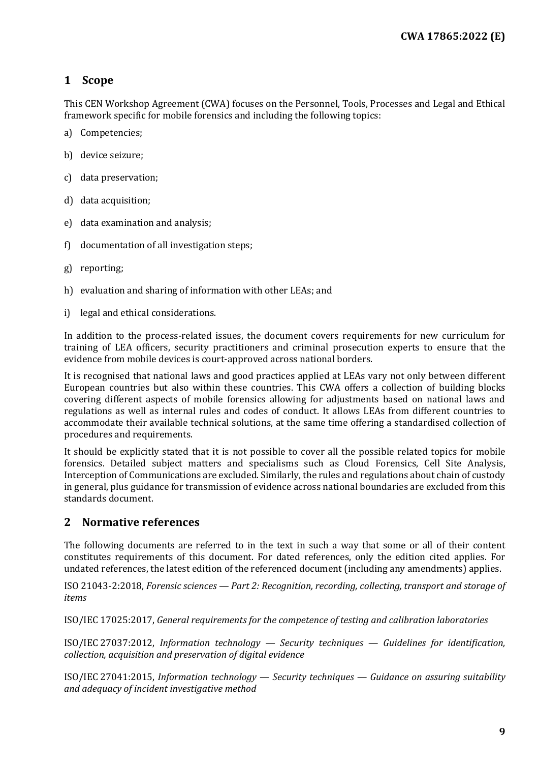# 1 Scope

This CEN Workshop Agreement (CWA) focuses on the Personnel, Tools, Processes and Legal and Ethical framework specific for mobile forensics and including the following topics:

a) Competencies;

b) device seizure;

c) data preservation;

d) data acquisition;

e) data examination and analysis;

f) documentation of all investigation steps;

g) reporting;

h) evaluation and sharing of information with other LEAs; and

i) legal and ethical considerations.

In addition to the process-related issues, the document covers requirements for new curriculum for training of LEA officers, security practitioners and criminal prosecution experts to ensure that the evidence from mobile devices is court-approved across national borders.

It is recognised that national laws and good practices applied at LEAs vary not only between different European countries but also within these countries. This CWA offers a collection of building blocks covering different aspects of mobile forensics allowing for adjustments based on national laws and regulations as well as internal rules and codes of conduct. It allows LEAs from different countries to accommodate their available technical solutions, at the same time offering a standardised collection of procedures and requirements.

It should be explicitly stated that it is not possible to cover all the possible related topics for mobile forensics. Detailed subject matters and specialisms such as Cloud Forensics, Cell Site Analysis, Interception of Communications are excluded. Similarly, the rules and regulations about chain of custody in general, plus guidance for transmission of evidence across national boundaries are excluded from this standards document.

# 2 Normative references

The following documents are referred to in the text in such a way that some or all of their content constitutes requirements of this document. For dated references, only the edition cited applies. For undated references, the latest edition of the referenced document (including any amendments) applies.

ISO 21043-2:2018, *Forensic sciences — Part 2: Recognition, recording, collecting, transport and storage of items*

ISO/IEC 17025:2017, *General requirements for the competence of testing and calibration laboratories*

ISO/IEC 27037:2012, *Information technology — Security techniques — Guidelines for identification, collection, acquisition and preservation of digital evidence*

ISO/IEC 27041:2015, *Information technology — Security techniques — Guidance on assuring suitability and adequacy of incident investigative method*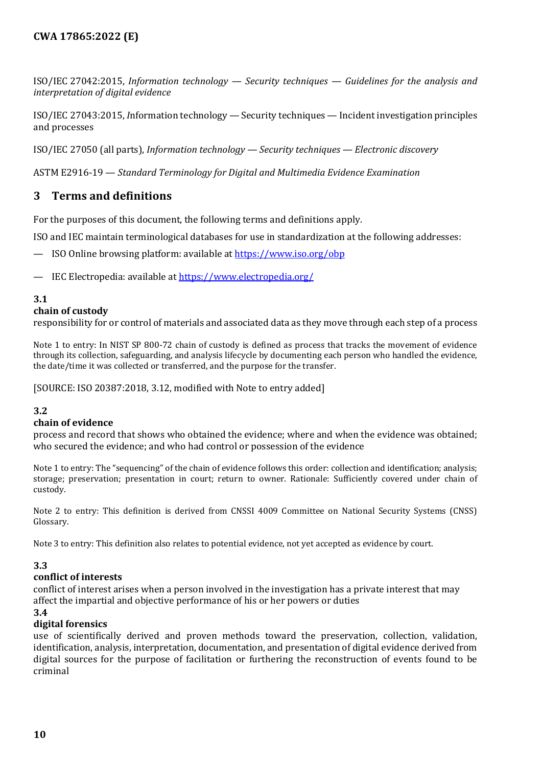ISO/IEC 27042:2015, *Information technology — Security techniques — Guidelines for the analysis and interpretation of digital evidence*

ISO/IEC 27043:2015, *I*nformation technology — Security techniques — Incident investigation principles and processes

ISO/IEC 27050 (all parts), *Information technology — Security techniques — Electronic discovery*

ASTM E2916-19 — *Standard Terminology for Digital and Multimedia Evidence Examination*

## 3 Terms and definitions

For the purposes of this document, the following terms and definitions apply.

ISO and IEC maintain terminological databases for use in standardization at the following addresses:

— ISO Online browsing platform: available at https://www.iso.org/obp

— IEC Electropedia: available at https://www.electropedia.org/

**3.1**
**chain of custody**
responsibility for or control of materials and associated data as they move through each step of a process

Note 1 to entry: In NIST SP 800-72 chain of custody is defined as process that tracks the movement of evidence through its collection, safeguarding, and analysis lifecycle by documenting each person who handled the evidence, the date/time it was collected or transferred, and the purpose for the transfer.

[SOURCE: ISO 20387:2018, 3.12, modified with Note to entry added]

**3.2**
**chain of evidence**
process and record that shows who obtained the evidence; where and when the evidence was obtained; who secured the evidence; and who had control or possession of the evidence

Note 1 to entry: The "sequencing" of the chain of evidence follows this order: collection and identification; analysis; storage; preservation; presentation in court; return to owner. Rationale: Sufficiently covered under chain of custody.

Note 2 to entry: This definition is derived from CNSSI 4009 Committee on National Security Systems (CNSS) Glossary.

Note 3 to entry: This definition also relates to potential evidence, not yet accepted as evidence by court.

**3.3**
**conflict of interests**
conflict of interest arises when a person involved in the investigation has a private interest that may affect the impartial and objective performance of his or her powers or duties

**3.4**
**digital forensics**
use of scientifically derived and proven methods toward the preservation, collection, validation, identification, analysis, interpretation, documentation, and presentation of digital evidence derived from digital sources for the purpose of facilitation or furthering the reconstruction of events found to be criminal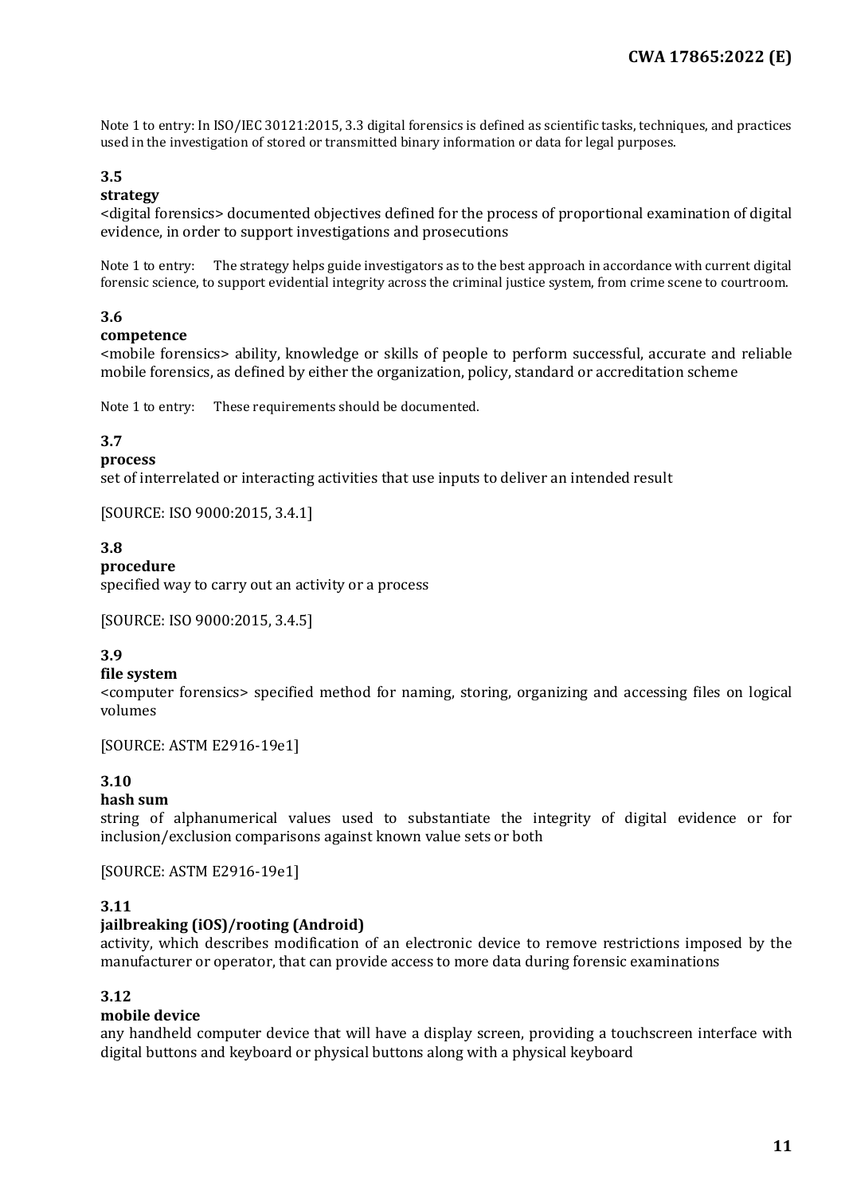Note 1 to entry: In ISO/IEC 30121:2015, 3.3 digital forensics is defined as scientific tasks, techniques, and practices used in the investigation of stored or transmitted binary information or data for legal purposes.

### 3.5

**strategy**

<digital forensics> documented objectives defined for the process of proportional examination of digital evidence, in order to support investigations and prosecutions

Note 1 to entry: The strategy helps guide investigators as to the best approach in accordance with current digital forensic science, to support evidential integrity across the criminal justice system, from crime scene to courtroom.

### 3.6

**competence**

<mobile forensics> ability, knowledge or skills of people to perform successful, accurate and reliable mobile forensics, as defined by either the organization, policy, standard or accreditation scheme

Note 1 to entry: These requirements should be documented.

### 3.7

**process**

set of interrelated or interacting activities that use inputs to deliver an intended result

[SOURCE: ISO 9000:2015, 3.4.1]

### 3.8

**procedure**

specified way to carry out an activity or a process

[SOURCE: ISO 9000:2015, 3.4.5]

### 3.9

**file system**

<computer forensics> specified method for naming, storing, organizing and accessing files on logical volumes

[SOURCE: ASTM E2916-19e1]

### 3.10

**hash sum**

string of alphanumerical values used to substantiate the integrity of digital evidence or for inclusion/exclusion comparisons against known value sets or both

[SOURCE: ASTM E2916-19e1]

### 3.11

**jailbreaking (iOS)/rooting (Android)**

activity, which describes modification of an electronic device to remove restrictions imposed by the manufacturer or operator, that can provide access to more data during forensic examinations

### 3.12

**mobile device**

any handheld computer device that will have a display screen, providing a touchscreen interface with digital buttons and keyboard or physical buttons along with a physical keyboard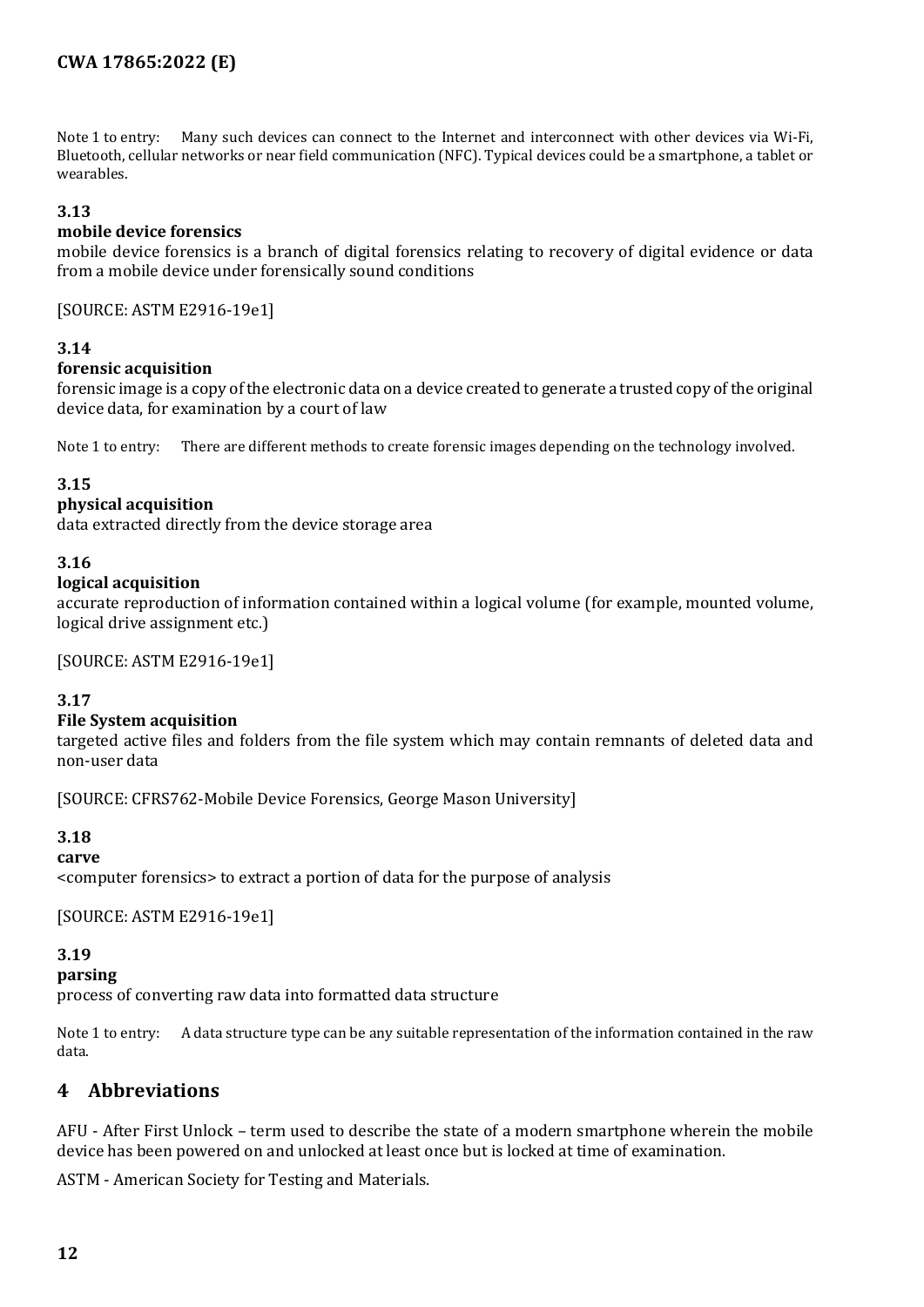Note 1 to entry: Many such devices can connect to the Internet and interconnect with other devices via Wi-Fi, Bluetooth, cellular networks or near field communication (NFC). Typical devices could be a smartphone, a tablet or wearables.

### 3.13

**mobile device forensics**

mobile device forensics is a branch of digital forensics relating to recovery of digital evidence or data from a mobile device under forensically sound conditions

[SOURCE: ASTM E2916-19e1]

### 3.14

**forensic acquisition**

forensic image is a copy of the electronic data on a device created to generate a trusted copy of the original device data, for examination by a court of law

Note 1 to entry: There are different methods to create forensic images depending on the technology involved.

### 3.15

**physical acquisition**

data extracted directly from the device storage area

### 3.16

**logical acquisition**

accurate reproduction of information contained within a logical volume (for example, mounted volume, logical drive assignment etc.)

[SOURCE: ASTM E2916-19e1]

### 3.17

**File System acquisition**

targeted active files and folders from the file system which may contain remnants of deleted data and non-user data

[SOURCE: CFRS762-Mobile Device Forensics, George Mason University]

### 3.18

**carve**

<computer forensics> to extract a portion of data for the purpose of analysis

[SOURCE: ASTM E2916-19e1]

### 3.19

**parsing**

process of converting raw data into formatted data structure

Note 1 to entry: A data structure type can be any suitable representation of the information contained in the raw data.

## 4 Abbreviations

AFU - After First Unlock – term used to describe the state of a modern smartphone wherein the mobile device has been powered on and unlocked at least once but is locked at time of examination.

ASTM - American Society for Testing and Materials.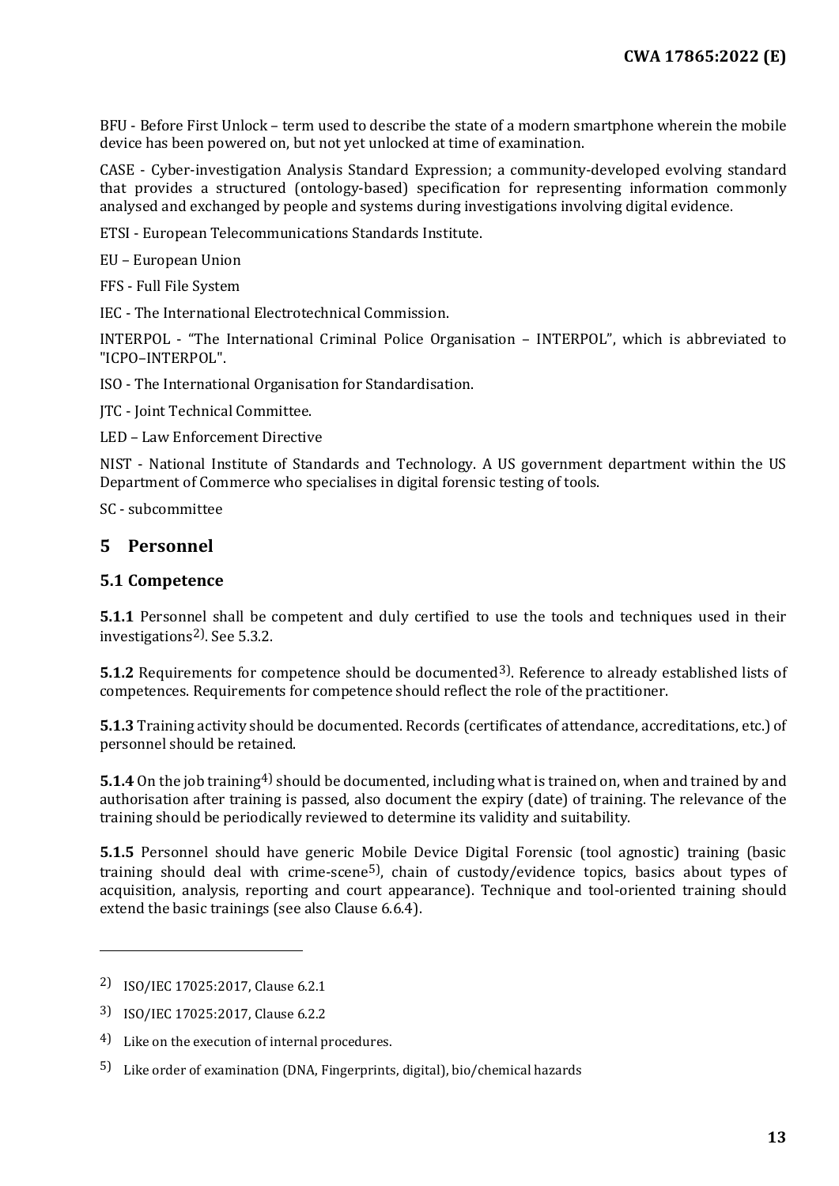BFU - Before First Unlock – term used to describe the state of a modern smartphone wherein the mobile device has been powered on, but not yet unlocked at time of examination.

CASE - Cyber-investigation Analysis Standard Expression; a community-developed evolving standard that provides a structured (ontology-based) specification for representing information commonly analysed and exchanged by people and systems during investigations involving digital evidence.

ETSI - European Telecommunications Standards Institute.

EU – European Union

FFS - Full File System

IEC - The International Electrotechnical Commission.

INTERPOL - "The International Criminal Police Organisation – INTERPOL", which is abbreviated to "ICPO–INTERPOL".

ISO - The International Organisation for Standardisation.

JTC - Joint Technical Committee.

LED – Law Enforcement Directive

NIST - National Institute of Standards and Technology. A US government department within the US Department of Commerce who specialises in digital forensic testing of tools.

SC - subcommittee

# 5 Personnel

## 5.1 Competence

**5.1.1** Personnel shall be competent and duly certified to use the tools and techniques used in their investigations[2]. See 5.3.2.

**5.1.2** Requirements for competence should be documented[3]. Reference to already established lists of competences. Requirements for competence should reflect the role of the practitioner.

**5.1.3** Training activity should be documented. Records (certificates of attendance, accreditations, etc.) of personnel should be retained.

**5.1.4** On the job training[4] should be documented, including what is trained on, when and trained by and authorisation after training is passed, also document the expiry (date) of training. The relevance of the training should be periodically reviewed to determine its validity and suitability.

**5.1.5** Personnel should have generic Mobile Device Digital Forensic (tool agnostic) training (basic training should deal with crime-scene[5], chain of custody/evidence topics, basics about types of acquisition, analysis, reporting and court appearance). Technique and tool-oriented training should extend the basic trainings (see also Clause 6.6.4).

---

[2] ISO/IEC 17025:2017, Clause 6.2.1

[3] ISO/IEC 17025:2017, Clause 6.2.2

[4] Like on the execution of internal procedures.

[5] Like order of examination (DNA, Fingerprints, digital), bio/chemical hazards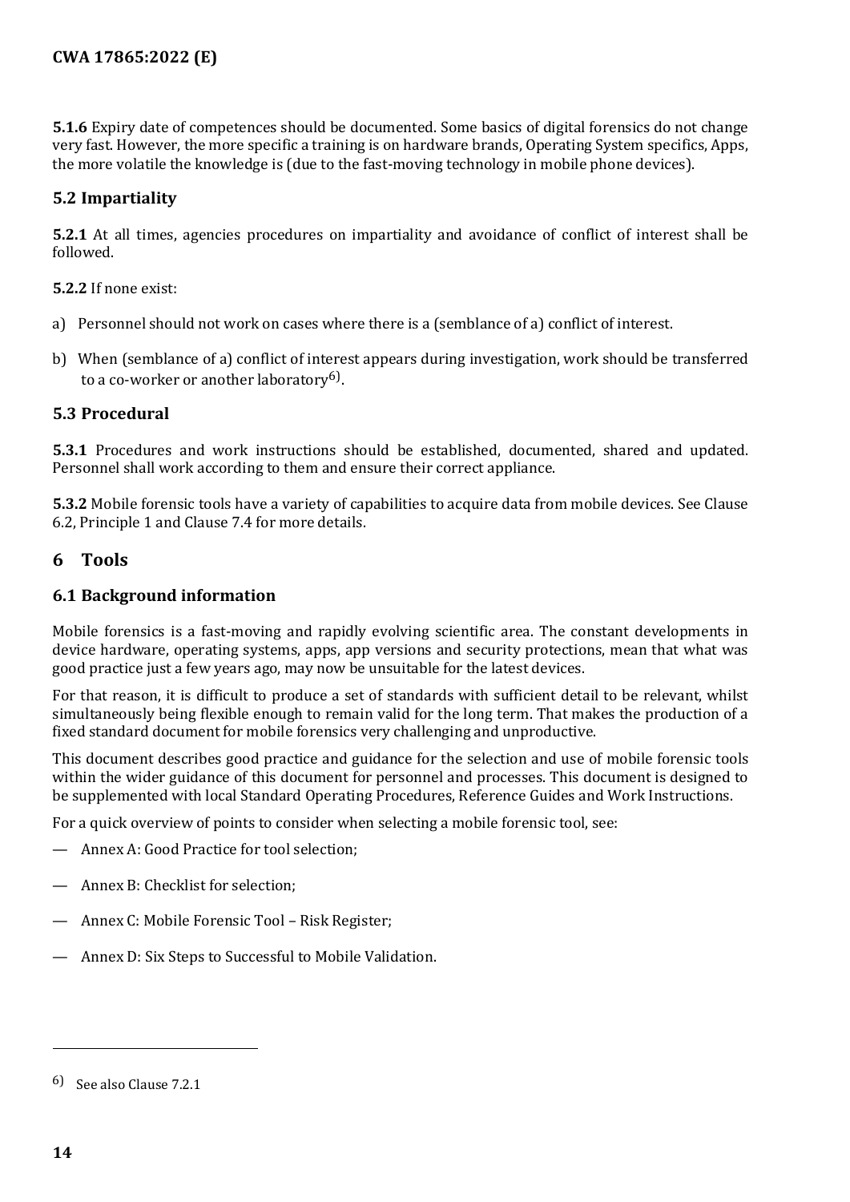**5.1.6** Expiry date of competences should be documented. Some basics of digital forensics do not change very fast. However, the more specific a training is on hardware brands, Operating System specifics, Apps, the more volatile the knowledge is (due to the fast-moving technology in mobile phone devices).

## 5.2 Impartiality

**5.2.1** At all times, agencies procedures on impartiality and avoidance of conflict of interest shall be followed.

**5.2.2** If none exist:

a) Personnel should not work on cases where there is a (semblance of a) conflict of interest.

b) When (semblance of a) conflict of interest appears during investigation, work should be transferred to a co-worker or another laboratory[6].

## 5.3 Procedural

**5.3.1** Procedures and work instructions should be established, documented, shared and updated. Personnel shall work according to them and ensure their correct appliance.

**5.3.2** Mobile forensic tools have a variety of capabilities to acquire data from mobile devices. See Clause 6.2, Principle 1 and Clause 7.4 for more details.

# 6 Tools

## 6.1 Background information

Mobile forensics is a fast-moving and rapidly evolving scientific area. The constant developments in device hardware, operating systems, apps, app versions and security protections, mean that what was good practice just a few years ago, may now be unsuitable for the latest devices.

For that reason, it is difficult to produce a set of standards with sufficient detail to be relevant, whilst simultaneously being flexible enough to remain valid for the long term. That makes the production of a fixed standard document for mobile forensics very challenging and unproductive.

This document describes good practice and guidance for the selection and use of mobile forensic tools within the wider guidance of this document for personnel and processes. This document is designed to be supplemented with local Standard Operating Procedures, Reference Guides and Work Instructions.

For a quick overview of points to consider when selecting a mobile forensic tool, see:

— Annex A: Good Practice for tool selection;

— Annex B: Checklist for selection;

— Annex C: Mobile Forensic Tool – Risk Register;

— Annex D: Six Steps to Successful to Mobile Validation.

---

[6] See also Clause 7.2.1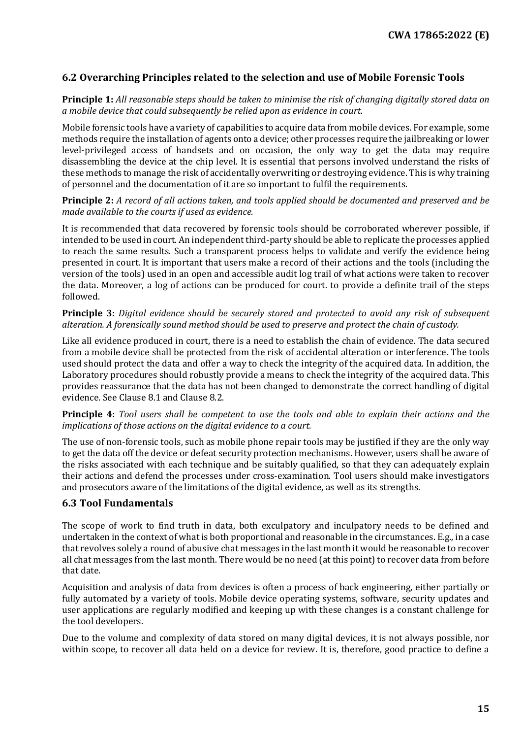## 6.2 Overarching Principles related to the selection and use of Mobile Forensic Tools

**Principle 1:** *All reasonable steps should be taken to minimise the risk of changing digitally stored data on a mobile device that could subsequently be relied upon as evidence in court.*

Mobile forensic tools have a variety of capabilities to acquire data from mobile devices. For example, some methods require the installation of agents onto a device; other processes require the jailbreaking or lower level-privileged access of handsets and on occasion, the only way to get the data may require disassembling the device at the chip level. It is essential that persons involved understand the risks of these methods to manage the risk of accidentally overwriting or destroying evidence. This is why training of personnel and the documentation of it are so important to fulfil the requirements.

**Principle 2:** *A record of all actions taken, and tools applied should be documented and preserved and be made available to the courts if used as evidence.*

It is recommended that data recovered by forensic tools should be corroborated wherever possible, if intended to be used in court. An independent third-party should be able to replicate the processes applied to reach the same results. Such a transparent process helps to validate and verify the evidence being presented in court. It is important that users make a record of their actions and the tools (including the version of the tools) used in an open and accessible audit log trail of what actions were taken to recover the data. Moreover, a log of actions can be produced for court. to provide a definite trail of the steps followed.

**Principle 3:** *Digital evidence should be securely stored and protected to avoid any risk of subsequent alteration. A forensically sound method should be used to preserve and protect the chain of custody.*

Like all evidence produced in court, there is a need to establish the chain of evidence. The data secured from a mobile device shall be protected from the risk of accidental alteration or interference. The tools used should protect the data and offer a way to check the integrity of the acquired data. In addition, the Laboratory procedures should robustly provide a means to check the integrity of the acquired data. This provides reassurance that the data has not been changed to demonstrate the correct handling of digital evidence. See Clause 8.1 and Clause 8.2.

**Principle 4:** *Tool users shall be competent to use the tools and able to explain their actions and the implications of those actions on the digital evidence to a court.*

The use of non-forensic tools, such as mobile phone repair tools may be justified if they are the only way to get the data off the device or defeat security protection mechanisms. However, users shall be aware of the risks associated with each technique and be suitably qualified, so that they can adequately explain their actions and defend the processes under cross-examination. Tool users should make investigators and prosecutors aware of the limitations of the digital evidence, as well as its strengths.

## 6.3 Tool Fundamentals

The scope of work to find truth in data, both exculpatory and inculpatory needs to be defined and undertaken in the context of what is both proportional and reasonable in the circumstances. E.g., in a case that revolves solely a round of abusive chat messages in the last month it would be reasonable to recover all chat messages from the last month. There would be no need (at this point) to recover data from before that date.

Acquisition and analysis of data from devices is often a process of back engineering, either partially or fully automated by a variety of tools. Mobile device operating systems, software, security updates and user applications are regularly modified and keeping up with these changes is a constant challenge for the tool developers.

Due to the volume and complexity of data stored on many digital devices, it is not always possible, nor within scope, to recover all data held on a device for review. It is, therefore, good practice to define a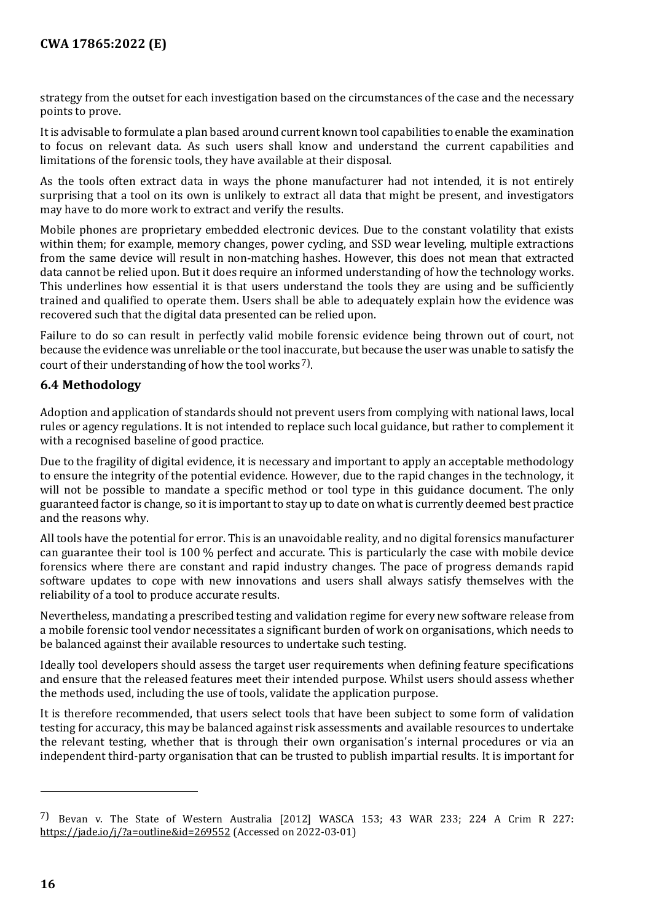strategy from the outset for each investigation based on the circumstances of the case and the necessary points to prove.

It is advisable to formulate a plan based around current known tool capabilities to enable the examination to focus on relevant data. As such users shall know and understand the current capabilities and limitations of the forensic tools, they have available at their disposal.

As the tools often extract data in ways the phone manufacturer had not intended, it is not entirely surprising that a tool on its own is unlikely to extract all data that might be present, and investigators may have to do more work to extract and verify the results.

Mobile phones are proprietary embedded electronic devices. Due to the constant volatility that exists within them; for example, memory changes, power cycling, and SSD wear leveling, multiple extractions from the same device will result in non-matching hashes. However, this does not mean that extracted data cannot be relied upon. But it does require an informed understanding of how the technology works. This underlines how essential it is that users understand the tools they are using and be sufficiently trained and qualified to operate them. Users shall be able to adequately explain how the evidence was recovered such that the digital data presented can be relied upon.

Failure to do so can result in perfectly valid mobile forensic evidence being thrown out of court, not because the evidence was unreliable or the tool inaccurate, but because the user was unable to satisfy the court of their understanding of how the tool works[7)].

## 6.4 Methodology

Adoption and application of standards should not prevent users from complying with national laws, local rules or agency regulations. It is not intended to replace such local guidance, but rather to complement it with a recognised baseline of good practice.

Due to the fragility of digital evidence, it is necessary and important to apply an acceptable methodology to ensure the integrity of the potential evidence. However, due to the rapid changes in the technology, it will not be possible to mandate a specific method or tool type in this guidance document. The only guaranteed factor is change, so it is important to stay up to date on what is currently deemed best practice and the reasons why.

All tools have the potential for error. This is an unavoidable reality, and no digital forensics manufacturer can guarantee their tool is 100 % perfect and accurate. This is particularly the case with mobile device forensics where there are constant and rapid industry changes. The pace of progress demands rapid software updates to cope with new innovations and users shall always satisfy themselves with the reliability of a tool to produce accurate results.

Nevertheless, mandating a prescribed testing and validation regime for every new software release from a mobile forensic tool vendor necessitates a significant burden of work on organisations, which needs to be balanced against their available resources to undertake such testing.

Ideally tool developers should assess the target user requirements when defining feature specifications and ensure that the released features meet their intended purpose. Whilst users should assess whether the methods used, including the use of tools, validate the application purpose.

It is therefore recommended, that users select tools that have been subject to some form of validation testing for accuracy, this may be balanced against risk assessments and available resources to undertake the relevant testing, whether that is through their own organisation's internal procedures or via an independent third-party organisation that can be trusted to publish impartial results. It is important for

---

7) Bevan v. The State of Western Australia [2012] WASCA 153; 43 WAR 233; 224 A Crim R 227: https://jade.io/j/?a=outline&id=269552 (Accessed on 2022-03-01)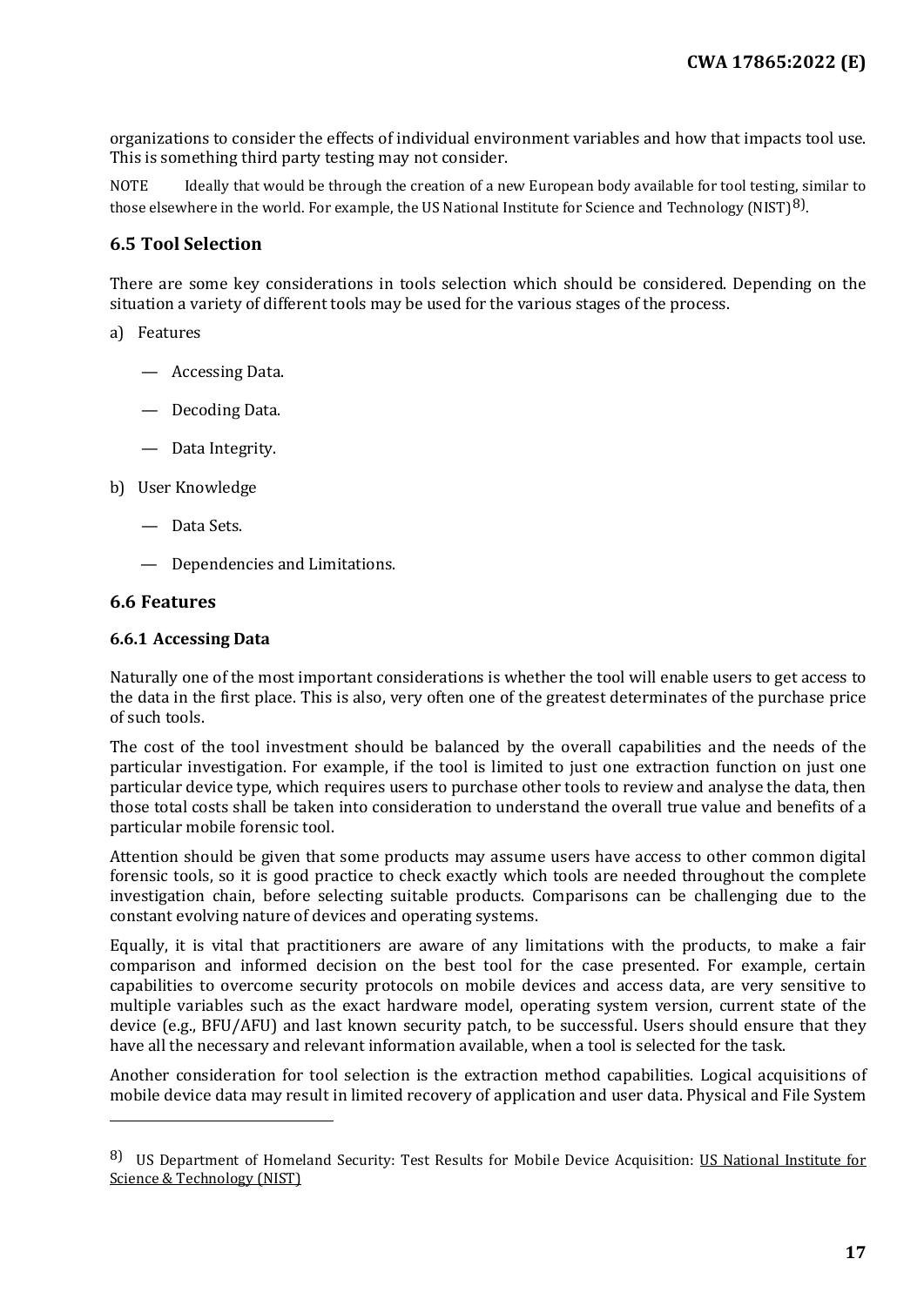organizations to consider the effects of individual environment variables and how that impacts tool use. This is something third party testing may not consider.

NOTE Ideally that would be through the creation of a new European body available for tool testing, similar to those elsewhere in the world. For example, the US National Institute for Science and Technology (NIST)[8].

### 6.5 Tool Selection

There are some key considerations in tools selection which should be considered. Depending on the situation a variety of different tools may be used for the various stages of the process.

a) Features

— Accessing Data.

— Decoding Data.

— Data Integrity.

b) User Knowledge

— Data Sets.

— Dependencies and Limitations.

### 6.6 Features

#### 6.6.1 Accessing Data

Naturally one of the most important considerations is whether the tool will enable users to get access to the data in the first place. This is also, very often one of the greatest determinates of the purchase price of such tools.

The cost of the tool investment should be balanced by the overall capabilities and the needs of the particular investigation. For example, if the tool is limited to just one extraction function on just one particular device type, which requires users to purchase other tools to review and analyse the data, then those total costs shall be taken into consideration to understand the overall true value and benefits of a particular mobile forensic tool.

Attention should be given that some products may assume users have access to other common digital forensic tools, so it is good practice to check exactly which tools are needed throughout the complete investigation chain, before selecting suitable products. Comparisons can be challenging due to the constant evolving nature of devices and operating systems.

Equally, it is vital that practitioners are aware of any limitations with the products, to make a fair comparison and informed decision on the best tool for the case presented. For example, certain capabilities to overcome security protocols on mobile devices and access data, are very sensitive to multiple variables such as the exact hardware model, operating system version, current state of the device (e.g., BFU/AFU) and last known security patch, to be successful. Users should ensure that they have all the necessary and relevant information available, when a tool is selected for the task.

Another consideration for tool selection is the extraction method capabilities. Logical acquisitions of mobile device data may result in limited recovery of application and user data. Physical and File System

---

[8] US Department of Homeland Security: Test Results for Mobile Device Acquisition: US National Institute for Science & Technology (NIST)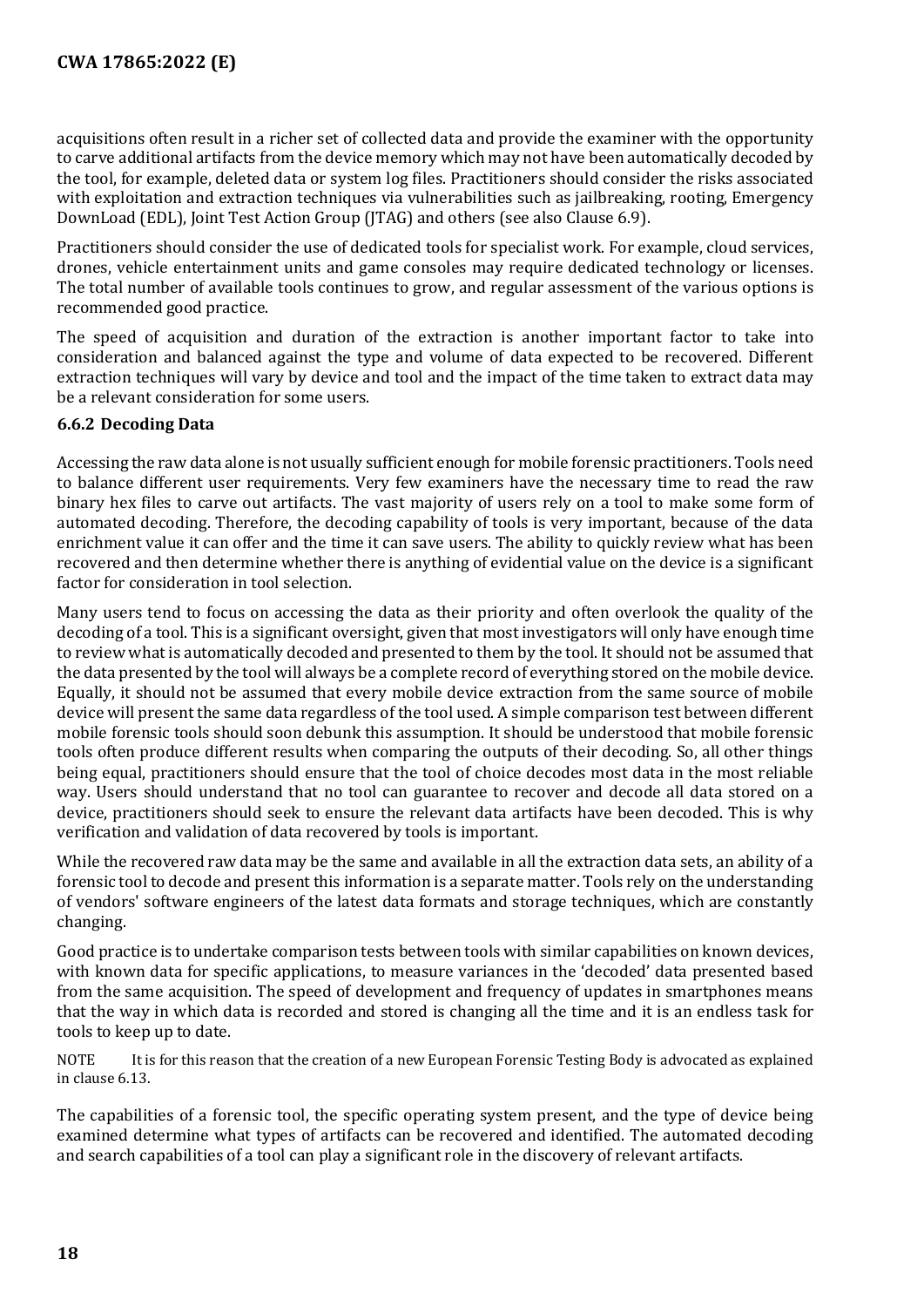acquisitions often result in a richer set of collected data and provide the examiner with the opportunity to carve additional artifacts from the device memory which may not have been automatically decoded by the tool, for example, deleted data or system log files. Practitioners should consider the risks associated with exploitation and extraction techniques via vulnerabilities such as jailbreaking, rooting, Emergency DownLoad (EDL), Joint Test Action Group (JTAG) and others (see also Clause 6.9).

Practitioners should consider the use of dedicated tools for specialist work. For example, cloud services, drones, vehicle entertainment units and game consoles may require dedicated technology or licenses. The total number of available tools continues to grow, and regular assessment of the various options is recommended good practice.

The speed of acquisition and duration of the extraction is another important factor to take into consideration and balanced against the type and volume of data expected to be recovered. Different extraction techniques will vary by device and tool and the impact of the time taken to extract data may be a relevant consideration for some users.

### 6.6.2 Decoding Data

Accessing the raw data alone is not usually sufficient enough for mobile forensic practitioners. Tools need to balance different user requirements. Very few examiners have the necessary time to read the raw binary hex files to carve out artifacts. The vast majority of users rely on a tool to make some form of automated decoding. Therefore, the decoding capability of tools is very important, because of the data enrichment value it can offer and the time it can save users. The ability to quickly review what has been recovered and then determine whether there is anything of evidential value on the device is a significant factor for consideration in tool selection.

Many users tend to focus on accessing the data as their priority and often overlook the quality of the decoding of a tool. This is a significant oversight, given that most investigators will only have enough time to review what is automatically decoded and presented to them by the tool. It should not be assumed that the data presented by the tool will always be a complete record of everything stored on the mobile device. Equally, it should not be assumed that every mobile device extraction from the same source of mobile device will present the same data regardless of the tool used. A simple comparison test between different mobile forensic tools should soon debunk this assumption. It should be understood that mobile forensic tools often produce different results when comparing the outputs of their decoding. So, all other things being equal, practitioners should ensure that the tool of choice decodes most data in the most reliable way. Users should understand that no tool can guarantee to recover and decode all data stored on a device, practitioners should seek to ensure the relevant data artifacts have been decoded. This is why verification and validation of data recovered by tools is important.

While the recovered raw data may be the same and available in all the extraction data sets, an ability of a forensic tool to decode and present this information is a separate matter. Tools rely on the understanding of vendors' software engineers of the latest data formats and storage techniques, which are constantly changing.

Good practice is to undertake comparison tests between tools with similar capabilities on known devices, with known data for specific applications, to measure variances in the 'decoded' data presented based from the same acquisition. The speed of development and frequency of updates in smartphones means that the way in which data is recorded and stored is changing all the time and it is an endless task for tools to keep up to date.

NOTE It is for this reason that the creation of a new European Forensic Testing Body is advocated as explained in clause 6.13.

The capabilities of a forensic tool, the specific operating system present, and the type of device being examined determine what types of artifacts can be recovered and identified. The automated decoding and search capabilities of a tool can play a significant role in the discovery of relevant artifacts.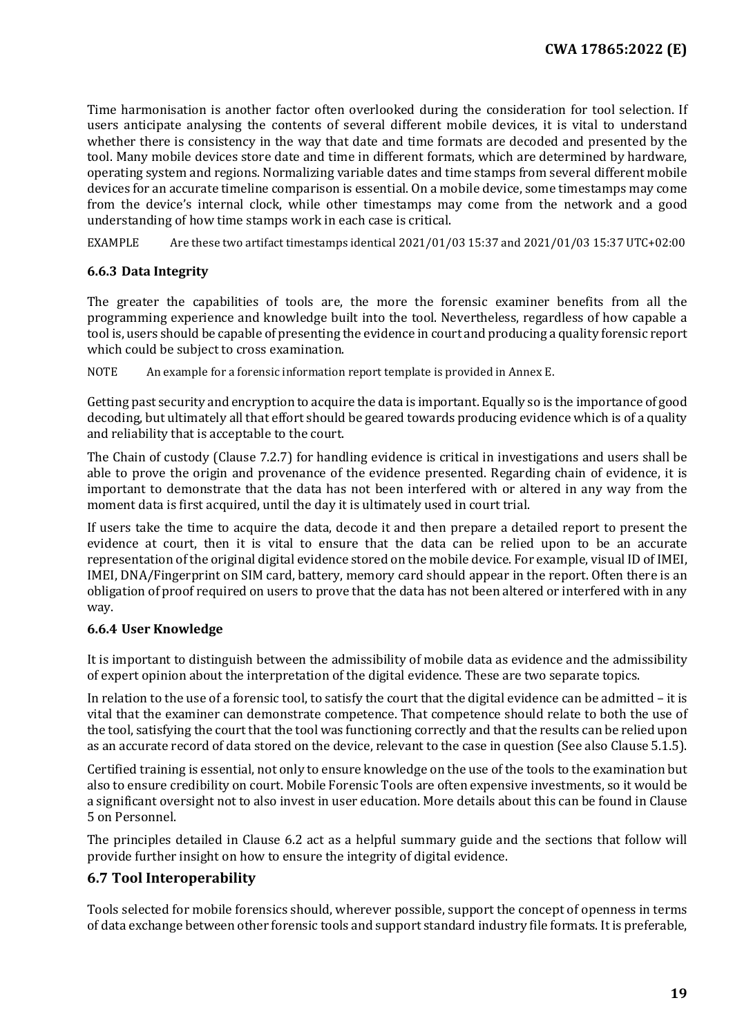Time harmonisation is another factor often overlooked during the consideration for tool selection. If users anticipate analysing the contents of several different mobile devices, it is vital to understand whether there is consistency in the way that date and time formats are decoded and presented by the tool. Many mobile devices store date and time in different formats, which are determined by hardware, operating system and regions. Normalizing variable dates and time stamps from several different mobile devices for an accurate timeline comparison is essential. On a mobile device, some timestamps may come from the device's internal clock, while other timestamps may come from the network and a good understanding of how time stamps work in each case is critical.

EXAMPLE Are these two artifact timestamps identical 2021/01/03 15:37 and 2021/01/03 15:37 UTC+02:00

### 6.6.3 Data Integrity

The greater the capabilities of tools are, the more the forensic examiner benefits from all the programming experience and knowledge built into the tool. Nevertheless, regardless of how capable a tool is, users should be capable of presenting the evidence in court and producing a quality forensic report which could be subject to cross examination.

NOTE An example for a forensic information report template is provided in Annex E.

Getting past security and encryption to acquire the data is important. Equally so is the importance of good decoding, but ultimately all that effort should be geared towards producing evidence which is of a quality and reliability that is acceptable to the court.

The Chain of custody (Clause 7.2.7) for handling evidence is critical in investigations and users shall be able to prove the origin and provenance of the evidence presented. Regarding chain of evidence, it is important to demonstrate that the data has not been interfered with or altered in any way from the moment data is first acquired, until the day it is ultimately used in court trial.

If users take the time to acquire the data, decode it and then prepare a detailed report to present the evidence at court, then it is vital to ensure that the data can be relied upon to be an accurate representation of the original digital evidence stored on the mobile device. For example, visual ID of IMEI, IMEI, DNA/Fingerprint on SIM card, battery, memory card should appear in the report. Often there is an obligation of proof required on users to prove that the data has not been altered or interfered with in any way.

### 6.6.4 User Knowledge

It is important to distinguish between the admissibility of mobile data as evidence and the admissibility of expert opinion about the interpretation of the digital evidence. These are two separate topics.

In relation to the use of a forensic tool, to satisfy the court that the digital evidence can be admitted – it is vital that the examiner can demonstrate competence. That competence should relate to both the use of the tool, satisfying the court that the tool was functioning correctly and that the results can be relied upon as an accurate record of data stored on the device, relevant to the case in question (See also Clause 5.1.5).

Certified training is essential, not only to ensure knowledge on the use of the tools to the examination but also to ensure credibility on court. Mobile Forensic Tools are often expensive investments, so it would be a significant oversight not to also invest in user education. More details about this can be found in Clause 5 on Personnel.

The principles detailed in Clause 6.2 act as a helpful summary guide and the sections that follow will provide further insight on how to ensure the integrity of digital evidence.

## 6.7 Tool Interoperability

Tools selected for mobile forensics should, wherever possible, support the concept of openness in terms of data exchange between other forensic tools and support standard industry file formats. It is preferable,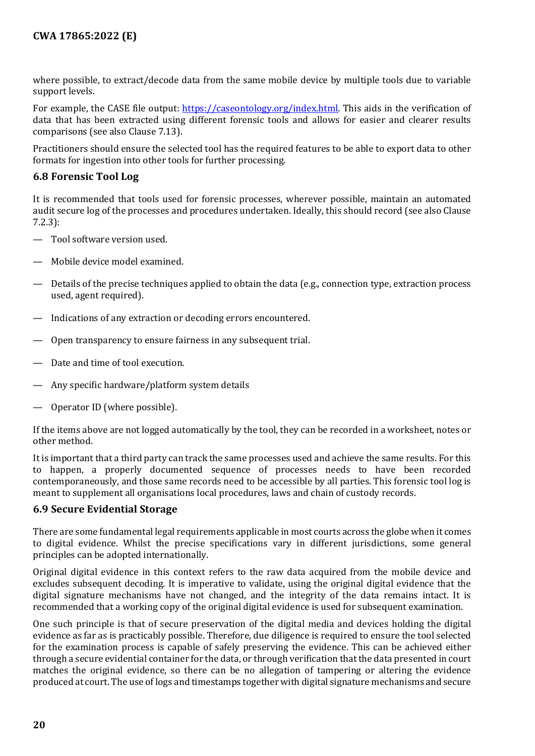where possible, to extract/decode data from the same mobile device by multiple tools due to variable support levels.

For example, the CASE file output: https://caseontology.org/index.html. This aids in the verification of data that has been extracted using different forensic tools and allows for easier and clearer results comparisons (see also Clause 7.13).

Practitioners should ensure the selected tool has the required features to be able to export data to other formats for ingestion into other tools for further processing.

### 6.8 Forensic Tool Log

It is recommended that tools used for forensic processes, wherever possible, maintain an automated audit secure log of the processes and procedures undertaken. Ideally, this should record (see also Clause 7.2.3):

- Tool software version used.
- Mobile device model examined.
- Details of the precise techniques applied to obtain the data (e.g., connection type, extraction process used, agent required).
- Indications of any extraction or decoding errors encountered.
- Open transparency to ensure fairness in any subsequent trial.
- Date and time of tool execution.
- Any specific hardware/platform system details
- Operator ID (where possible).

If the items above are not logged automatically by the tool, they can be recorded in a worksheet, notes or other method.

It is important that a third party can track the same processes used and achieve the same results. For this to happen, a properly documented sequence of processes needs to have been recorded contemporaneously, and those same records need to be accessible by all parties. This forensic tool log is meant to supplement all organisations local procedures, laws and chain of custody records.

### 6.9 Secure Evidential Storage

There are some fundamental legal requirements applicable in most courts across the globe when it comes to digital evidence. Whilst the precise specifications vary in different jurisdictions, some general principles can be adopted internationally.

Original digital evidence in this context refers to the raw data acquired from the mobile device and excludes subsequent decoding. It is imperative to validate, using the original digital evidence that the digital signature mechanisms have not changed, and the integrity of the data remains intact. It is recommended that a working copy of the original digital evidence is used for subsequent examination.

One such principle is that of secure preservation of the digital media and devices holding the digital evidence as far as is practicably possible. Therefore, due diligence is required to ensure the tool selected for the examination process is capable of safely preserving the evidence. This can be achieved either through a secure evidential container for the data, or through verification that the data presented in court matches the original evidence, so there can be no allegation of tampering or altering the evidence produced at court. The use of logs and timestamps together with digital signature mechanisms and secure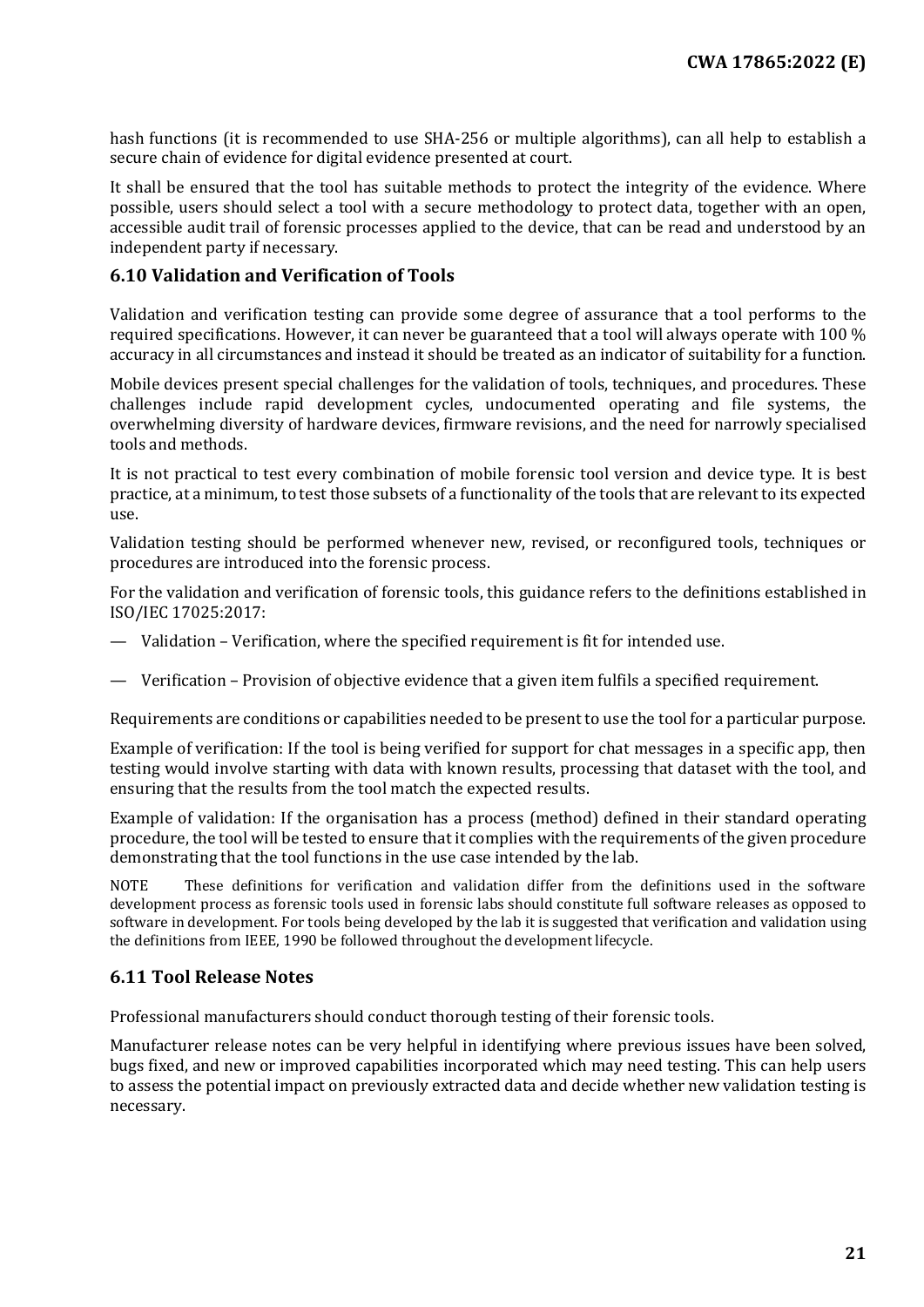hash functions (it is recommended to use SHA-256 or multiple algorithms), can all help to establish a secure chain of evidence for digital evidence presented at court.

It shall be ensured that the tool has suitable methods to protect the integrity of the evidence. Where possible, users should select a tool with a secure methodology to protect data, together with an open, accessible audit trail of forensic processes applied to the device, that can be read and understood by an independent party if necessary.

### 6.10 Validation and Verification of Tools

Validation and verification testing can provide some degree of assurance that a tool performs to the required specifications. However, it can never be guaranteed that a tool will always operate with 100 % accuracy in all circumstances and instead it should be treated as an indicator of suitability for a function.

Mobile devices present special challenges for the validation of tools, techniques, and procedures. These challenges include rapid development cycles, undocumented operating and file systems, the overwhelming diversity of hardware devices, firmware revisions, and the need for narrowly specialised tools and methods.

It is not practical to test every combination of mobile forensic tool version and device type. It is best practice, at a minimum, to test those subsets of a functionality of the tools that are relevant to its expected use.

Validation testing should be performed whenever new, revised, or reconfigured tools, techniques or procedures are introduced into the forensic process.

For the validation and verification of forensic tools, this guidance refers to the definitions established in ISO/IEC 17025:2017:

— Validation – Verification, where the specified requirement is fit for intended use.

— Verification – Provision of objective evidence that a given item fulfils a specified requirement.

Requirements are conditions or capabilities needed to be present to use the tool for a particular purpose.

Example of verification: If the tool is being verified for support for chat messages in a specific app, then testing would involve starting with data with known results, processing that dataset with the tool, and ensuring that the results from the tool match the expected results.

Example of validation: If the organisation has a process (method) defined in their standard operating procedure, the tool will be tested to ensure that it complies with the requirements of the given procedure demonstrating that the tool functions in the use case intended by the lab.

NOTE These definitions for verification and validation differ from the definitions used in the software development process as forensic tools used in forensic labs should constitute full software releases as opposed to software in development. For tools being developed by the lab it is suggested that verification and validation using the definitions from IEEE, 1990 be followed throughout the development lifecycle.

### 6.11 Tool Release Notes

Professional manufacturers should conduct thorough testing of their forensic tools.

Manufacturer release notes can be very helpful in identifying where previous issues have been solved, bugs fixed, and new or improved capabilities incorporated which may need testing. This can help users to assess the potential impact on previously extracted data and decide whether new validation testing is necessary.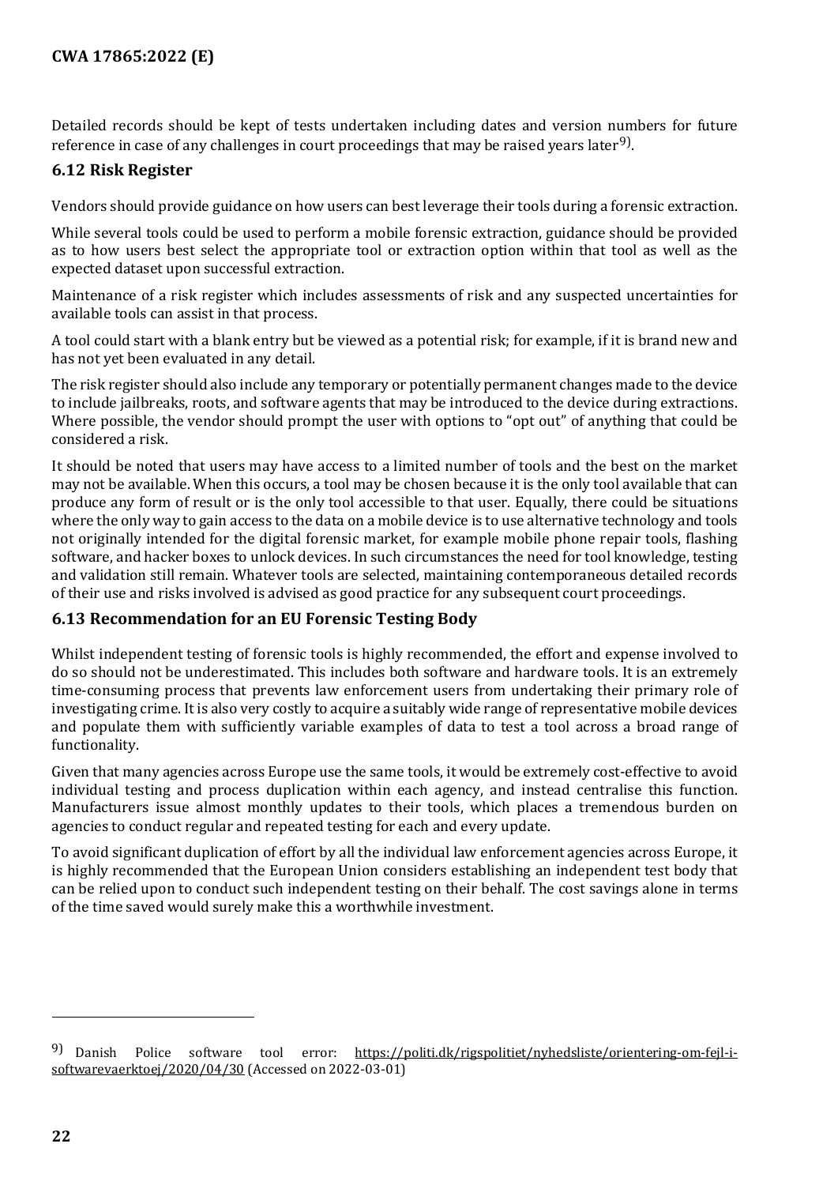Detailed records should be kept of tests undertaken including dates and version numbers for future reference in case of any challenges in court proceedings that may be raised years later[9].

### 6.12 Risk Register

Vendors should provide guidance on how users can best leverage their tools during a forensic extraction.

While several tools could be used to perform a mobile forensic extraction, guidance should be provided as to how users best select the appropriate tool or extraction option within that tool as well as the expected dataset upon successful extraction.

Maintenance of a risk register which includes assessments of risk and any suspected uncertainties for available tools can assist in that process.

A tool could start with a blank entry but be viewed as a potential risk; for example, if it is brand new and has not yet been evaluated in any detail.

The risk register should also include any temporary or potentially permanent changes made to the device to include jailbreaks, roots, and software agents that may be introduced to the device during extractions. Where possible, the vendor should prompt the user with options to "opt out" of anything that could be considered a risk.

It should be noted that users may have access to a limited number of tools and the best on the market may not be available. When this occurs, a tool may be chosen because it is the only tool available that can produce any form of result or is the only tool accessible to that user. Equally, there could be situations where the only way to gain access to the data on a mobile device is to use alternative technology and tools not originally intended for the digital forensic market, for example mobile phone repair tools, flashing software, and hacker boxes to unlock devices. In such circumstances the need for tool knowledge, testing and validation still remain. Whatever tools are selected, maintaining contemporaneous detailed records of their use and risks involved is advised as good practice for any subsequent court proceedings.

### 6.13 Recommendation for an EU Forensic Testing Body

Whilst independent testing of forensic tools is highly recommended, the effort and expense involved to do so should not be underestimated. This includes both software and hardware tools. It is an extremely time-consuming process that prevents law enforcement users from undertaking their primary role of investigating crime. It is also very costly to acquire a suitably wide range of representative mobile devices and populate them with sufficiently variable examples of data to test a tool across a broad range of functionality.

Given that many agencies across Europe use the same tools, it would be extremely cost-effective to avoid individual testing and process duplication within each agency, and instead centralise this function. Manufacturers issue almost monthly updates to their tools, which places a tremendous burden on agencies to conduct regular and repeated testing for each and every update.

To avoid significant duplication of effort by all the individual law enforcement agencies across Europe, it is highly recommended that the European Union considers establishing an independent test body that can be relied upon to conduct such independent testing on their behalf. The cost savings alone in terms of the time saved would surely make this a worthwhile investment.

---

[9] Danish Police software tool error: https://politi.dk/rigspolitiet/nyhedsliste/orientering-om-fejl-i-softwarevaerktoej/2020/04/30 (Accessed on 2022-03-01)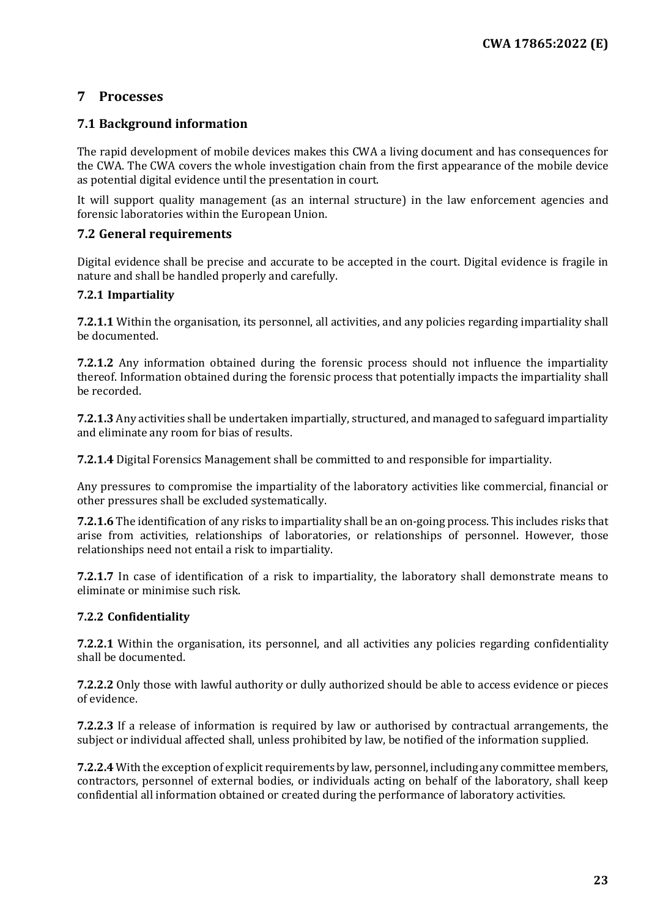# 7 Processes

## 7.1 Background information

The rapid development of mobile devices makes this CWA a living document and has consequences for the CWA. The CWA covers the whole investigation chain from the first appearance of the mobile device as potential digital evidence until the presentation in court.

It will support quality management (as an internal structure) in the law enforcement agencies and forensic laboratories within the European Union.

## 7.2 General requirements

Digital evidence shall be precise and accurate to be accepted in the court. Digital evidence is fragile in nature and shall be handled properly and carefully.

### 7.2.1 Impartiality

**7.2.1.1** Within the organisation, its personnel, all activities, and any policies regarding impartiality shall be documented.

**7.2.1.2** Any information obtained during the forensic process should not influence the impartiality thereof. Information obtained during the forensic process that potentially impacts the impartiality shall be recorded.

**7.2.1.3** Any activities shall be undertaken impartially, structured, and managed to safeguard impartiality and eliminate any room for bias of results.

**7.2.1.4** Digital Forensics Management shall be committed to and responsible for impartiality.

Any pressures to compromise the impartiality of the laboratory activities like commercial, financial or other pressures shall be excluded systematically.

**7.2.1.6** The identification of any risks to impartiality shall be an on-going process. This includes risks that arise from activities, relationships of laboratories, or relationships of personnel. However, those relationships need not entail a risk to impartiality.

**7.2.1.7** In case of identification of a risk to impartiality, the laboratory shall demonstrate means to eliminate or minimise such risk.

### 7.2.2 Confidentiality

**7.2.2.1** Within the organisation, its personnel, and all activities any policies regarding confidentiality shall be documented.

**7.2.2.2** Only those with lawful authority or dully authorized should be able to access evidence or pieces of evidence.

**7.2.2.3** If a release of information is required by law or authorised by contractual arrangements, the subject or individual affected shall, unless prohibited by law, be notified of the information supplied.

**7.2.2.4** With the exception of explicit requirements by law, personnel, including any committee members, contractors, personnel of external bodies, or individuals acting on behalf of the laboratory, shall keep confidential all information obtained or created during the performance of laboratory activities.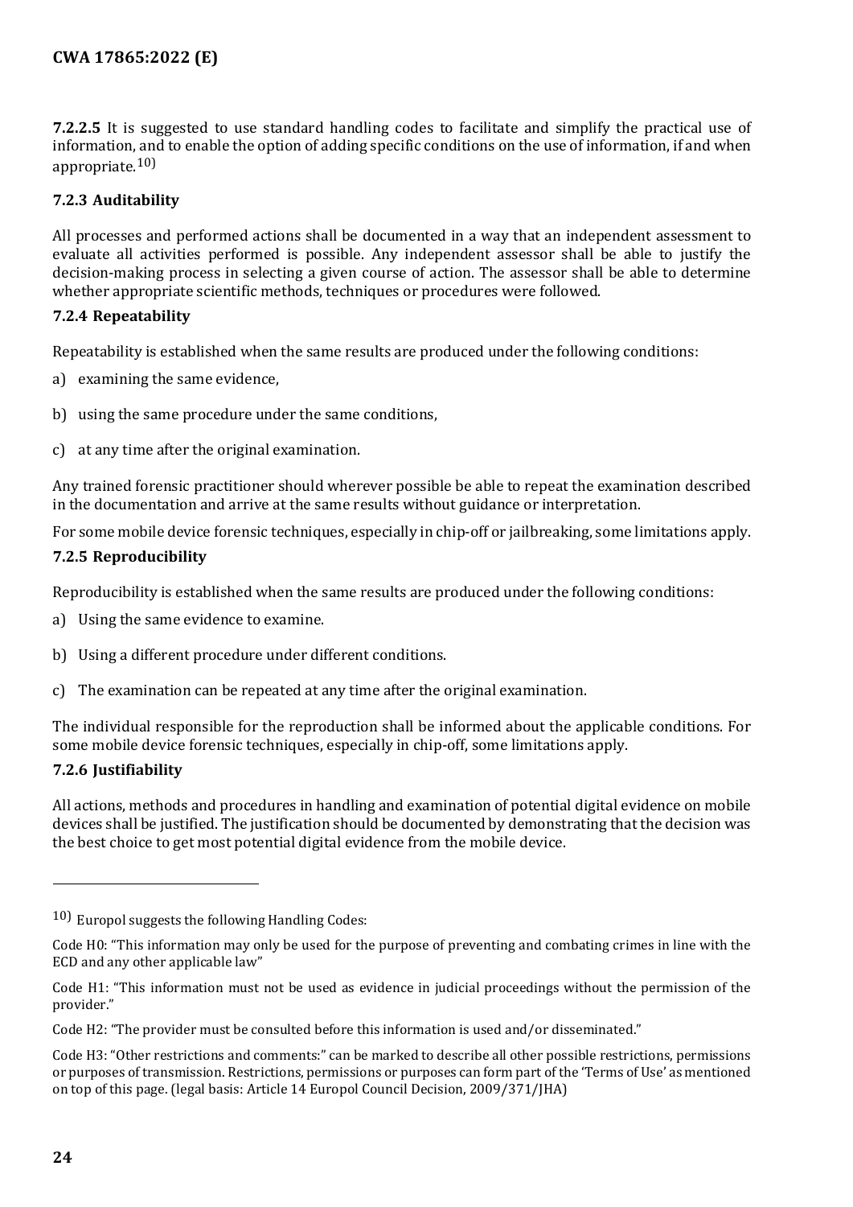**7.2.2.5** It is suggested to use standard handling codes to facilitate and simplify the practical use of information, and to enable the option of adding specific conditions on the use of information, if and when appropriate.[10)]

### 7.2.3 Auditability

All processes and performed actions shall be documented in a way that an independent assessment to evaluate all activities performed is possible. Any independent assessor shall be able to justify the decision-making process in selecting a given course of action. The assessor shall be able to determine whether appropriate scientific methods, techniques or procedures were followed.

### 7.2.4 Repeatability

Repeatability is established when the same results are produced under the following conditions:

a) examining the same evidence,

b) using the same procedure under the same conditions,

c) at any time after the original examination.

Any trained forensic practitioner should wherever possible be able to repeat the examination described in the documentation and arrive at the same results without guidance or interpretation.

For some mobile device forensic techniques, especially in chip-off or jailbreaking, some limitations apply.

### 7.2.5 Reproducibility

Reproducibility is established when the same results are produced under the following conditions:

a) Using the same evidence to examine.

b) Using a different procedure under different conditions.

c) The examination can be repeated at any time after the original examination.

The individual responsible for the reproduction shall be informed about the applicable conditions. For some mobile device forensic techniques, especially in chip-off, some limitations apply.

### 7.2.6 Justifiability

All actions, methods and procedures in handling and examination of potential digital evidence on mobile devices shall be justified. The justification should be documented by demonstrating that the decision was the best choice to get most potential digital evidence from the mobile device.

---

[10)] Europol suggests the following Handling Codes:

Code H0: "This information may only be used for the purpose of preventing and combating crimes in line with the ECD and any other applicable law"

Code H1: "This information must not be used as evidence in judicial proceedings without the permission of the provider."

Code H2: "The provider must be consulted before this information is used and/or disseminated."

Code H3: "Other restrictions and comments:" can be marked to describe all other possible restrictions, permissions or purposes of transmission. Restrictions, permissions or purposes can form part of the 'Terms of Use' as mentioned on top of this page. (legal basis: Article 14 Europol Council Decision, 2009/371/JHA)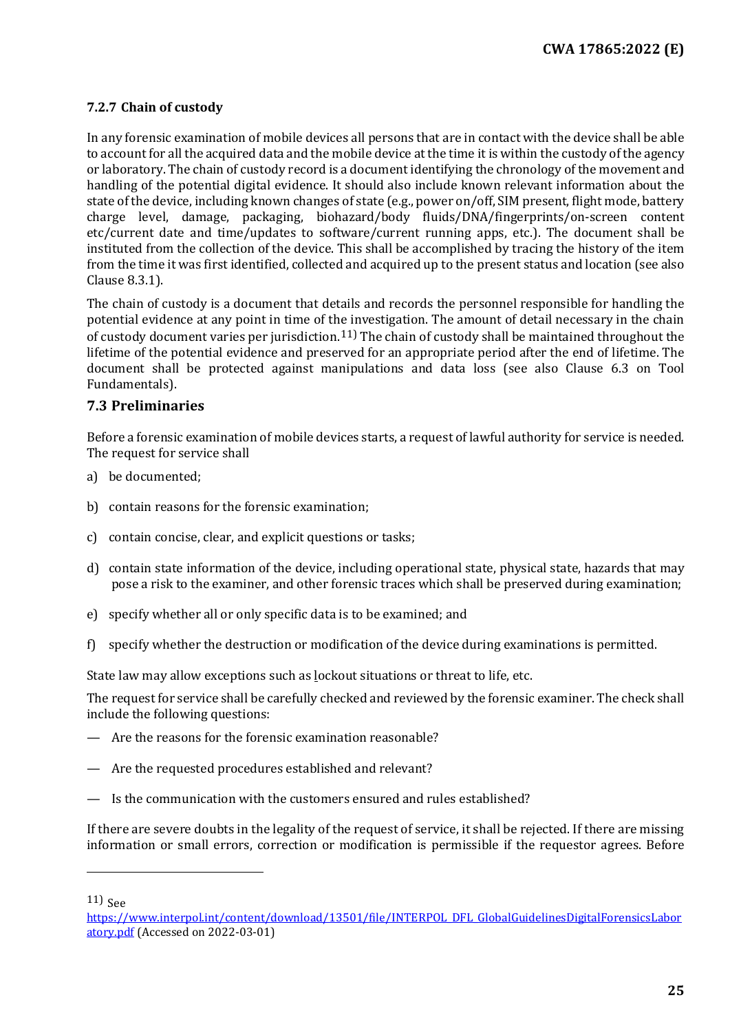### 7.2.7 Chain of custody

In any forensic examination of mobile devices all persons that are in contact with the device shall be able to account for all the acquired data and the mobile device at the time it is within the custody of the agency or laboratory. The chain of custody record is a document identifying the chronology of the movement and handling of the potential digital evidence. It should also include known relevant information about the state of the device, including known changes of state (e.g., power on/off, SIM present, flight mode, battery charge level, damage, packaging, biohazard/body fluids/DNA/fingerprints/on-screen content etc/current date and time/updates to software/current running apps, etc.). The document shall be instituted from the collection of the device. This shall be accomplished by tracing the history of the item from the time it was first identified, collected and acquired up to the present status and location (see also Clause 8.3.1).

The chain of custody is a document that details and records the personnel responsible for handling the potential evidence at any point in time of the investigation. The amount of detail necessary in the chain of custody document varies per jurisdiction.[11] The chain of custody shall be maintained throughout the lifetime of the potential evidence and preserved for an appropriate period after the end of lifetime. The document shall be protected against manipulations and data loss (see also Clause 6.3 on Tool Fundamentals).

## 7.3 Preliminaries

Before a forensic examination of mobile devices starts, a request of lawful authority for service is needed. The request for service shall

a) be documented;

b) contain reasons for the forensic examination;

c) contain concise, clear, and explicit questions or tasks;

d) contain state information of the device, including operational state, physical state, hazards that may pose a risk to the examiner, and other forensic traces which shall be preserved during examination;

e) specify whether all or only specific data is to be examined; and

f) specify whether the destruction or modification of the device during examinations is permitted.

State law may allow exceptions such as lockout situations or threat to life, etc.

The request for service shall be carefully checked and reviewed by the forensic examiner. The check shall include the following questions:

— Are the reasons for the forensic examination reasonable?

— Are the requested procedures established and relevant?

— Is the communication with the customers ensured and rules established?

If there are severe doubts in the legality of the request of service, it shall be rejected. If there are missing information or small errors, correction or modification is permissible if the requestor agrees. Before

---

[11] See https://www.interpol.int/content/download/13501/file/INTERPOL_DFL_GlobalGuidelinesDigitalForensicsLaboratory.pdf (Accessed on 2022-03-01)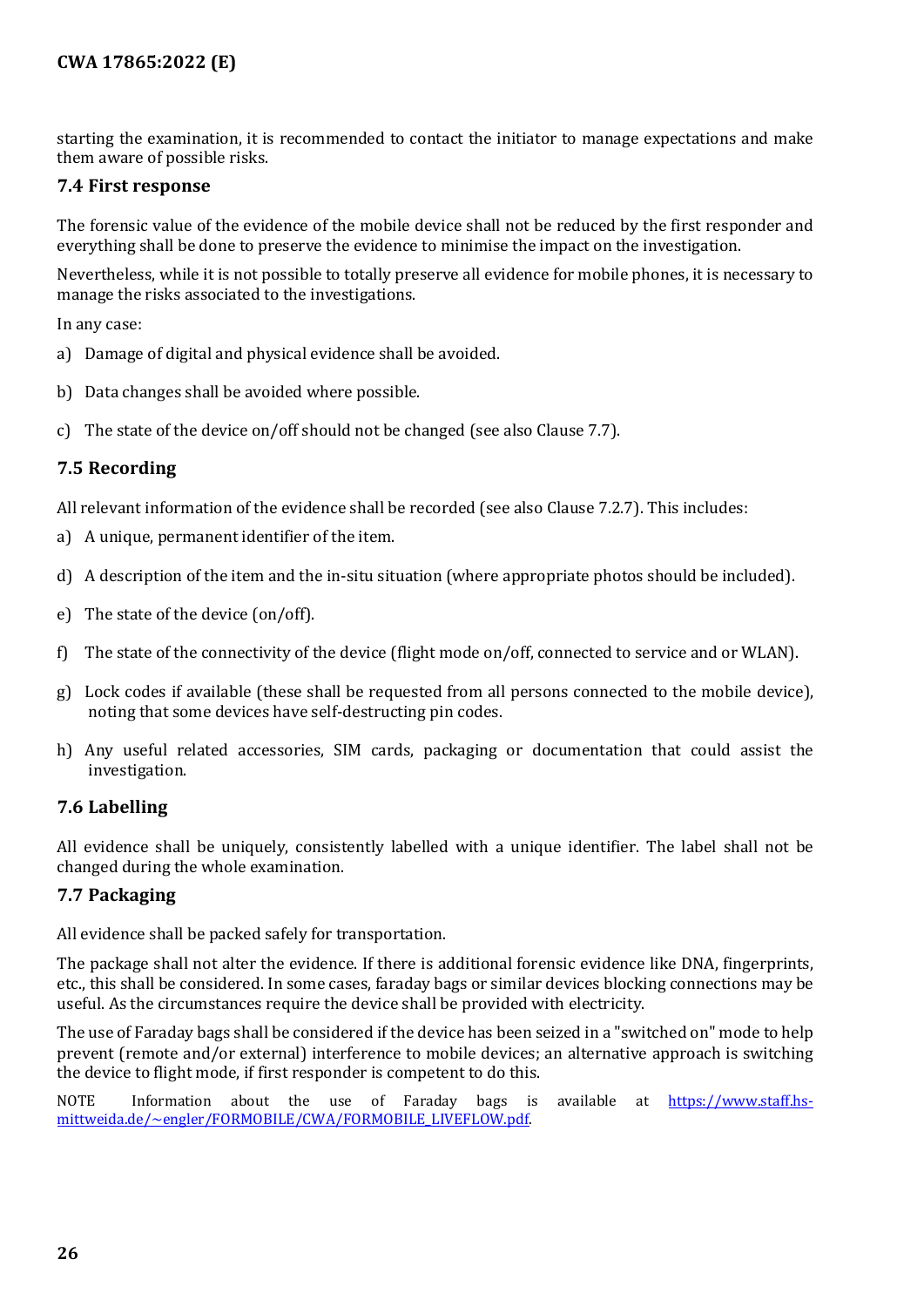starting the examination, it is recommended to contact the initiator to manage expectations and make them aware of possible risks.

## 7.4 First response

The forensic value of the evidence of the mobile device shall not be reduced by the first responder and everything shall be done to preserve the evidence to minimise the impact on the investigation.

Nevertheless, while it is not possible to totally preserve all evidence for mobile phones, it is necessary to manage the risks associated to the investigations.

In any case:

a) Damage of digital and physical evidence shall be avoided.

b) Data changes shall be avoided where possible.

c) The state of the device on/off should not be changed (see also Clause 7.7).

## 7.5 Recording

All relevant information of the evidence shall be recorded (see also Clause 7.2.7). This includes:

a) A unique, permanent identifier of the item.

d) A description of the item and the in-situ situation (where appropriate photos should be included).

e) The state of the device (on/off).

f) The state of the connectivity of the device (flight mode on/off, connected to service and or WLAN).

g) Lock codes if available (these shall be requested from all persons connected to the mobile device), noting that some devices have self-destructing pin codes.

h) Any useful related accessories, SIM cards, packaging or documentation that could assist the investigation.

## 7.6 Labelling

All evidence shall be uniquely, consistently labelled with a unique identifier. The label shall not be changed during the whole examination.

## 7.7 Packaging

All evidence shall be packed safely for transportation.

The package shall not alter the evidence. If there is additional forensic evidence like DNA, fingerprints, etc., this shall be considered. In some cases, faraday bags or similar devices blocking connections may be useful. As the circumstances require the device shall be provided with electricity.

The use of Faraday bags shall be considered if the device has been seized in a "switched on" mode to help prevent (remote and/or external) interference to mobile devices; an alternative approach is switching the device to flight mode, if first responder is competent to do this.

NOTE Information about the use of Faraday bags is available at https://www.staff.hs-mittweida.de/~engler/FORMOBILE/CWA/FORMOBILE_LIVEFLOW.pdf.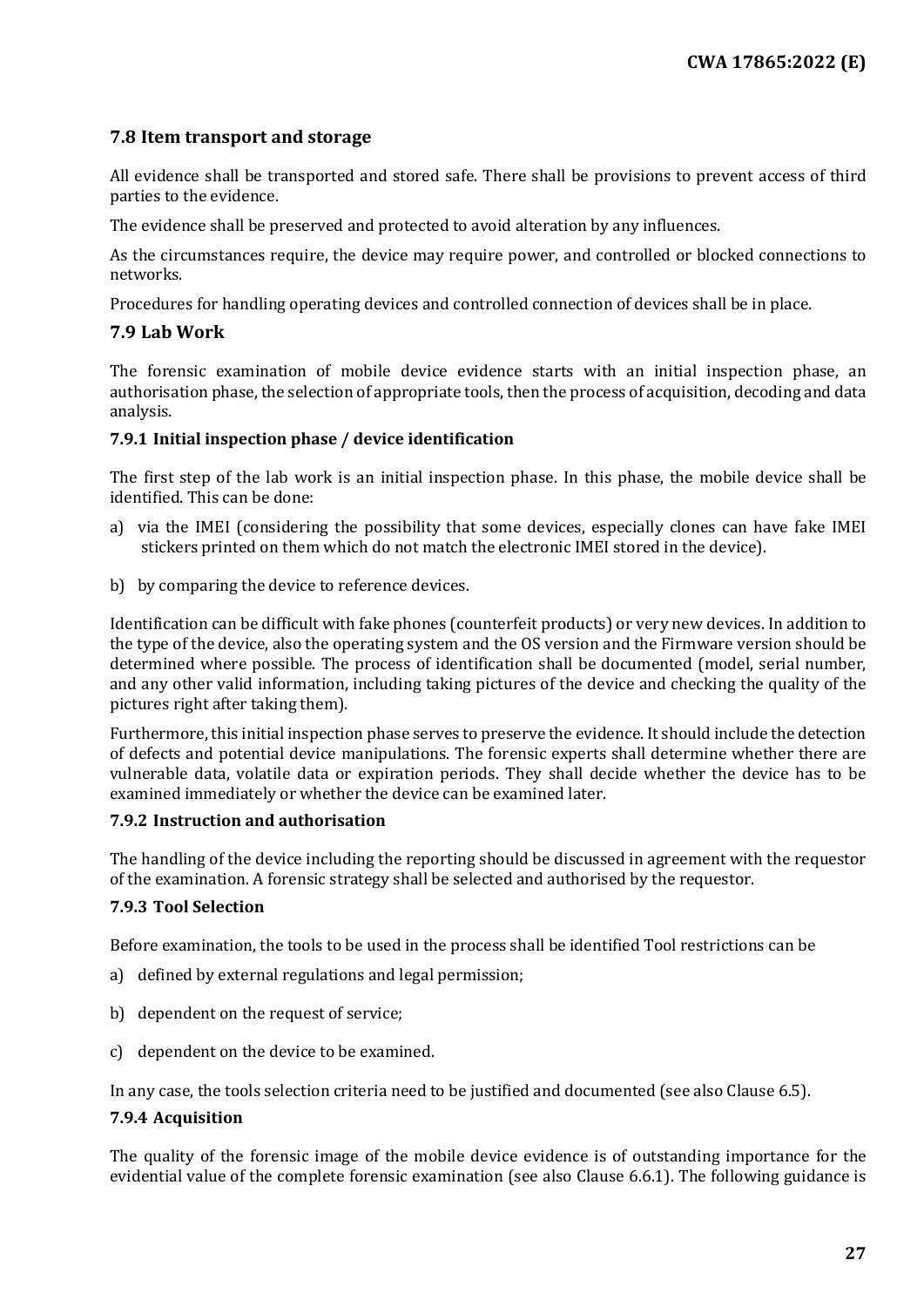## 7.8 Item transport and storage

All evidence shall be transported and stored safe. There shall be provisions to prevent access of third parties to the evidence.

The evidence shall be preserved and protected to avoid alteration by any influences.

As the circumstances require, the device may require power, and controlled or blocked connections to networks.

Procedures for handling operating devices and controlled connection of devices shall be in place.

## 7.9 Lab Work

The forensic examination of mobile device evidence starts with an initial inspection phase, an authorisation phase, the selection of appropriate tools, then the process of acquisition, decoding and data analysis.

### 7.9.1 Initial inspection phase / device identification

The first step of the lab work is an initial inspection phase. In this phase, the mobile device shall be identified. This can be done:

a) via the IMEI (considering the possibility that some devices, especially clones can have fake IMEI stickers printed on them which do not match the electronic IMEI stored in the device).

b) by comparing the device to reference devices.

Identification can be difficult with fake phones (counterfeit products) or very new devices. In addition to the type of the device, also the operating system and the OS version and the Firmware version should be determined where possible. The process of identification shall be documented (model, serial number, and any other valid information, including taking pictures of the device and checking the quality of the pictures right after taking them).

Furthermore, this initial inspection phase serves to preserve the evidence. It should include the detection of defects and potential device manipulations. The forensic experts shall determine whether there are vulnerable data, volatile data or expiration periods. They shall decide whether the device has to be examined immediately or whether the device can be examined later.

### 7.9.2 Instruction and authorisation

The handling of the device including the reporting should be discussed in agreement with the requestor of the examination. A forensic strategy shall be selected and authorised by the requestor.

### 7.9.3 Tool Selection

Before examination, the tools to be used in the process shall be identified Tool restrictions can be

a) defined by external regulations and legal permission;

b) dependent on the request of service;

c) dependent on the device to be examined.

In any case, the tools selection criteria need to be justified and documented (see also Clause 6.5).

### 7.9.4 Acquisition

The quality of the forensic image of the mobile device evidence is of outstanding importance for the evidential value of the complete forensic examination (see also Clause 6.6.1). The following guidance is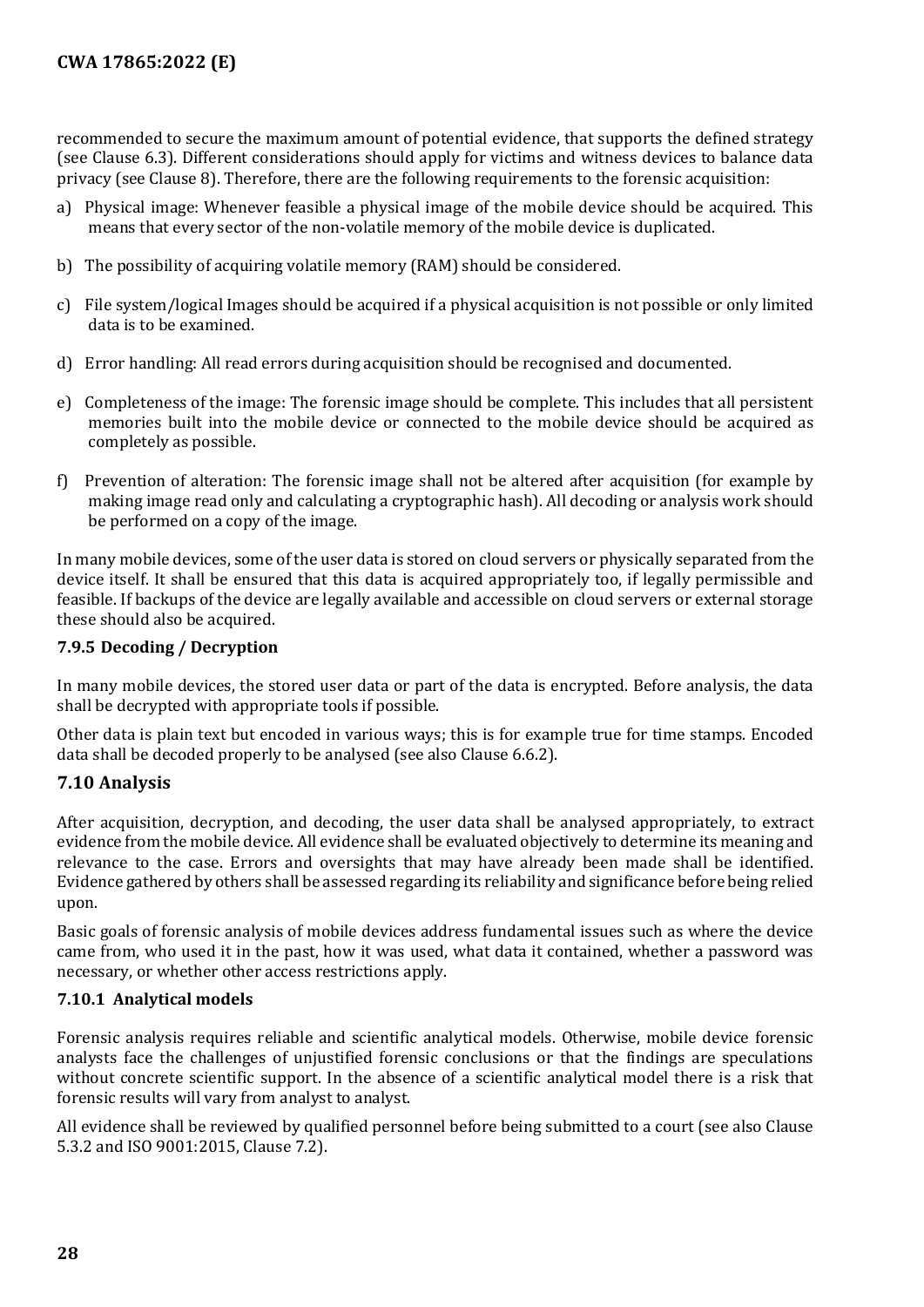recommended to secure the maximum amount of potential evidence, that supports the defined strategy (see Clause 6.3). Different considerations should apply for victims and witness devices to balance data privacy (see Clause 8). Therefore, there are the following requirements to the forensic acquisition:

a) Physical image: Whenever feasible a physical image of the mobile device should be acquired. This means that every sector of the non-volatile memory of the mobile device is duplicated.

b) The possibility of acquiring volatile memory (RAM) should be considered.

c) File system/logical Images should be acquired if a physical acquisition is not possible or only limited data is to be examined.

d) Error handling: All read errors during acquisition should be recognised and documented.

e) Completeness of the image: The forensic image should be complete. This includes that all persistent memories built into the mobile device or connected to the mobile device should be acquired as completely as possible.

f) Prevention of alteration: The forensic image shall not be altered after acquisition (for example by making image read only and calculating a cryptographic hash). All decoding or analysis work should be performed on a copy of the image.

In many mobile devices, some of the user data is stored on cloud servers or physically separated from the device itself. It shall be ensured that this data is acquired appropriately too, if legally permissible and feasible. If backups of the device are legally available and accessible on cloud servers or external storage these should also be acquired.

### 7.9.5 Decoding / Decryption

In many mobile devices, the stored user data or part of the data is encrypted. Before analysis, the data shall be decrypted with appropriate tools if possible.

Other data is plain text but encoded in various ways; this is for example true for time stamps. Encoded data shall be decoded properly to be analysed (see also Clause 6.6.2).

## 7.10 Analysis

After acquisition, decryption, and decoding, the user data shall be analysed appropriately, to extract evidence from the mobile device. All evidence shall be evaluated objectively to determine its meaning and relevance to the case. Errors and oversights that may have already been made shall be identified. Evidence gathered by others shall be assessed regarding its reliability and significance before being relied upon.

Basic goals of forensic analysis of mobile devices address fundamental issues such as where the device came from, who used it in the past, how it was used, what data it contained, whether a password was necessary, or whether other access restrictions apply.

### 7.10.1 Analytical models

Forensic analysis requires reliable and scientific analytical models. Otherwise, mobile device forensic analysts face the challenges of unjustified forensic conclusions or that the findings are speculations without concrete scientific support. In the absence of a scientific analytical model there is a risk that forensic results will vary from analyst to analyst.

All evidence shall be reviewed by qualified personnel before being submitted to a court (see also Clause 5.3.2 and ISO 9001:2015, Clause 7.2).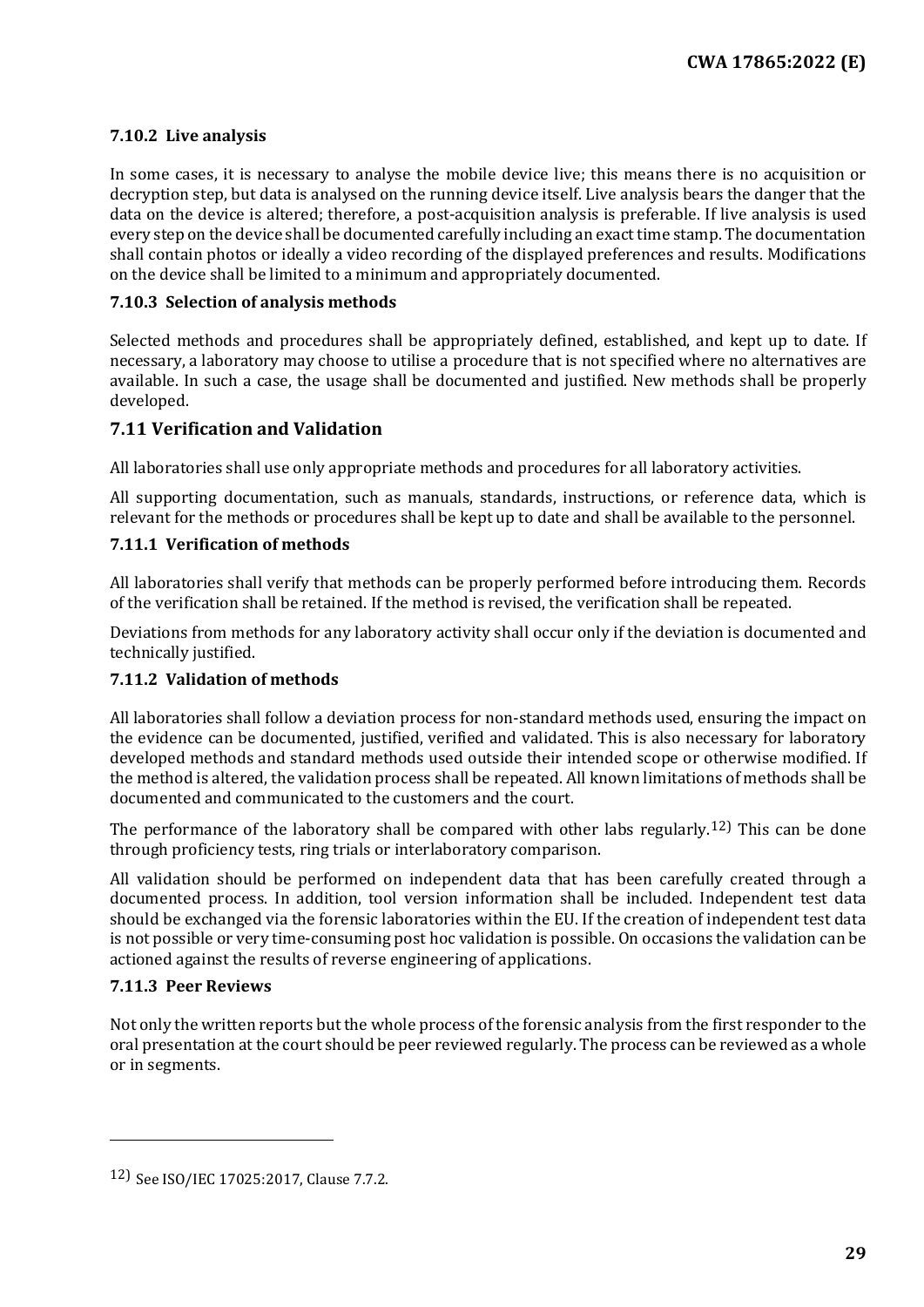#### 7.10.2 Live analysis

In some cases, it is necessary to analyse the mobile device live; this means there is no acquisition or decryption step, but data is analysed on the running device itself. Live analysis bears the danger that the data on the device is altered; therefore, a post-acquisition analysis is preferable. If live analysis is used every step on the device shall be documented carefully including an exact time stamp. The documentation shall contain photos or ideally a video recording of the displayed preferences and results. Modifications on the device shall be limited to a minimum and appropriately documented.

#### 7.10.3 Selection of analysis methods

Selected methods and procedures shall be appropriately defined, established, and kept up to date. If necessary, a laboratory may choose to utilise a procedure that is not specified where no alternatives are available. In such a case, the usage shall be documented and justified. New methods shall be properly developed.

### 7.11 Verification and Validation

All laboratories shall use only appropriate methods and procedures for all laboratory activities.

All supporting documentation, such as manuals, standards, instructions, or reference data, which is relevant for the methods or procedures shall be kept up to date and shall be available to the personnel.

#### 7.11.1 Verification of methods

All laboratories shall verify that methods can be properly performed before introducing them. Records of the verification shall be retained. If the method is revised, the verification shall be repeated.

Deviations from methods for any laboratory activity shall occur only if the deviation is documented and technically justified.

#### 7.11.2 Validation of methods

All laboratories shall follow a deviation process for non-standard methods used, ensuring the impact on the evidence can be documented, justified, verified and validated. This is also necessary for laboratory developed methods and standard methods used outside their intended scope or otherwise modified. If the method is altered, the validation process shall be repeated. All known limitations of methods shall be documented and communicated to the customers and the court.

The performance of the laboratory shall be compared with other labs regularly.[12] This can be done through proficiency tests, ring trials or interlaboratory comparison.

All validation should be performed on independent data that has been carefully created through a documented process. In addition, tool version information shall be included. Independent test data should be exchanged via the forensic laboratories within the EU. If the creation of independent test data is not possible or very time-consuming post hoc validation is possible. On occasions the validation can be actioned against the results of reverse engineering of applications.

#### 7.11.3 Peer Reviews

Not only the written reports but the whole process of the forensic analysis from the first responder to the oral presentation at the court should be peer reviewed regularly. The process can be reviewed as a whole or in segments.

---

[12] See ISO/IEC 17025:2017, Clause 7.7.2.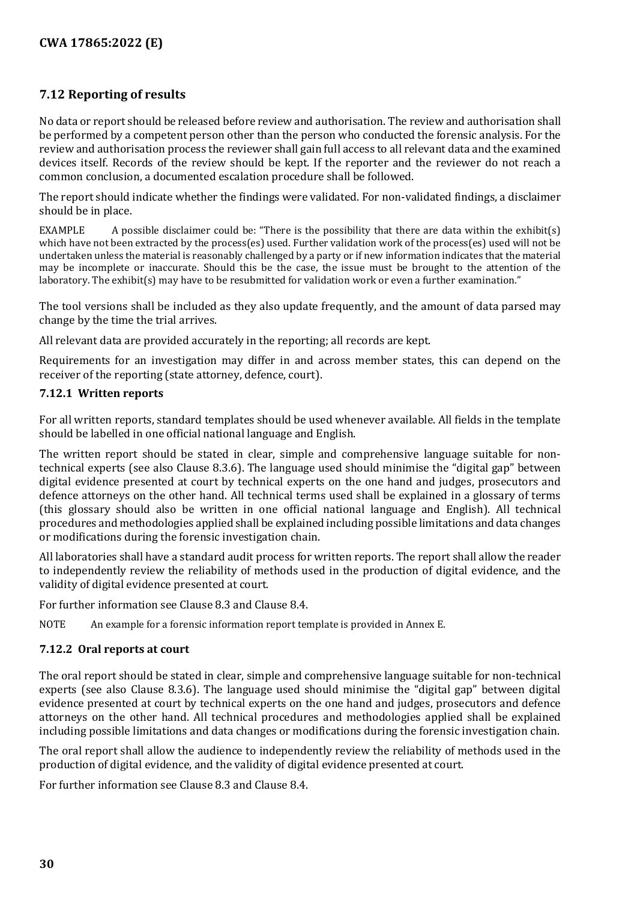## 7.12 Reporting of results

No data or report should be released before review and authorisation. The review and authorisation shall be performed by a competent person other than the person who conducted the forensic analysis. For the review and authorisation process the reviewer shall gain full access to all relevant data and the examined devices itself. Records of the review should be kept. If the reporter and the reviewer do not reach a common conclusion, a documented escalation procedure shall be followed.

The report should indicate whether the findings were validated. For non-validated findings, a disclaimer should be in place.

EXAMPLE A possible disclaimer could be: "There is the possibility that there are data within the exhibit(s) which have not been extracted by the process(es) used. Further validation work of the process(es) used will not be undertaken unless the material is reasonably challenged by a party or if new information indicates that the material may be incomplete or inaccurate. Should this be the case, the issue must be brought to the attention of the laboratory. The exhibit(s) may have to be resubmitted for validation work or even a further examination."

The tool versions shall be included as they also update frequently, and the amount of data parsed may change by the time the trial arrives.

All relevant data are provided accurately in the reporting; all records are kept.

Requirements for an investigation may differ in and across member states, this can depend on the receiver of the reporting (state attorney, defence, court).

### 7.12.1 Written reports

For all written reports, standard templates should be used whenever available. All fields in the template should be labelled in one official national language and English.

The written report should be stated in clear, simple and comprehensive language suitable for non-technical experts (see also Clause 8.3.6). The language used should minimise the "digital gap" between digital evidence presented at court by technical experts on the one hand and judges, prosecutors and defence attorneys on the other hand. All technical terms used shall be explained in a glossary of terms (this glossary should also be written in one official national language and English). All technical procedures and methodologies applied shall be explained including possible limitations and data changes or modifications during the forensic investigation chain.

All laboratories shall have a standard audit process for written reports. The report shall allow the reader to independently review the reliability of methods used in the production of digital evidence, and the validity of digital evidence presented at court.

For further information see Clause 8.3 and Clause 8.4.

NOTE An example for a forensic information report template is provided in Annex E.

### 7.12.2 Oral reports at court

The oral report should be stated in clear, simple and comprehensive language suitable for non-technical experts (see also Clause 8.3.6). The language used should minimise the "digital gap" between digital evidence presented at court by technical experts on the one hand and judges, prosecutors and defence attorneys on the other hand. All technical procedures and methodologies applied shall be explained including possible limitations and data changes or modifications during the forensic investigation chain.

The oral report shall allow the audience to independently review the reliability of methods used in the production of digital evidence, and the validity of digital evidence presented at court.

For further information see Clause 8.3 and Clause 8.4.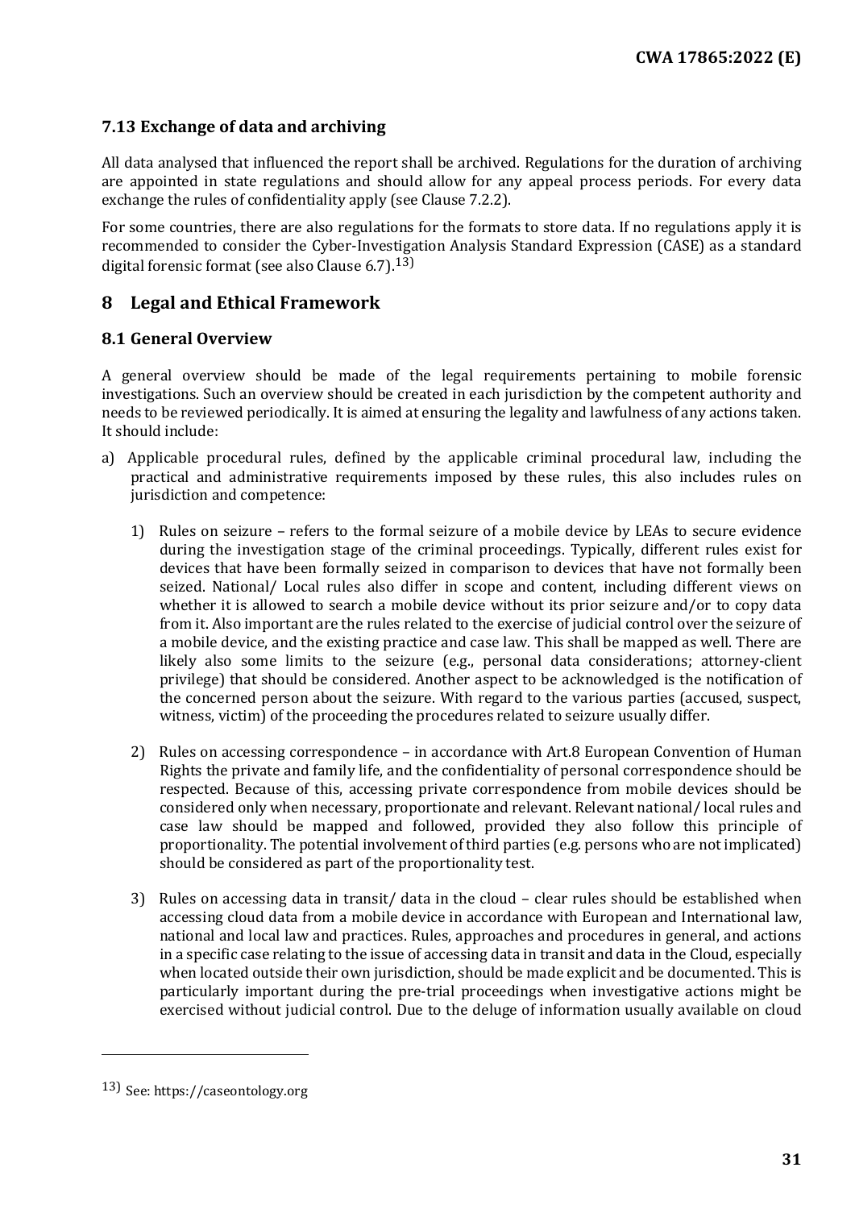### 7.13 Exchange of data and archiving

All data analysed that influenced the report shall be archived. Regulations for the duration of archiving are appointed in state regulations and should allow for any appeal process periods. For every data exchange the rules of confidentiality apply (see Clause 7.2.2).

For some countries, there are also regulations for the formats to store data. If no regulations apply it is recommended to consider the Cyber-Investigation Analysis Standard Expression (CASE) as a standard digital forensic format (see also Clause 6.7).[13]

## 8 Legal and Ethical Framework

### 8.1 General Overview

A general overview should be made of the legal requirements pertaining to mobile forensic investigations. Such an overview should be created in each jurisdiction by the competent authority and needs to be reviewed periodically. It is aimed at ensuring the legality and lawfulness of any actions taken. It should include:

a) Applicable procedural rules, defined by the applicable criminal procedural law, including the practical and administrative requirements imposed by these rules, this also includes rules on jurisdiction and competence:

   1) Rules on seizure – refers to the formal seizure of a mobile device by LEAs to secure evidence during the investigation stage of the criminal proceedings. Typically, different rules exist for devices that have been formally seized in comparison to devices that have not formally been seized. National/ Local rules also differ in scope and content, including different views on whether it is allowed to search a mobile device without its prior seizure and/or to copy data from it. Also important are the rules related to the exercise of judicial control over the seizure of a mobile device, and the existing practice and case law. This shall be mapped as well. There are likely also some limits to the seizure (e.g., personal data considerations; attorney-client privilege) that should be considered. Another aspect to be acknowledged is the notification of the concerned person about the seizure. With regard to the various parties (accused, suspect, witness, victim) of the proceeding the procedures related to seizure usually differ.

   2) Rules on accessing correspondence – in accordance with Art.8 European Convention of Human Rights the private and family life, and the confidentiality of personal correspondence should be respected. Because of this, accessing private correspondence from mobile devices should be considered only when necessary, proportionate and relevant. Relevant national/ local rules and case law should be mapped and followed, provided they also follow this principle of proportionality. The potential involvement of third parties (e.g. persons who are not implicated) should be considered as part of the proportionality test.

   3) Rules on accessing data in transit/ data in the cloud – clear rules should be established when accessing cloud data from a mobile device in accordance with European and International law, national and local law and practices. Rules, approaches and procedures in general, and actions in a specific case relating to the issue of accessing data in transit and data in the Cloud, especially when located outside their own jurisdiction, should be made explicit and be documented. This is particularly important during the pre-trial proceedings when investigative actions might be exercised without judicial control. Due to the deluge of information usually available on cloud

[13] See: https://caseontology.org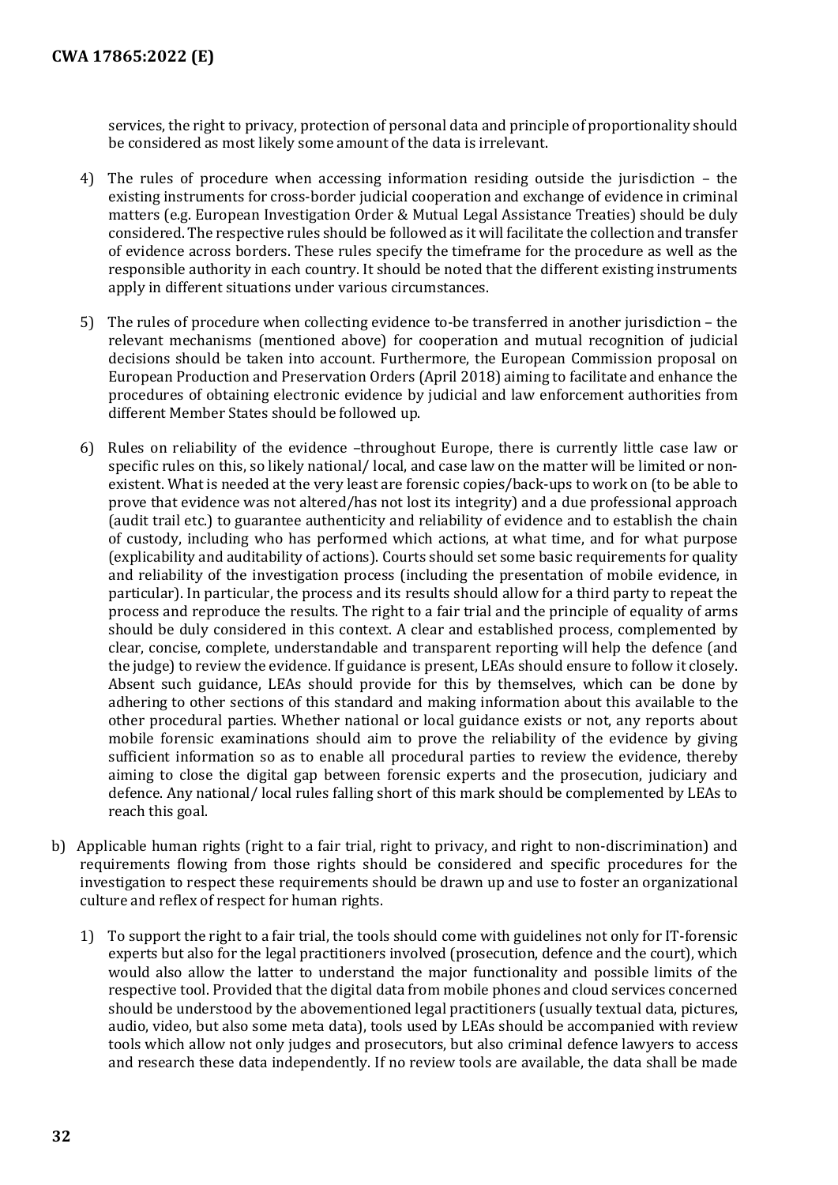services, the right to privacy, protection of personal data and principle of proportionality should be considered as most likely some amount of the data is irrelevant.

4) The rules of procedure when accessing information residing outside the jurisdiction – the existing instruments for cross-border judicial cooperation and exchange of evidence in criminal matters (e.g. European Investigation Order & Mutual Legal Assistance Treaties) should be duly considered. The respective rules should be followed as it will facilitate the collection and transfer of evidence across borders. These rules specify the timeframe for the procedure as well as the responsible authority in each country. It should be noted that the different existing instruments apply in different situations under various circumstances.

5) The rules of procedure when collecting evidence to-be transferred in another jurisdiction – the relevant mechanisms (mentioned above) for cooperation and mutual recognition of judicial decisions should be taken into account. Furthermore, the European Commission proposal on European Production and Preservation Orders (April 2018) aiming to facilitate and enhance the procedures of obtaining electronic evidence by judicial and law enforcement authorities from different Member States should be followed up.

6) Rules on reliability of the evidence –throughout Europe, there is currently little case law or specific rules on this, so likely national/ local, and case law on the matter will be limited or non-existent. What is needed at the very least are forensic copies/back-ups to work on (to be able to prove that evidence was not altered/has not lost its integrity) and a due professional approach (audit trail etc.) to guarantee authenticity and reliability of evidence and to establish the chain of custody, including who has performed which actions, at what time, and for what purpose (explicability and auditability of actions). Courts should set some basic requirements for quality and reliability of the investigation process (including the presentation of mobile evidence, in particular). In particular, the process and its results should allow for a third party to repeat the process and reproduce the results. The right to a fair trial and the principle of equality of arms should be duly considered in this context. A clear and established process, complemented by clear, concise, complete, understandable and transparent reporting will help the defence (and the judge) to review the evidence. If guidance is present, LEAs should ensure to follow it closely. Absent such guidance, LEAs should provide for this by themselves, which can be done by adhering to other sections of this standard and making information about this available to the other procedural parties. Whether national or local guidance exists or not, any reports about mobile forensic examinations should aim to prove the reliability of the evidence by giving sufficient information so as to enable all procedural parties to review the evidence, thereby aiming to close the digital gap between forensic experts and the prosecution, judiciary and defence. Any national/ local rules falling short of this mark should be complemented by LEAs to reach this goal.

b) Applicable human rights (right to a fair trial, right to privacy, and right to non-discrimination) and requirements flowing from those rights should be considered and specific procedures for the investigation to respect these requirements should be drawn up and use to foster an organizational culture and reflex of respect for human rights.

   1) To support the right to a fair trial, the tools should come with guidelines not only for IT-forensic experts but also for the legal practitioners involved (prosecution, defence and the court), which would also allow the latter to understand the major functionality and possible limits of the respective tool. Provided that the digital data from mobile phones and cloud services concerned should be understood by the abovementioned legal practitioners (usually textual data, pictures, audio, video, but also some meta data), tools used by LEAs should be accompanied with review tools which allow not only judges and prosecutors, but also criminal defence lawyers to access and research these data independently. If no review tools are available, the data shall be made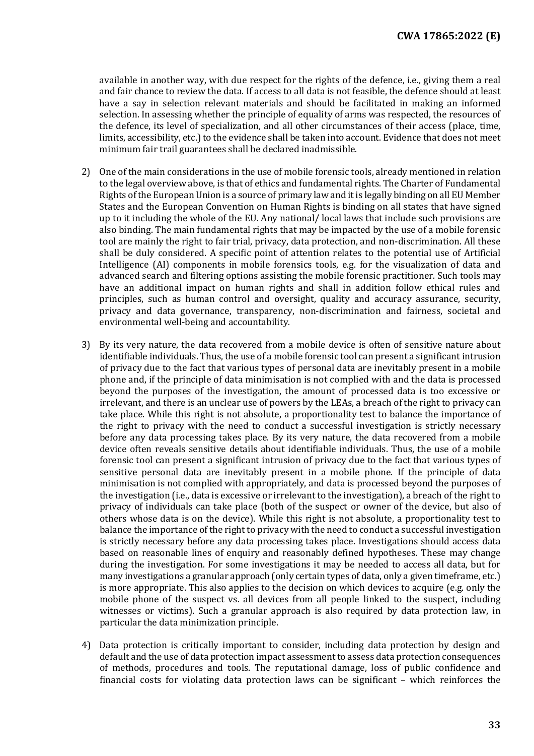available in another way, with due respect for the rights of the defence, i.e., giving them a real and fair chance to review the data. If access to all data is not feasible, the defence should at least have a say in selection relevant materials and should be facilitated in making an informed selection. In assessing whether the principle of equality of arms was respected, the resources of the defence, its level of specialization, and all other circumstances of their access (place, time, limits, accessibility, etc.) to the evidence shall be taken into account. Evidence that does not meet minimum fair trail guarantees shall be declared inadmissible.

2) One of the main considerations in the use of mobile forensic tools, already mentioned in relation to the legal overview above, is that of ethics and fundamental rights. The Charter of Fundamental Rights of the European Union is a source of primary law and it is legally binding on all EU Member States and the European Convention on Human Rights is binding on all states that have signed up to it including the whole of the EU. Any national/ local laws that include such provisions are also binding. The main fundamental rights that may be impacted by the use of a mobile forensic tool are mainly the right to fair trial, privacy, data protection, and non-discrimination. All these shall be duly considered. A specific point of attention relates to the potential use of Artificial Intelligence (AI) components in mobile forensics tools, e.g. for the visualization of data and advanced search and filtering options assisting the mobile forensic practitioner. Such tools may have an additional impact on human rights and shall in addition follow ethical rules and principles, such as human control and oversight, quality and accuracy assurance, security, privacy and data governance, transparency, non-discrimination and fairness, societal and environmental well-being and accountability.

3) By its very nature, the data recovered from a mobile device is often of sensitive nature about identifiable individuals. Thus, the use of a mobile forensic tool can present a significant intrusion of privacy due to the fact that various types of personal data are inevitably present in a mobile phone and, if the principle of data minimisation is not complied with and the data is processed beyond the purposes of the investigation, the amount of processed data is too excessive or irrelevant, and there is an unclear use of powers by the LEAs, a breach of the right to privacy can take place. While this right is not absolute, a proportionality test to balance the importance of the right to privacy with the need to conduct a successful investigation is strictly necessary before any data processing takes place. By its very nature, the data recovered from a mobile device often reveals sensitive details about identifiable individuals. Thus, the use of a mobile forensic tool can present a significant intrusion of privacy due to the fact that various types of sensitive personal data are inevitably present in a mobile phone. If the principle of data minimisation is not complied with appropriately, and data is processed beyond the purposes of the investigation (i.e., data is excessive or irrelevant to the investigation), a breach of the right to privacy of individuals can take place (both of the suspect or owner of the device, but also of others whose data is on the device). While this right is not absolute, a proportionality test to balance the importance of the right to privacy with the need to conduct a successful investigation is strictly necessary before any data processing takes place. Investigations should access data based on reasonable lines of enquiry and reasonably defined hypotheses. These may change during the investigation. For some investigations it may be needed to access all data, but for many investigations a granular approach (only certain types of data, only a given timeframe, etc.) is more appropriate. This also applies to the decision on which devices to acquire (e.g. only the mobile phone of the suspect vs. all devices from all people linked to the suspect, including witnesses or victims). Such a granular approach is also required by data protection law, in particular the data minimization principle.

4) Data protection is critically important to consider, including data protection by design and default and the use of data protection impact assessment to assess data protection consequences of methods, procedures and tools. The reputational damage, loss of public confidence and financial costs for violating data protection laws can be significant – which reinforces the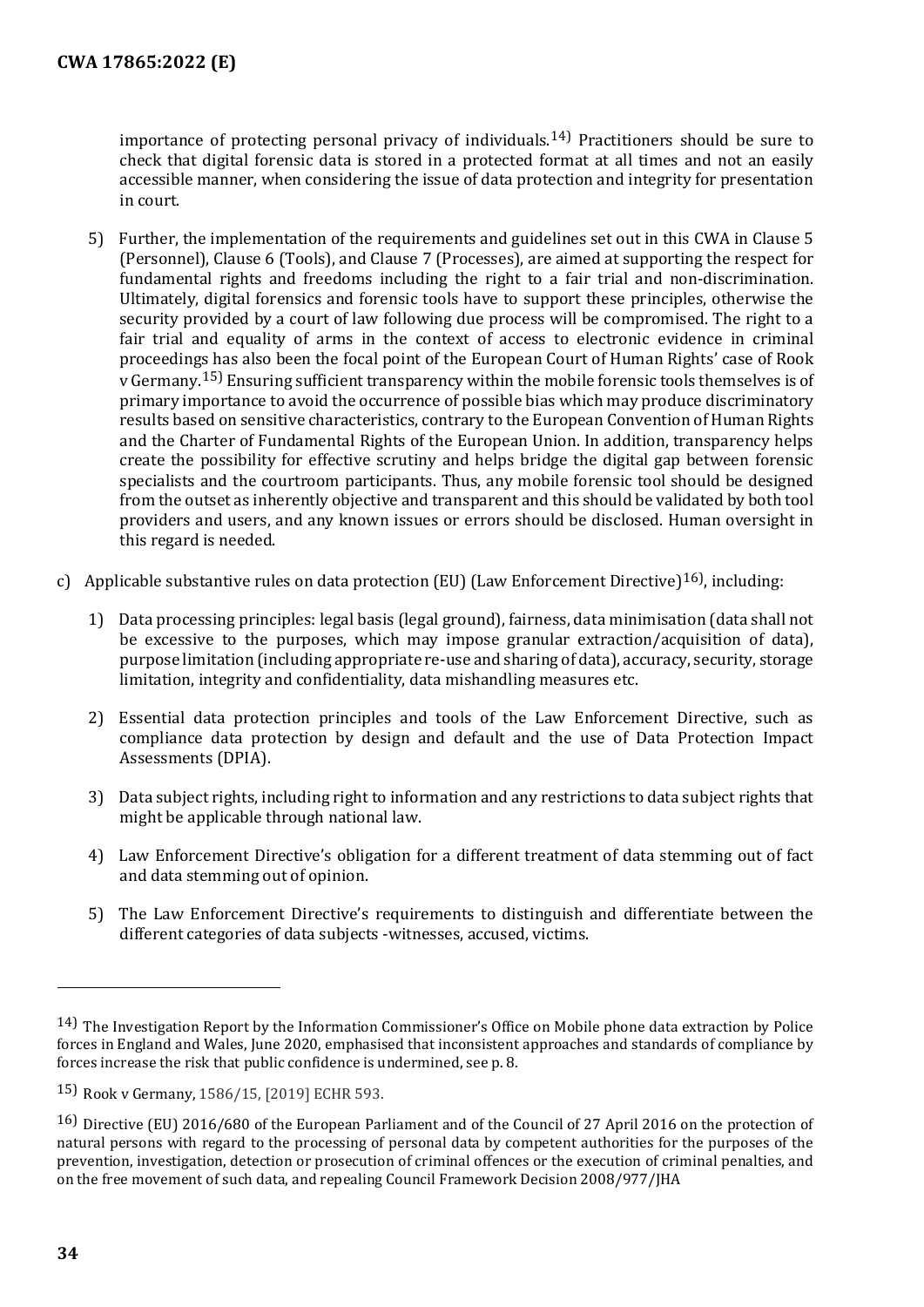importance of protecting personal privacy of individuals.[14] Practitioners should be sure to check that digital forensic data is stored in a protected format at all times and not an easily accessible manner, when considering the issue of data protection and integrity for presentation in court.

5) Further, the implementation of the requirements and guidelines set out in this CWA in Clause 5 (Personnel), Clause 6 (Tools), and Clause 7 (Processes), are aimed at supporting the respect for fundamental rights and freedoms including the right to a fair trial and non-discrimination. Ultimately, digital forensics and forensic tools have to support these principles, otherwise the security provided by a court of law following due process will be compromised. The right to a fair trial and equality of arms in the context of access to electronic evidence in criminal proceedings has also been the focal point of the European Court of Human Rights' case of Rook v Germany.[15] Ensuring sufficient transparency within the mobile forensic tools themselves is of primary importance to avoid the occurrence of possible bias which may produce discriminatory results based on sensitive characteristics, contrary to the European Convention of Human Rights and the Charter of Fundamental Rights of the European Union. In addition, transparency helps create the possibility for effective scrutiny and helps bridge the digital gap between forensic specialists and the courtroom participants. Thus, any mobile forensic tool should be designed from the outset as inherently objective and transparent and this should be validated by both tool providers and users, and any known issues or errors should be disclosed. Human oversight in this regard is needed.

c) Applicable substantive rules on data protection (EU) (Law Enforcement Directive)[16], including:

1) Data processing principles: legal basis (legal ground), fairness, data minimisation (data shall not be excessive to the purposes, which may impose granular extraction/acquisition of data), purpose limitation (including appropriate re-use and sharing of data), accuracy, security, storage limitation, integrity and confidentiality, data mishandling measures etc.

2) Essential data protection principles and tools of the Law Enforcement Directive, such as compliance data protection by design and default and the use of Data Protection Impact Assessments (DPIA).

3) Data subject rights, including right to information and any restrictions to data subject rights that might be applicable through national law.

4) Law Enforcement Directive's obligation for a different treatment of data stemming out of fact and data stemming out of opinion.

5) The Law Enforcement Directive's requirements to distinguish and differentiate between the different categories of data subjects -witnesses, accused, victims.

---

[14] The Investigation Report by the Information Commissioner's Office on Mobile phone data extraction by Police forces in England and Wales, June 2020, emphasised that inconsistent approaches and standards of compliance by forces increase the risk that public confidence is undermined, see p. 8.

[15] Rook v Germany, 1586/15, [2019] ECHR 593.

[16] Directive (EU) 2016/680 of the European Parliament and of the Council of 27 April 2016 on the protection of natural persons with regard to the processing of personal data by competent authorities for the purposes of the prevention, investigation, detection or prosecution of criminal offences or the execution of criminal penalties, and on the free movement of such data, and repealing Council Framework Decision 2008/977/JHA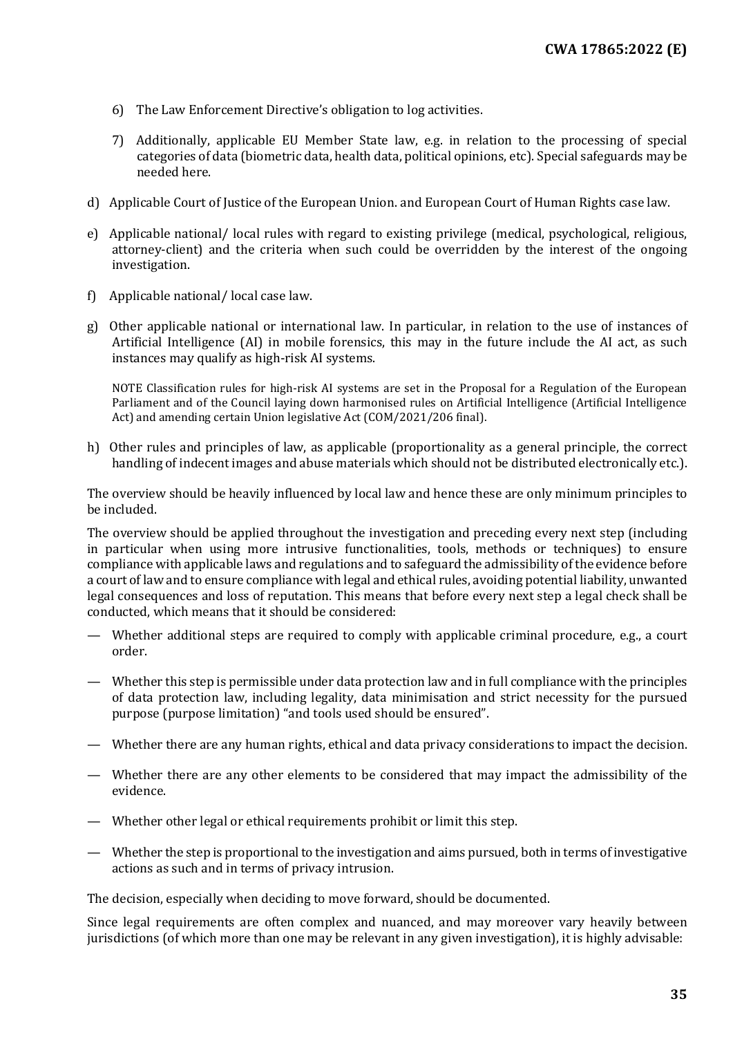6) The Law Enforcement Directive's obligation to log activities.

7) Additionally, applicable EU Member State law, e.g. in relation to the processing of special categories of data (biometric data, health data, political opinions, etc). Special safeguards may be needed here.

d) Applicable Court of Justice of the European Union. and European Court of Human Rights case law.

e) Applicable national/ local rules with regard to existing privilege (medical, psychological, religious, attorney-client) and the criteria when such could be overridden by the interest of the ongoing investigation.

f) Applicable national/ local case law.

g) Other applicable national or international law. In particular, in relation to the use of instances of Artificial Intelligence (AI) in mobile forensics, this may in the future include the AI act, as such instances may qualify as high-risk AI systems.

NOTE Classification rules for high-risk AI systems are set in the Proposal for a Regulation of the European Parliament and of the Council laying down harmonised rules on Artificial Intelligence (Artificial Intelligence Act) and amending certain Union legislative Act (COM/2021/206 final).

h) Other rules and principles of law, as applicable (proportionality as a general principle, the correct handling of indecent images and abuse materials which should not be distributed electronically etc.).

The overview should be heavily influenced by local law and hence these are only minimum principles to be included.

The overview should be applied throughout the investigation and preceding every next step (including in particular when using more intrusive functionalities, tools, methods or techniques) to ensure compliance with applicable laws and regulations and to safeguard the admissibility of the evidence before a court of law and to ensure compliance with legal and ethical rules, avoiding potential liability, unwanted legal consequences and loss of reputation. This means that before every next step a legal check shall be conducted, which means that it should be considered:

— Whether additional steps are required to comply with applicable criminal procedure, e.g., a court order.

— Whether this step is permissible under data protection law and in full compliance with the principles of data protection law, including legality, data minimisation and strict necessity for the pursued purpose (purpose limitation) "and tools used should be ensured".

— Whether there are any human rights, ethical and data privacy considerations to impact the decision.

— Whether there are any other elements to be considered that may impact the admissibility of the evidence.

— Whether other legal or ethical requirements prohibit or limit this step.

— Whether the step is proportional to the investigation and aims pursued, both in terms of investigative actions as such and in terms of privacy intrusion.

The decision, especially when deciding to move forward, should be documented.

Since legal requirements are often complex and nuanced, and may moreover vary heavily between jurisdictions (of which more than one may be relevant in any given investigation), it is highly advisable: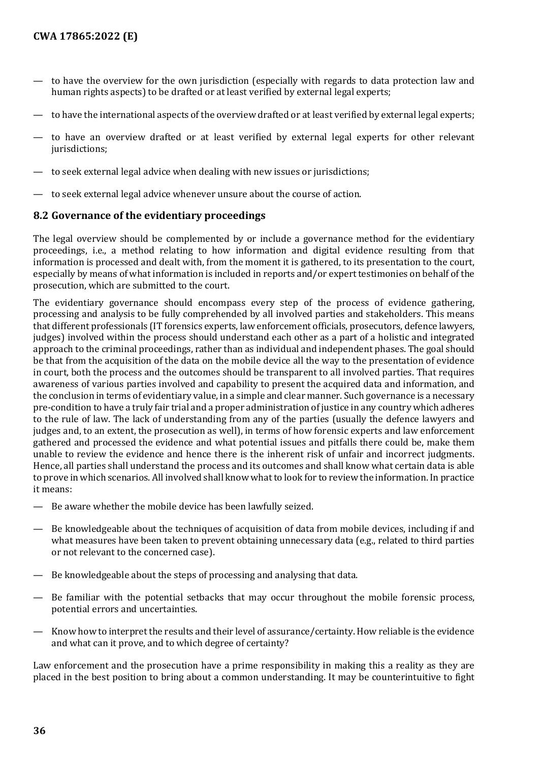— to have the overview for the own jurisdiction (especially with regards to data protection law and human rights aspects) to be drafted or at least verified by external legal experts;

— to have the international aspects of the overview drafted or at least verified by external legal experts;

— to have an overview drafted or at least verified by external legal experts for other relevant jurisdictions;

— to seek external legal advice when dealing with new issues or jurisdictions;

— to seek external legal advice whenever unsure about the course of action.

## 8.2 Governance of the evidentiary proceedings

The legal overview should be complemented by or include a governance method for the evidentiary proceedings, i.e., a method relating to how information and digital evidence resulting from that information is processed and dealt with, from the moment it is gathered, to its presentation to the court, especially by means of what information is included in reports and/or expert testimonies on behalf of the prosecution, which are submitted to the court.

The evidentiary governance should encompass every step of the process of evidence gathering, processing and analysis to be fully comprehended by all involved parties and stakeholders. This means that different professionals (IT forensics experts, law enforcement officials, prosecutors, defence lawyers, judges) involved within the process should understand each other as a part of a holistic and integrated approach to the criminal proceedings, rather than as individual and independent phases. The goal should be that from the acquisition of the data on the mobile device all the way to the presentation of evidence in court, both the process and the outcomes should be transparent to all involved parties. That requires awareness of various parties involved and capability to present the acquired data and information, and the conclusion in terms of evidentiary value, in a simple and clear manner. Such governance is a necessary pre-condition to have a truly fair trial and a proper administration of justice in any country which adheres to the rule of law. The lack of understanding from any of the parties (usually the defence lawyers and judges and, to an extent, the prosecution as well), in terms of how forensic experts and law enforcement gathered and processed the evidence and what potential issues and pitfalls there could be, make them unable to review the evidence and hence there is the inherent risk of unfair and incorrect judgments. Hence, all parties shall understand the process and its outcomes and shall know what certain data is able to prove in which scenarios. All involved shall know what to look for to review the information. In practice it means:

— Be aware whether the mobile device has been lawfully seized.

— Be knowledgeable about the techniques of acquisition of data from mobile devices, including if and what measures have been taken to prevent obtaining unnecessary data (e.g., related to third parties or not relevant to the concerned case).

— Be knowledgeable about the steps of processing and analysing that data.

— Be familiar with the potential setbacks that may occur throughout the mobile forensic process, potential errors and uncertainties.

— Know how to interpret the results and their level of assurance/certainty. How reliable is the evidence and what can it prove, and to which degree of certainty?

Law enforcement and the prosecution have a prime responsibility in making this a reality as they are placed in the best position to bring about a common understanding. It may be counterintuitive to fight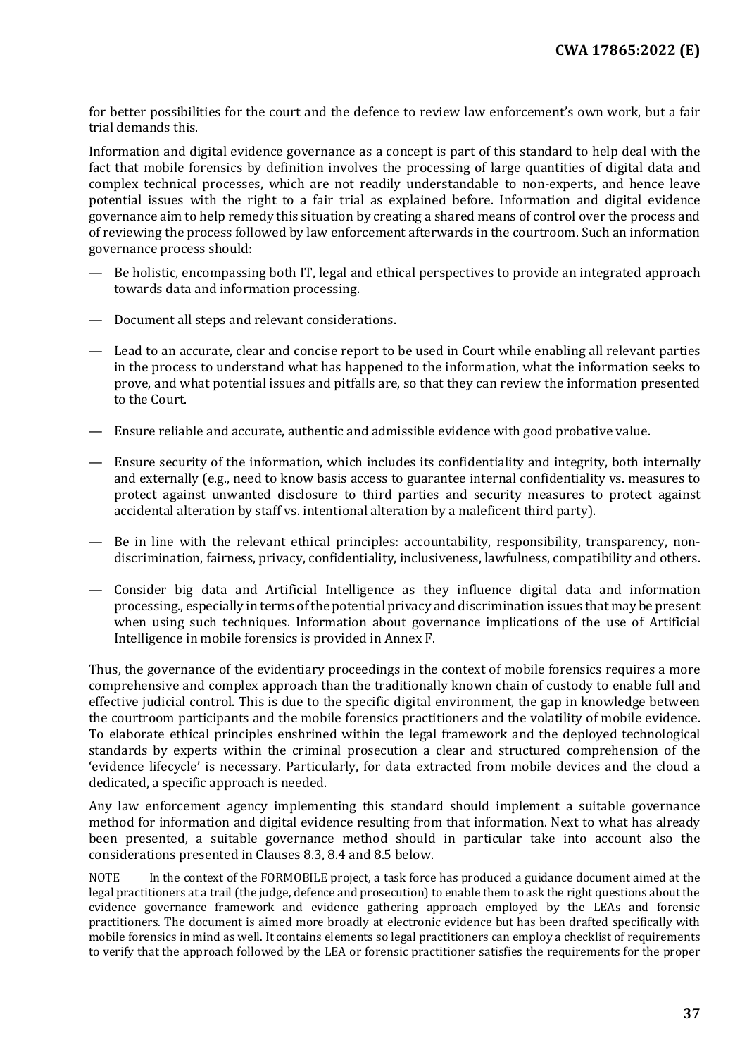for better possibilities for the court and the defence to review law enforcement's own work, but a fair trial demands this.

Information and digital evidence governance as a concept is part of this standard to help deal with the fact that mobile forensics by definition involves the processing of large quantities of digital data and complex technical processes, which are not readily understandable to non-experts, and hence leave potential issues with the right to a fair trial as explained before. Information and digital evidence governance aim to help remedy this situation by creating a shared means of control over the process and of reviewing the process followed by law enforcement afterwards in the courtroom. Such an information governance process should:

- Be holistic, encompassing both IT, legal and ethical perspectives to provide an integrated approach towards data and information processing.
- Document all steps and relevant considerations.
- Lead to an accurate, clear and concise report to be used in Court while enabling all relevant parties in the process to understand what has happened to the information, what the information seeks to prove, and what potential issues and pitfalls are, so that they can review the information presented to the Court.
- Ensure reliable and accurate, authentic and admissible evidence with good probative value.
- Ensure security of the information, which includes its confidentiality and integrity, both internally and externally (e.g., need to know basis access to guarantee internal confidentiality vs. measures to protect against unwanted disclosure to third parties and security measures to protect against accidental alteration by staff vs. intentional alteration by a maleficent third party).
- Be in line with the relevant ethical principles: accountability, responsibility, transparency, non-discrimination, fairness, privacy, confidentiality, inclusiveness, lawfulness, compatibility and others.
- Consider big data and Artificial Intelligence as they influence digital data and information processing., especially in terms of the potential privacy and discrimination issues that may be present when using such techniques. Information about governance implications of the use of Artificial Intelligence in mobile forensics is provided in Annex F.

Thus, the governance of the evidentiary proceedings in the context of mobile forensics requires a more comprehensive and complex approach than the traditionally known chain of custody to enable full and effective judicial control. This is due to the specific digital environment, the gap in knowledge between the courtroom participants and the mobile forensics practitioners and the volatility of mobile evidence. To elaborate ethical principles enshrined within the legal framework and the deployed technological standards by experts within the criminal prosecution a clear and structured comprehension of the 'evidence lifecycle' is necessary. Particularly, for data extracted from mobile devices and the cloud a dedicated, a specific approach is needed.

Any law enforcement agency implementing this standard should implement a suitable governance method for information and digital evidence resulting from that information. Next to what has already been presented, a suitable governance method should in particular take into account also the considerations presented in Clauses 8.3, 8.4 and 8.5 below.

NOTE In the context of the FORMOBILE project, a task force has produced a guidance document aimed at the legal practitioners at a trail (the judge, defence and prosecution) to enable them to ask the right questions about the evidence governance framework and evidence gathering approach employed by the LEAs and forensic practitioners. The document is aimed more broadly at electronic evidence but has been drafted specifically with mobile forensics in mind as well. It contains elements so legal practitioners can employ a checklist of requirements to verify that the approach followed by the LEA or forensic practitioner satisfies the requirements for the proper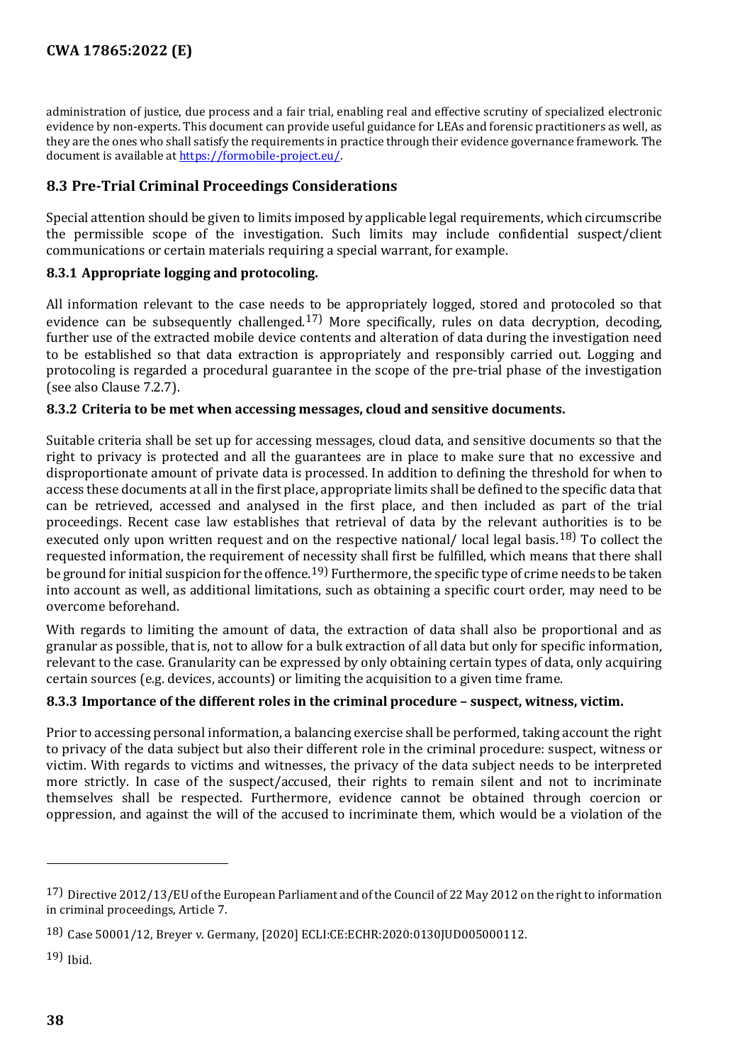administration of justice, due process and a fair trial, enabling real and effective scrutiny of specialized electronic evidence by non-experts. This document can provide useful guidance for LEAs and forensic practitioners as well, as they are the ones who shall satisfy the requirements in practice through their evidence governance framework. The document is available at https://formobile-project.eu/.

## 8.3 Pre-Trial Criminal Proceedings Considerations

Special attention should be given to limits imposed by applicable legal requirements, which circumscribe the permissible scope of the investigation. Such limits may include confidential suspect/client communications or certain materials requiring a special warrant, for example.

### 8.3.1 Appropriate logging and protocoling.

All information relevant to the case needs to be appropriately logged, stored and protocoled so that evidence can be subsequently challenged.[17] More specifically, rules on data decryption, decoding, further use of the extracted mobile device contents and alteration of data during the investigation need to be established so that data extraction is appropriately and responsibly carried out. Logging and protocoling is regarded a procedural guarantee in the scope of the pre-trial phase of the investigation (see also Clause 7.2.7).

### 8.3.2 Criteria to be met when accessing messages, cloud and sensitive documents.

Suitable criteria shall be set up for accessing messages, cloud data, and sensitive documents so that the right to privacy is protected and all the guarantees are in place to make sure that no excessive and disproportionate amount of private data is processed. In addition to defining the threshold for when to access these documents at all in the first place, appropriate limits shall be defined to the specific data that can be retrieved, accessed and analysed in the first place, and then included as part of the trial proceedings. Recent case law establishes that retrieval of data by the relevant authorities is to be executed only upon written request and on the respective national/ local legal basis.[18] To collect the requested information, the requirement of necessity shall first be fulfilled, which means that there shall be ground for initial suspicion for the offence.[19] Furthermore, the specific type of crime needs to be taken into account as well, as additional limitations, such as obtaining a specific court order, may need to be overcome beforehand.

With regards to limiting the amount of data, the extraction of data shall also be proportional and as granular as possible, that is, not to allow for a bulk extraction of all data but only for specific information, relevant to the case. Granularity can be expressed by only obtaining certain types of data, only acquiring certain sources (e.g. devices, accounts) or limiting the acquisition to a given time frame.

### 8.3.3 Importance of the different roles in the criminal procedure – suspect, witness, victim.

Prior to accessing personal information, a balancing exercise shall be performed, taking account the right to privacy of the data subject but also their different role in the criminal procedure: suspect, witness or victim. With regards to victims and witnesses, the privacy of the data subject needs to be interpreted more strictly. In case of the suspect/accused, their rights to remain silent and not to incriminate themselves shall be respected. Furthermore, evidence cannot be obtained through coercion or oppression, and against the will of the accused to incriminate them, which would be a violation of the

---

[17] Directive 2012/13/EU of the European Parliament and of the Council of 22 May 2012 on the right to information in criminal proceedings, Article 7.

[18] Case 50001/12, Breyer v. Germany, [2020] ECLI:CE:ECHR:2020:0130JUD005000112.

[19] Ibid.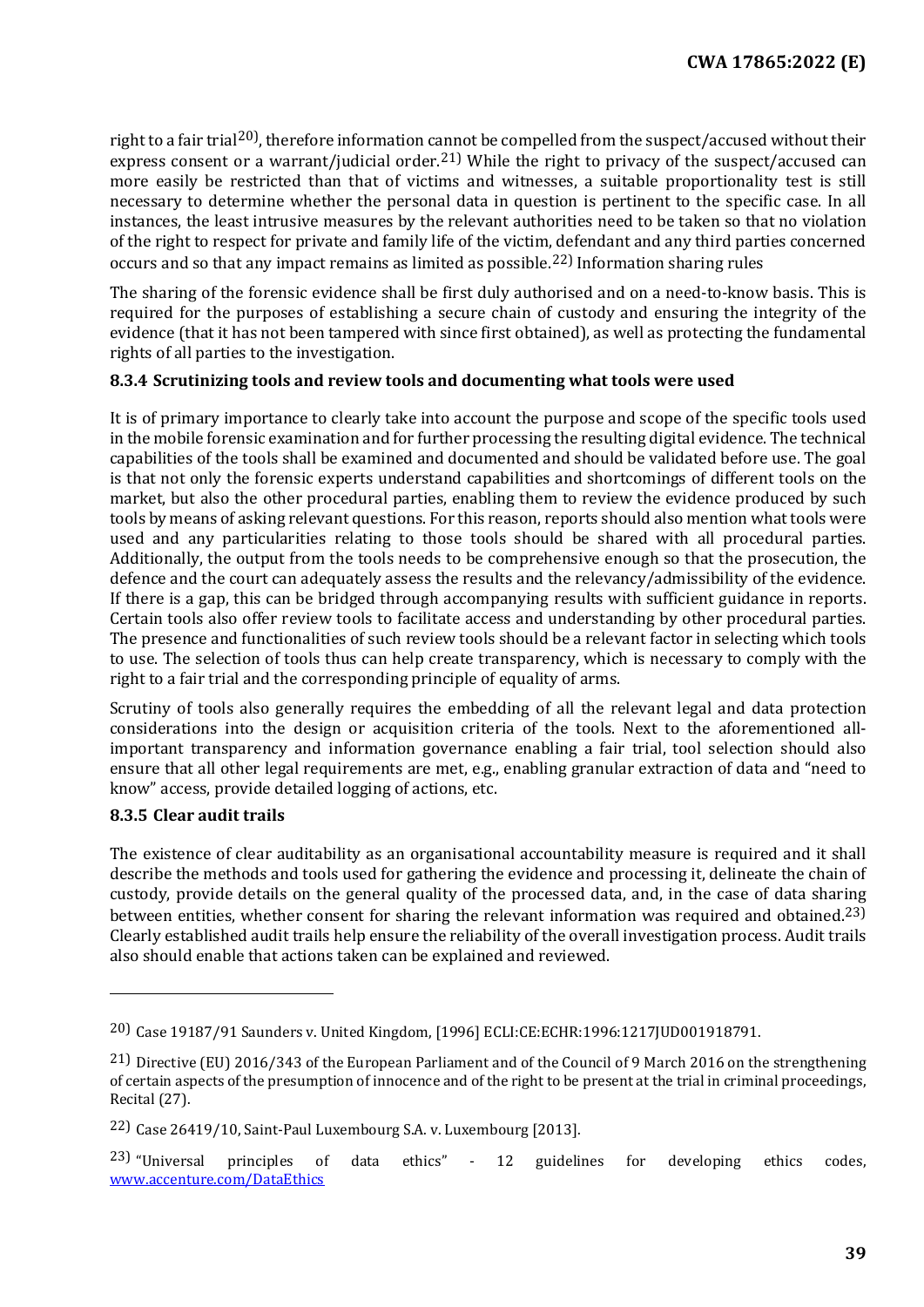right to a fair trial[20]), therefore information cannot be compelled from the suspect/accused without their express consent or a warrant/judicial order.[21]) While the right to privacy of the suspect/accused can more easily be restricted than that of victims and witnesses, a suitable proportionality test is still necessary to determine whether the personal data in question is pertinent to the specific case. In all instances, the least intrusive measures by the relevant authorities need to be taken so that no violation of the right to respect for private and family life of the victim, defendant and any third parties concerned occurs and so that any impact remains as limited as possible.[22]) Information sharing rules

The sharing of the forensic evidence shall be first duly authorised and on a need-to-know basis. This is required for the purposes of establishing a secure chain of custody and ensuring the integrity of the evidence (that it has not been tampered with since first obtained), as well as protecting the fundamental rights of all parties to the investigation.

#### 8.3.4 Scrutinizing tools and review tools and documenting what tools were used

It is of primary importance to clearly take into account the purpose and scope of the specific tools used in the mobile forensic examination and for further processing the resulting digital evidence. The technical capabilities of the tools shall be examined and documented and should be validated before use. The goal is that not only the forensic experts understand capabilities and shortcomings of different tools on the market, but also the other procedural parties, enabling them to review the evidence produced by such tools by means of asking relevant questions. For this reason, reports should also mention what tools were used and any particularities relating to those tools should be shared with all procedural parties. Additionally, the output from the tools needs to be comprehensive enough so that the prosecution, the defence and the court can adequately assess the results and the relevancy/admissibility of the evidence. If there is a gap, this can be bridged through accompanying results with sufficient guidance in reports. Certain tools also offer review tools to facilitate access and understanding by other procedural parties. The presence and functionalities of such review tools should be a relevant factor in selecting which tools to use. The selection of tools thus can help create transparency, which is necessary to comply with the right to a fair trial and the corresponding principle of equality of arms.

Scrutiny of tools also generally requires the embedding of all the relevant legal and data protection considerations into the design or acquisition criteria of the tools. Next to the aforementioned all-important transparency and information governance enabling a fair trial, tool selection should also ensure that all other legal requirements are met, e.g., enabling granular extraction of data and "need to know" access, provide detailed logging of actions, etc.

#### 8.3.5 Clear audit trails

The existence of clear auditability as an organisational accountability measure is required and it shall describe the methods and tools used for gathering the evidence and processing it, delineate the chain of custody, provide details on the general quality of the processed data, and, in the case of data sharing between entities, whether consent for sharing the relevant information was required and obtained.[23]) Clearly established audit trails help ensure the reliability of the overall investigation process. Audit trails also should enable that actions taken can be explained and reviewed.

---

20) Case 19187/91 Saunders v. United Kingdom, [1996] ECLI:CE:ECHR:1996:1217JUD001918791.

21) Directive (EU) 2016/343 of the European Parliament and of the Council of 9 March 2016 on the strengthening of certain aspects of the presumption of innocence and of the right to be present at the trial in criminal proceedings, Recital (27).

22) Case 26419/10, Saint-Paul Luxembourg S.A. v. Luxembourg [2013].

23) "Universal principles of data ethics" - 12 guidelines for developing ethics codes, www.accenture.com/DataEthics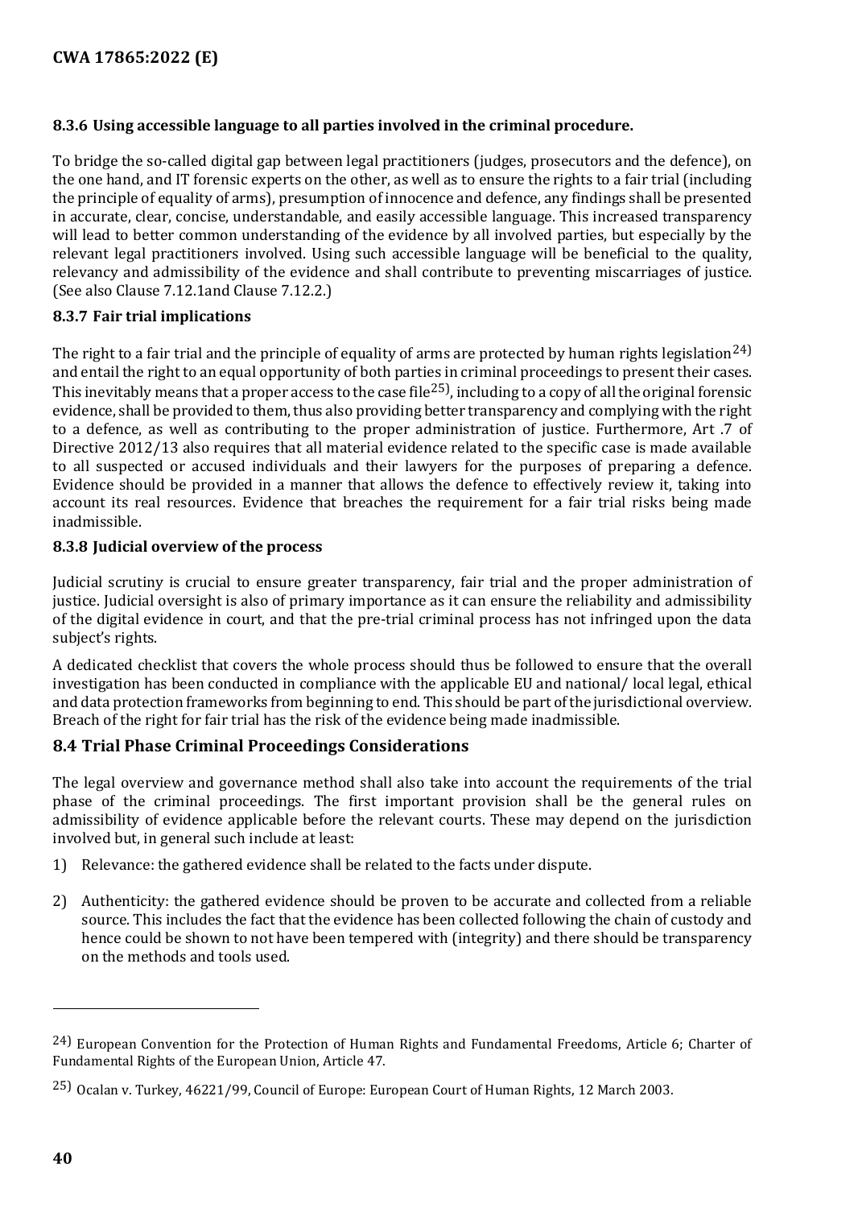### 8.3.6 Using accessible language to all parties involved in the criminal procedure.

To bridge the so-called digital gap between legal practitioners (judges, prosecutors and the defence), on the one hand, and IT forensic experts on the other, as well as to ensure the rights to a fair trial (including the principle of equality of arms), presumption of innocence and defence, any findings shall be presented in accurate, clear, concise, understandable, and easily accessible language. This increased transparency will lead to better common understanding of the evidence by all involved parties, but especially by the relevant legal practitioners involved. Using such accessible language will be beneficial to the quality, relevancy and admissibility of the evidence and shall contribute to preventing miscarriages of justice. (See also Clause 7.12.1and Clause 7.12.2.)

### 8.3.7 Fair trial implications

The right to a fair trial and the principle of equality of arms are protected by human rights legislation[24] and entail the right to an equal opportunity of both parties in criminal proceedings to present their cases. This inevitably means that a proper access to the case file[25], including to a copy of all the original forensic evidence, shall be provided to them, thus also providing better transparency and complying with the right to a defence, as well as contributing to the proper administration of justice. Furthermore, Art .7 of Directive 2012/13 also requires that all material evidence related to the specific case is made available to all suspected or accused individuals and their lawyers for the purposes of preparing a defence. Evidence should be provided in a manner that allows the defence to effectively review it, taking into account its real resources. Evidence that breaches the requirement for a fair trial risks being made inadmissible.

### 8.3.8 Judicial overview of the process

Judicial scrutiny is crucial to ensure greater transparency, fair trial and the proper administration of justice. Judicial oversight is also of primary importance as it can ensure the reliability and admissibility of the digital evidence in court, and that the pre-trial criminal process has not infringed upon the data subject's rights.

A dedicated checklist that covers the whole process should thus be followed to ensure that the overall investigation has been conducted in compliance with the applicable EU and national/ local legal, ethical and data protection frameworks from beginning to end. This should be part of the jurisdictional overview. Breach of the right for fair trial has the risk of the evidence being made inadmissible.

## 8.4 Trial Phase Criminal Proceedings Considerations

The legal overview and governance method shall also take into account the requirements of the trial phase of the criminal proceedings. The first important provision shall be the general rules on admissibility of evidence applicable before the relevant courts. These may depend on the jurisdiction involved but, in general such include at least:

1) Relevance: the gathered evidence shall be related to the facts under dispute.

2) Authenticity: the gathered evidence should be proven to be accurate and collected from a reliable source. This includes the fact that the evidence has been collected following the chain of custody and hence could be shown to not have been tempered with (integrity) and there should be transparency on the methods and tools used.

---

[24] European Convention for the Protection of Human Rights and Fundamental Freedoms, Article 6; Charter of Fundamental Rights of the European Union, Article 47.

[25] Ocalan v. Turkey, 46221/99, Council of Europe: European Court of Human Rights, 12 March 2003.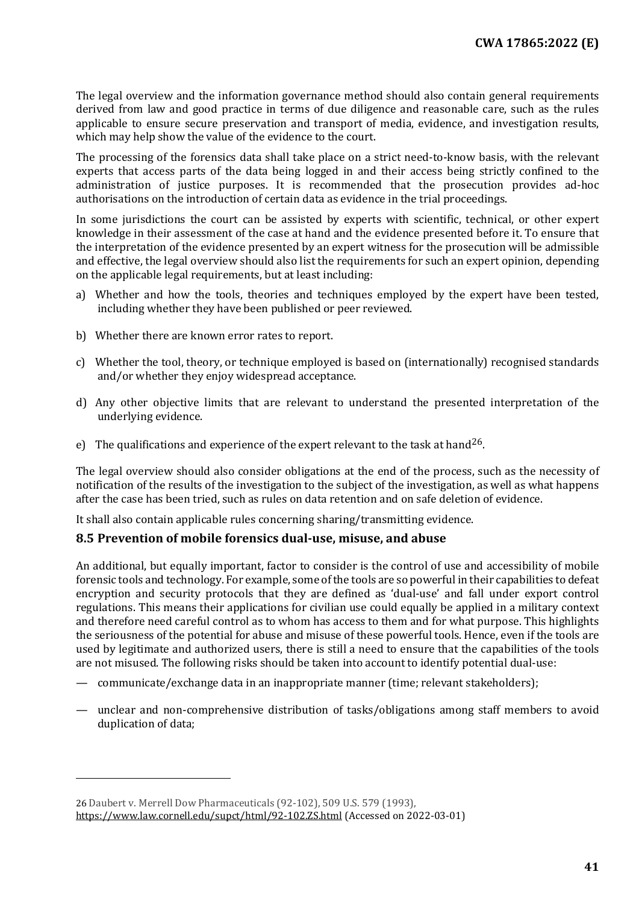The legal overview and the information governance method should also contain general requirements derived from law and good practice in terms of due diligence and reasonable care, such as the rules applicable to ensure secure preservation and transport of media, evidence, and investigation results, which may help show the value of the evidence to the court.

The processing of the forensics data shall take place on a strict need-to-know basis, with the relevant experts that access parts of the data being logged in and their access being strictly confined to the administration of justice purposes. It is recommended that the prosecution provides ad-hoc authorisations on the introduction of certain data as evidence in the trial proceedings.

In some jurisdictions the court can be assisted by experts with scientific, technical, or other expert knowledge in their assessment of the case at hand and the evidence presented before it. To ensure that the interpretation of the evidence presented by an expert witness for the prosecution will be admissible and effective, the legal overview should also list the requirements for such an expert opinion, depending on the applicable legal requirements, but at least including:

a) Whether and how the tools, theories and techniques employed by the expert have been tested, including whether they have been published or peer reviewed.

b) Whether there are known error rates to report.

c) Whether the tool, theory, or technique employed is based on (internationally) recognised standards and/or whether they enjoy widespread acceptance.

d) Any other objective limits that are relevant to understand the presented interpretation of the underlying evidence.

e) The qualifications and experience of the expert relevant to the task at hand[26].

The legal overview should also consider obligations at the end of the process, such as the necessity of notification of the results of the investigation to the subject of the investigation, as well as what happens after the case has been tried, such as rules on data retention and on safe deletion of evidence.

It shall also contain applicable rules concerning sharing/transmitting evidence.

## 8.5 Prevention of mobile forensics dual-use, misuse, and abuse

An additional, but equally important, factor to consider is the control of use and accessibility of mobile forensic tools and technology. For example, some of the tools are so powerful in their capabilities to defeat encryption and security protocols that they are defined as 'dual-use' and fall under export control regulations. This means their applications for civilian use could equally be applied in a military context and therefore need careful control as to whom has access to them and for what purpose. This highlights the seriousness of the potential for abuse and misuse of these powerful tools. Hence, even if the tools are used by legitimate and authorized users, there is still a need to ensure that the capabilities of the tools are not misused. The following risks should be taken into account to identify potential dual-use:

— communicate/exchange data in an inappropriate manner (time; relevant stakeholders);

— unclear and non-comprehensive distribution of tasks/obligations among staff members to avoid duplication of data;

---

26 Daubert v. Merrell Dow Pharmaceuticals (92-102), 509 U.S. 579 (1993), https://www.law.cornell.edu/supct/html/92-102.ZS.html (Accessed on 2022-03-01)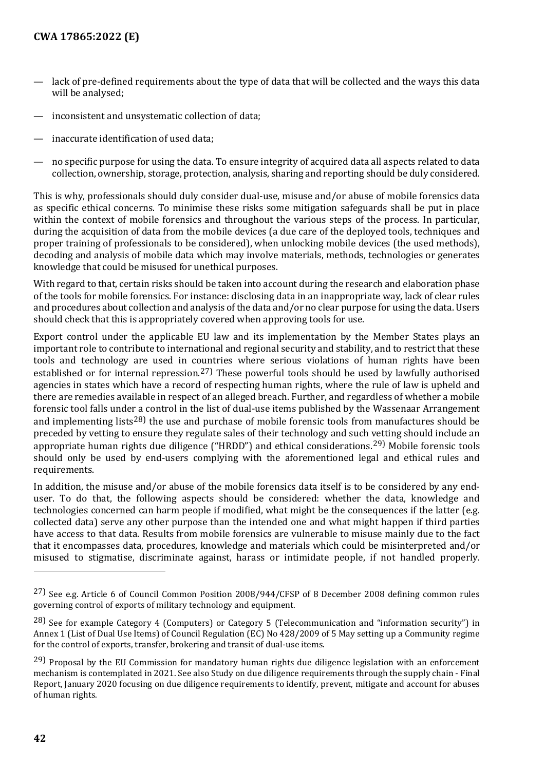- lack of pre-defined requirements about the type of data that will be collected and the ways this data will be analysed;
- inconsistent and unsystematic collection of data;
- inaccurate identification of used data;
- no specific purpose for using the data. To ensure integrity of acquired data all aspects related to data collection, ownership, storage, protection, analysis, sharing and reporting should be duly considered.

This is why, professionals should duly consider dual-use, misuse and/or abuse of mobile forensics data as specific ethical concerns. To minimise these risks some mitigation safeguards shall be put in place within the context of mobile forensics and throughout the various steps of the process. In particular, during the acquisition of data from the mobile devices (a due care of the deployed tools, techniques and proper training of professionals to be considered), when unlocking mobile devices (the used methods), decoding and analysis of mobile data which may involve materials, methods, technologies or generates knowledge that could be misused for unethical purposes.

With regard to that, certain risks should be taken into account during the research and elaboration phase of the tools for mobile forensics. For instance: disclosing data in an inappropriate way, lack of clear rules and procedures about collection and analysis of the data and/or no clear purpose for using the data. Users should check that this is appropriately covered when approving tools for use.

Export control under the applicable EU law and its implementation by the Member States plays an important role to contribute to international and regional security and stability, and to restrict that these tools and technology are used in countries where serious violations of human rights have been established or for internal repression.[27] These powerful tools should be used by lawfully authorised agencies in states which have a record of respecting human rights, where the rule of law is upheld and there are remedies available in respect of an alleged breach. Further, and regardless of whether a mobile forensic tool falls under a control in the list of dual-use items published by the Wassenaar Arrangement and implementing lists[28] the use and purchase of mobile forensic tools from manufactures should be preceded by vetting to ensure they regulate sales of their technology and such vetting should include an appropriate human rights due diligence ("HRDD") and ethical considerations.[29] Mobile forensic tools should only be used by end-users complying with the aforementioned legal and ethical rules and requirements.

In addition, the misuse and/or abuse of the mobile forensics data itself is to be considered by any end-user. To do that, the following aspects should be considered: whether the data, knowledge and technologies concerned can harm people if modified, what might be the consequences if the latter (e.g. collected data) serve any other purpose than the intended one and what might happen if third parties have access to that data. Results from mobile forensics are vulnerable to misuse mainly due to the fact that it encompasses data, procedures, knowledge and materials which could be misinterpreted and/or misused to stigmatise, discriminate against, harass or intimidate people, if not handled properly.

---

[27] See e.g. Article 6 of Council Common Position 2008/944/CFSP of 8 December 2008 defining common rules governing control of exports of military technology and equipment.

[28] See for example Category 4 (Computers) or Category 5 (Telecommunication and "information security") in Annex 1 (List of Dual Use Items) of Council Regulation (EC) No 428/2009 of 5 May setting up a Community regime for the control of exports, transfer, brokering and transit of dual-use items.

[29] Proposal by the EU Commission for mandatory human rights due diligence legislation with an enforcement mechanism is contemplated in 2021. See also Study on due diligence requirements through the supply chain - Final Report, January 2020 focusing on due diligence requirements to identify, prevent, mitigate and account for abuses of human rights.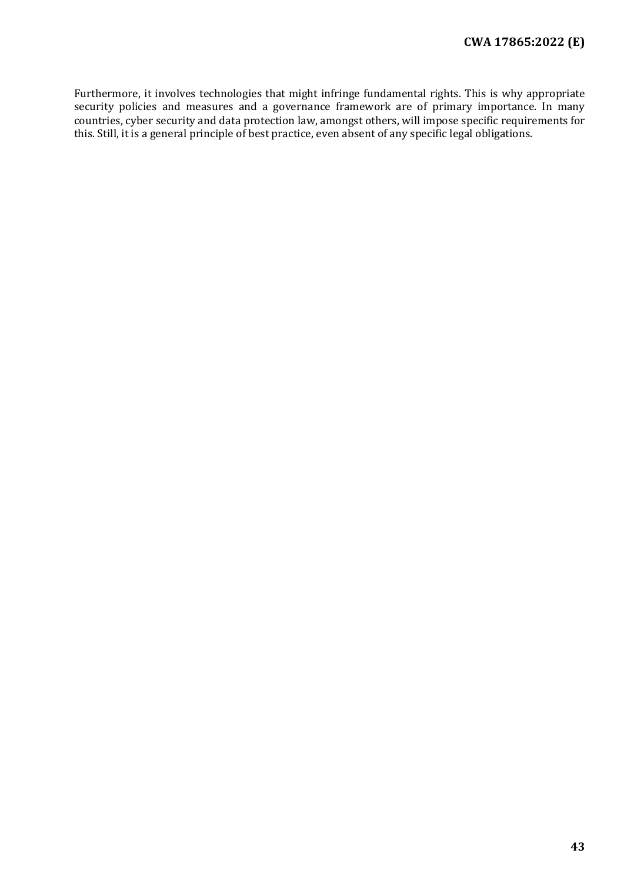Furthermore, it involves technologies that might infringe fundamental rights. This is why appropriate security policies and measures and a governance framework are of primary importance. In many countries, cyber security and data protection law, amongst others, will impose specific requirements for this. Still, it is a general principle of best practice, even absent of any specific legal obligations.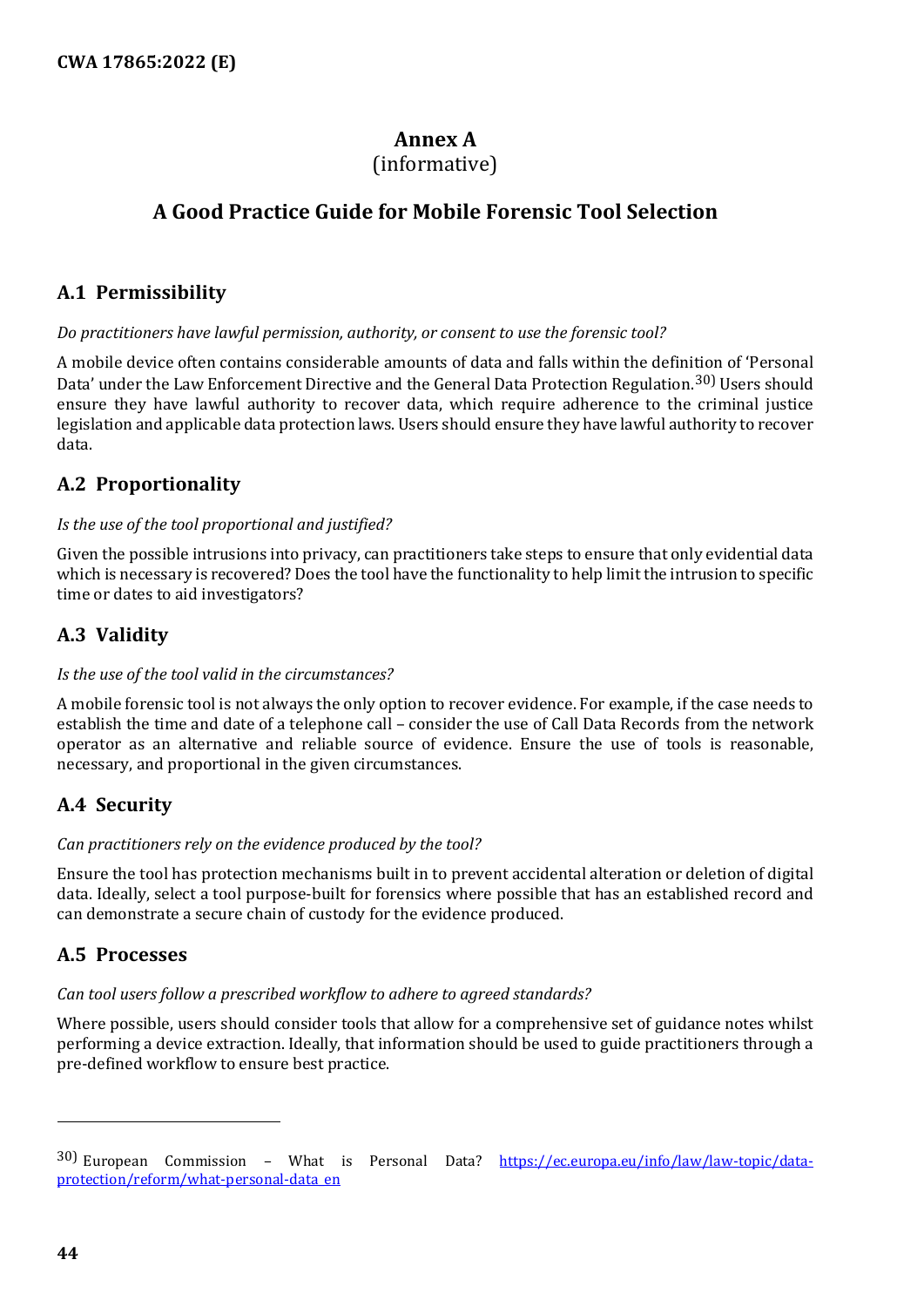# Annex A
(informative)

# A Good Practice Guide for Mobile Forensic Tool Selection

## A.1 Permissibility

*Do practitioners have lawful permission, authority, or consent to use the forensic tool?*

A mobile device often contains considerable amounts of data and falls within the definition of 'Personal Data' under the Law Enforcement Directive and the General Data Protection Regulation.[30] Users should ensure they have lawful authority to recover data, which require adherence to the criminal justice legislation and applicable data protection laws. Users should ensure they have lawful authority to recover data.

## A.2 Proportionality

*Is the use of the tool proportional and justified?*

Given the possible intrusions into privacy, can practitioners take steps to ensure that only evidential data which is necessary is recovered? Does the tool have the functionality to help limit the intrusion to specific time or dates to aid investigators?

## A.3 Validity

*Is the use of the tool valid in the circumstances?*

A mobile forensic tool is not always the only option to recover evidence. For example, if the case needs to establish the time and date of a telephone call – consider the use of Call Data Records from the network operator as an alternative and reliable source of evidence. Ensure the use of tools is reasonable, necessary, and proportional in the given circumstances.

## A.4 Security

*Can practitioners rely on the evidence produced by the tool?*

Ensure the tool has protection mechanisms built in to prevent accidental alteration or deletion of digital data. Ideally, select a tool purpose-built for forensics where possible that has an established record and can demonstrate a secure chain of custody for the evidence produced.

## A.5 Processes

*Can tool users follow a prescribed workflow to adhere to agreed standards?*

Where possible, users should consider tools that allow for a comprehensive set of guidance notes whilst performing a device extraction. Ideally, that information should be used to guide practitioners through a pre-defined workflow to ensure best practice.

---

[30] European Commission – What is Personal Data? https://ec.europa.eu/info/law/law-topic/data-protection/reform/what-personal-data_en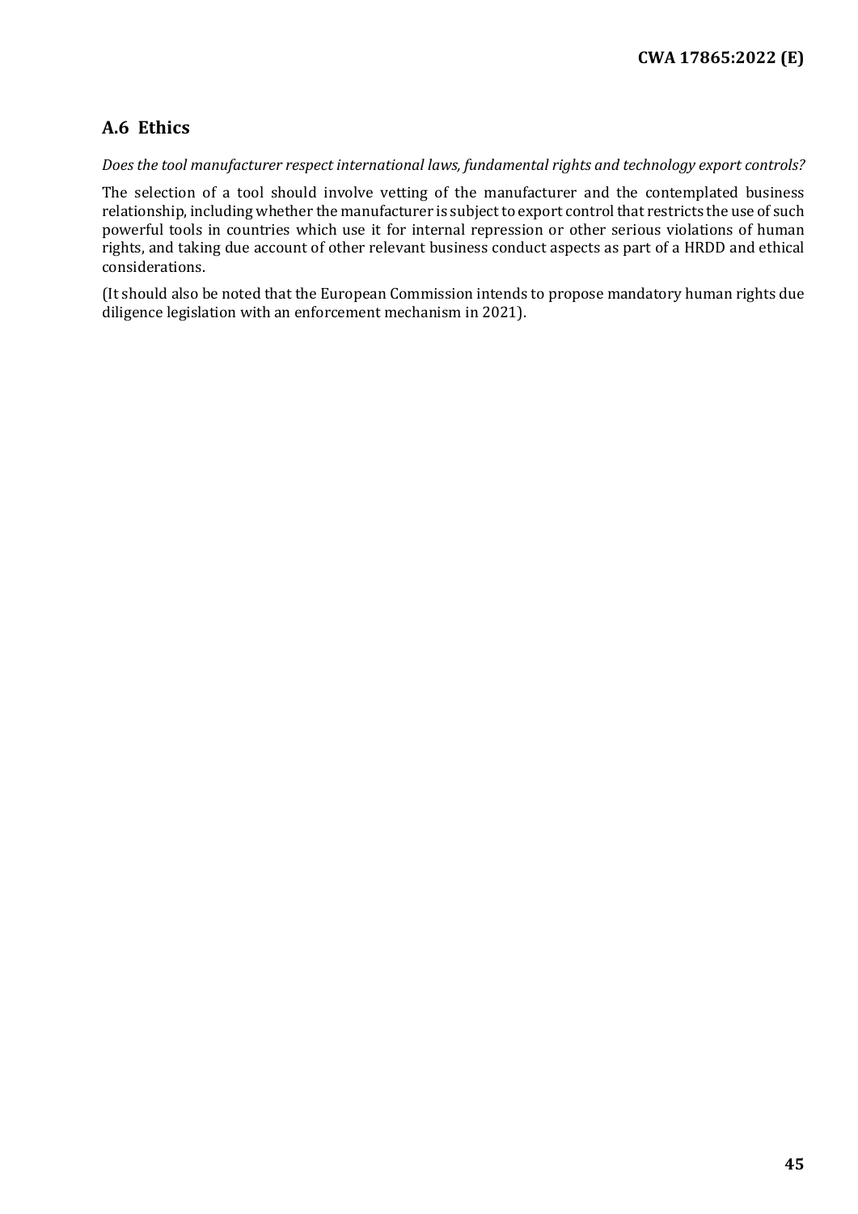## A.6 Ethics

*Does the tool manufacturer respect international laws, fundamental rights and technology export controls?*

The selection of a tool should involve vetting of the manufacturer and the contemplated business relationship, including whether the manufacturer is subject to export control that restricts the use of such powerful tools in countries which use it for internal repression or other serious violations of human rights, and taking due account of other relevant business conduct aspects as part of a HRDD and ethical considerations.

(It should also be noted that the European Commission intends to propose mandatory human rights due diligence legislation with an enforcement mechanism in 2021).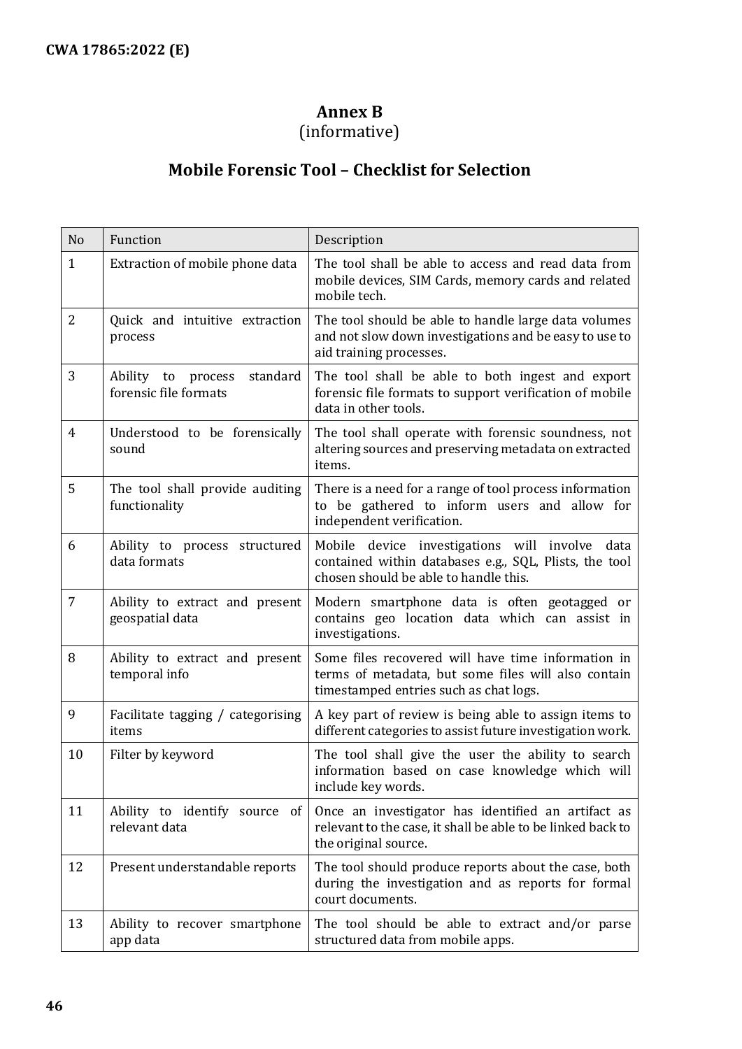# Annex B
(informative)

## Mobile Forensic Tool – Checklist for Selection

| No | Function | Description |
|---|---|---|
| 1 | Extraction of mobile phone data | The tool shall be able to access and read data from mobile devices, SIM Cards, memory cards and related mobile tech. |
| 2 | Quick and intuitive extraction process | The tool should be able to handle large data volumes and not slow down investigations and be easy to use to aid training processes. |
| 3 | Ability to process standard forensic file formats | The tool shall be able to both ingest and export forensic file formats to support verification of mobile data in other tools. |
| 4 | Understood to be forensically sound | The tool shall operate with forensic soundness, not altering sources and preserving metadata on extracted items. |
| 5 | The tool shall provide auditing functionality | There is a need for a range of tool process information to be gathered to inform users and allow for independent verification. |
| 6 | Ability to process structured data formats | Mobile device investigations will involve data contained within databases e.g., SQL, Plists, the tool chosen should be able to handle this. |
| 7 | Ability to extract and present geospatial data | Modern smartphone data is often geotagged or contains geo location data which can assist in investigations. |
| 8 | Ability to extract and present temporal info | Some files recovered will have time information in terms of metadata, but some files will also contain timestamped entries such as chat logs. |
| 9 | Facilitate tagging / categorising items | A key part of review is being able to assign items to different categories to assist future investigation work. |
| 10 | Filter by keyword | The tool shall give the user the ability to search information based on case knowledge which will include key words. |
| 11 | Ability to identify source of relevant data | Once an investigator has identified an artifact as relevant to the case, it shall be able to be linked back to the original source. |
| 12 | Present understandable reports | The tool should produce reports about the case, both during the investigation and as reports for formal court documents. |
| 13 | Ability to recover smartphone app data | The tool should be able to extract and/or parse structured data from mobile apps. |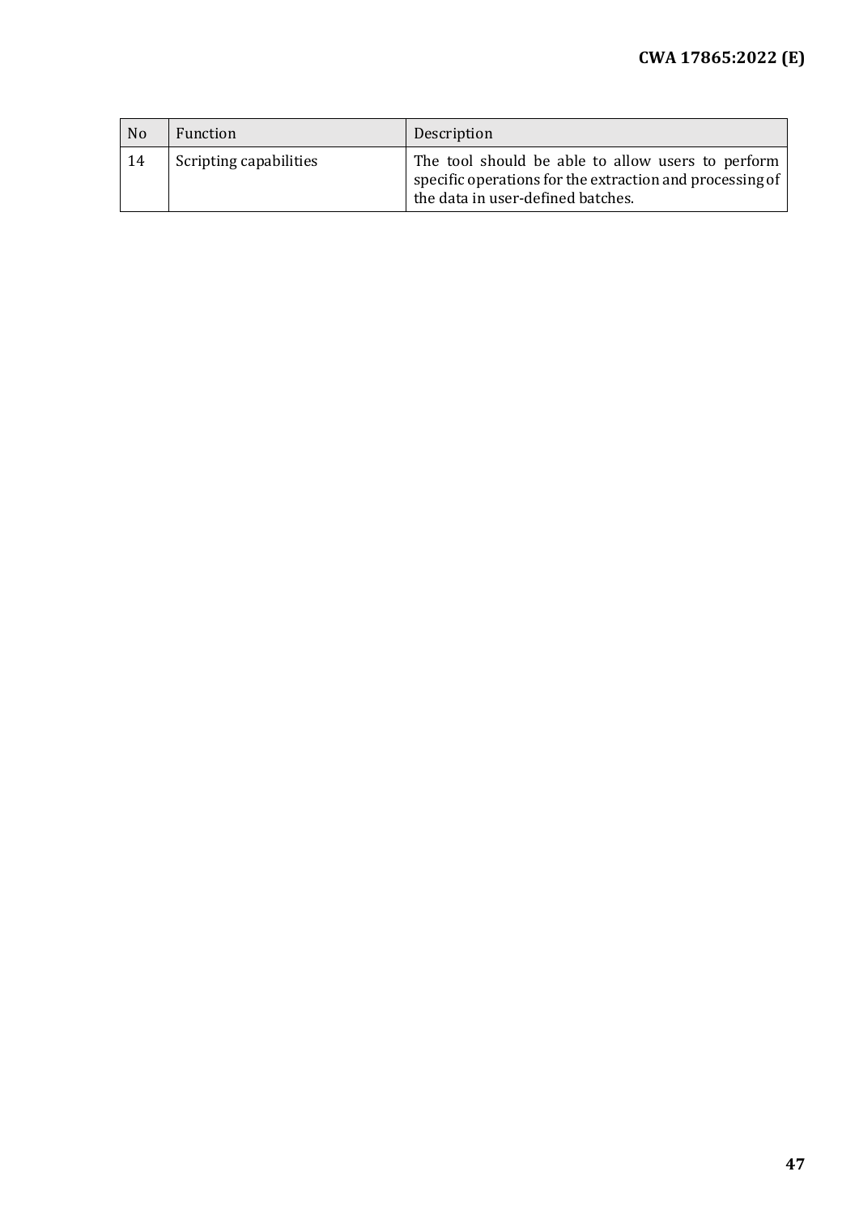| No | Function | Description |
|---|---|---|
| 14 | Scripting capabilities | The tool should be able to allow users to perform specific operations for the extraction and processing of the data in user-defined batches. |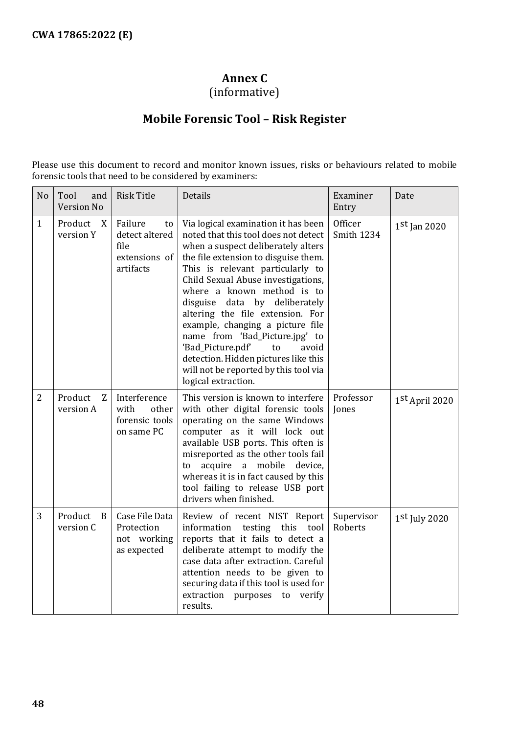# Annex C
(informative)

## Mobile Forensic Tool – Risk Register

Please use this document to record and monitor known issues, risks or behaviours related to mobile forensic tools that need to be considered by examiners:

| No | Tool and Version No | Risk Title | Details | Examiner Entry | Date |
|---|---|---|---|---|---|
| 1 | Product X version Y | Failure to detect altered file extensions of artifacts | Via logical examination it has been noted that this tool does not detect when a suspect deliberately alters the file extension to disguise them. This is relevant particularly to Child Sexual Abuse investigations, where a known method is to disguise data by deliberately altering the file extension. For example, changing a picture file name from 'Bad_Picture.jpg' to 'Bad_Picture.pdf' to avoid detection. Hidden pictures like this will not be reported by this tool via logical extraction. | Officer Smith 1234 | 1st Jan 2020 |
| 2 | Product Z version A | Interference with other forensic tools on same PC | This version is known to interfere with other digital forensic tools operating on the same Windows computer as it will lock out available USB ports. This often is misreported as the other tools fail to acquire a mobile device, whereas it is in fact caused by this tool failing to release USB port drivers when finished. | Professor Jones | 1st April 2020 |
| 3 | Product B version C | Case File Data Protection not working as expected | Review of recent NIST Report information testing this tool reports that it fails to detect a deliberate attempt to modify the case data after extraction. Careful attention needs to be given to securing data if this tool is used for extraction purposes to verify results. | Supervisor Roberts | 1st July 2020 |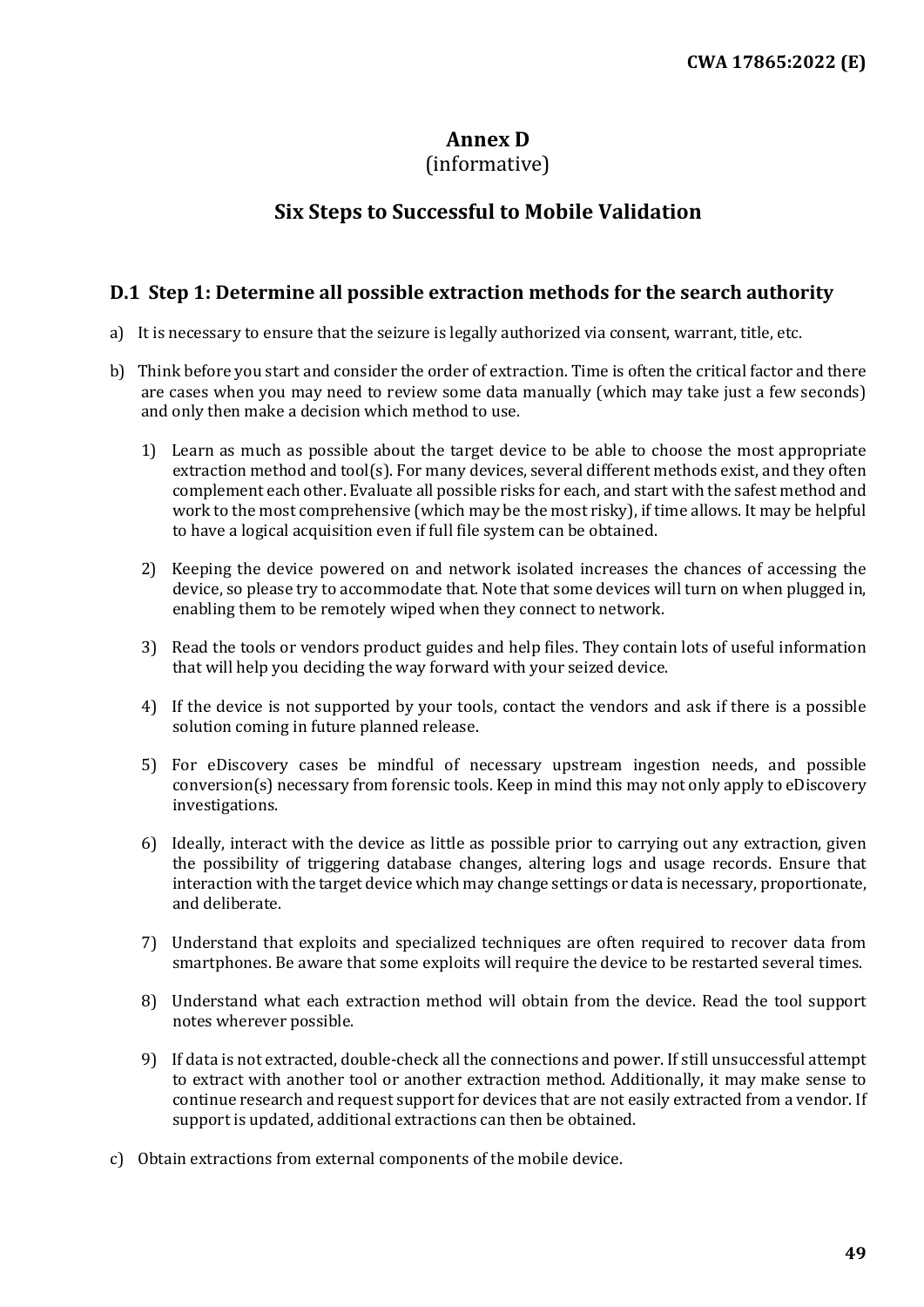# Annex D
(informative)

# Six Steps to Successful to Mobile Validation

## D.1 Step 1: Determine all possible extraction methods for the search authority

a) It is necessary to ensure that the seizure is legally authorized via consent, warrant, title, etc.

b) Think before you start and consider the order of extraction. Time is often the critical factor and there are cases when you may need to review some data manually (which may take just a few seconds) and only then make a decision which method to use.

   1) Learn as much as possible about the target device to be able to choose the most appropriate extraction method and tool(s). For many devices, several different methods exist, and they often complement each other. Evaluate all possible risks for each, and start with the safest method and work to the most comprehensive (which may be the most risky), if time allows. It may be helpful to have a logical acquisition even if full file system can be obtained.

   2) Keeping the device powered on and network isolated increases the chances of accessing the device, so please try to accommodate that. Note that some devices will turn on when plugged in, enabling them to be remotely wiped when they connect to network.

   3) Read the tools or vendors product guides and help files. They contain lots of useful information that will help you deciding the way forward with your seized device.

   4) If the device is not supported by your tools, contact the vendors and ask if there is a possible solution coming in future planned release.

   5) For eDiscovery cases be mindful of necessary upstream ingestion needs, and possible conversion(s) necessary from forensic tools. Keep in mind this may not only apply to eDiscovery investigations.

   6) Ideally, interact with the device as little as possible prior to carrying out any extraction, given the possibility of triggering database changes, altering logs and usage records. Ensure that interaction with the target device which may change settings or data is necessary, proportionate, and deliberate.

   7) Understand that exploits and specialized techniques are often required to recover data from smartphones. Be aware that some exploits will require the device to be restarted several times.

   8) Understand what each extraction method will obtain from the device. Read the tool support notes wherever possible.

   9) If data is not extracted, double-check all the connections and power. If still unsuccessful attempt to extract with another tool or another extraction method. Additionally, it may make sense to continue research and request support for devices that are not easily extracted from a vendor. If support is updated, additional extractions can then be obtained.

c) Obtain extractions from external components of the mobile device.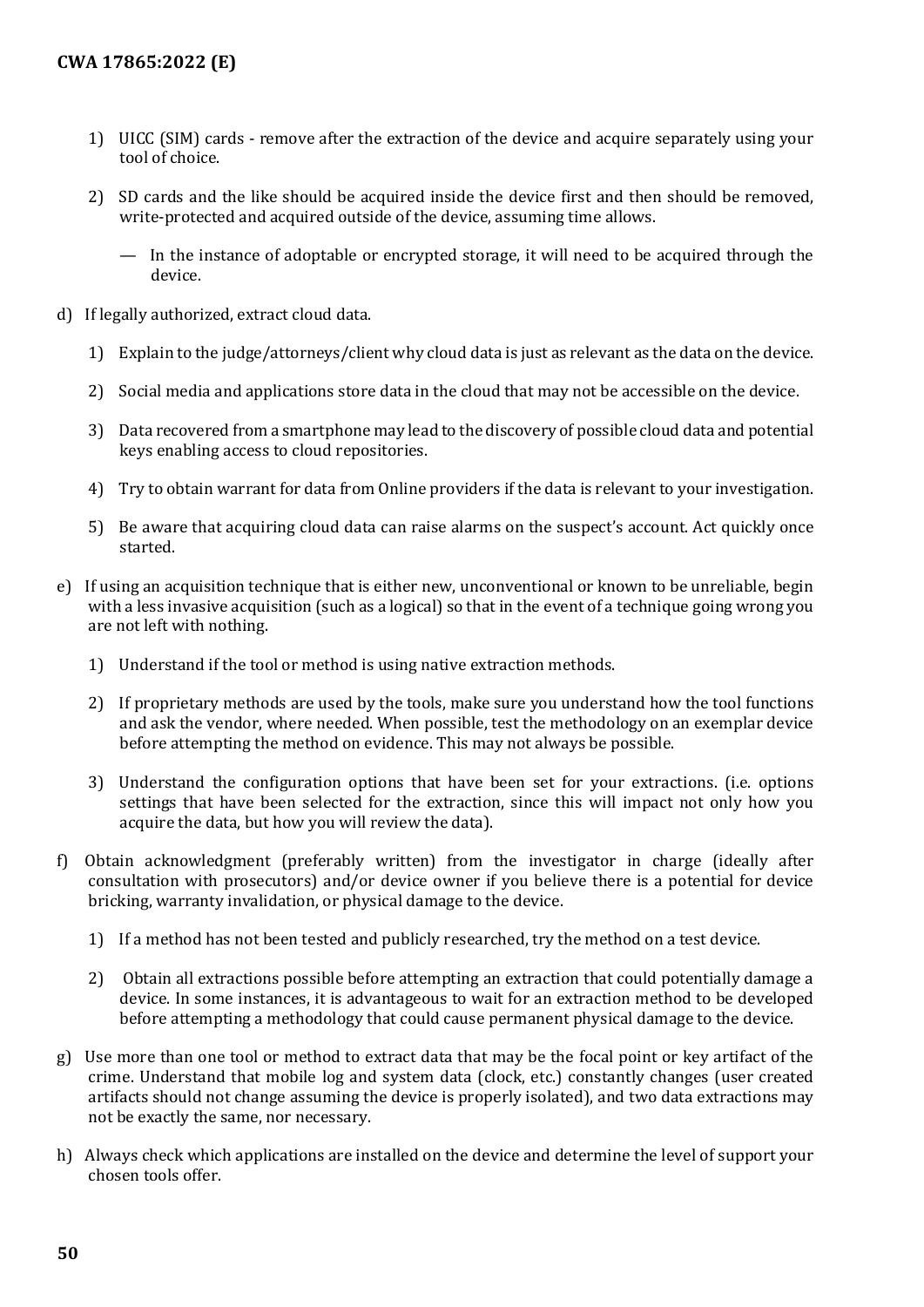1) UICC (SIM) cards - remove after the extraction of the device and acquire separately using your tool of choice.

2) SD cards and the like should be acquired inside the device first and then should be removed, write-protected and acquired outside of the device, assuming time allows.

   — In the instance of adoptable or encrypted storage, it will need to be acquired through the device.

d) If legally authorized, extract cloud data.

   1) Explain to the judge/attorneys/client why cloud data is just as relevant as the data on the device.

   2) Social media and applications store data in the cloud that may not be accessible on the device.

   3) Data recovered from a smartphone may lead to the discovery of possible cloud data and potential keys enabling access to cloud repositories.

   4) Try to obtain warrant for data from Online providers if the data is relevant to your investigation.

   5) Be aware that acquiring cloud data can raise alarms on the suspect's account. Act quickly once started.

e) If using an acquisition technique that is either new, unconventional or known to be unreliable, begin with a less invasive acquisition (such as a logical) so that in the event of a technique going wrong you are not left with nothing.

   1) Understand if the tool or method is using native extraction methods.

   2) If proprietary methods are used by the tools, make sure you understand how the tool functions and ask the vendor, where needed. When possible, test the methodology on an exemplar device before attempting the method on evidence. This may not always be possible.

   3) Understand the configuration options that have been set for your extractions. (i.e. options settings that have been selected for the extraction, since this will impact not only how you acquire the data, but how you will review the data).

f) Obtain acknowledgment (preferably written) from the investigator in charge (ideally after consultation with prosecutors) and/or device owner if you believe there is a potential for device bricking, warranty invalidation, or physical damage to the device.

   1) If a method has not been tested and publicly researched, try the method on a test device.

   2) Obtain all extractions possible before attempting an extraction that could potentially damage a device. In some instances, it is advantageous to wait for an extraction method to be developed before attempting a methodology that could cause permanent physical damage to the device.

g) Use more than one tool or method to extract data that may be the focal point or key artifact of the crime. Understand that mobile log and system data (clock, etc.) constantly changes (user created artifacts should not change assuming the device is properly isolated), and two data extractions may not be exactly the same, nor necessary.

h) Always check which applications are installed on the device and determine the level of support your chosen tools offer.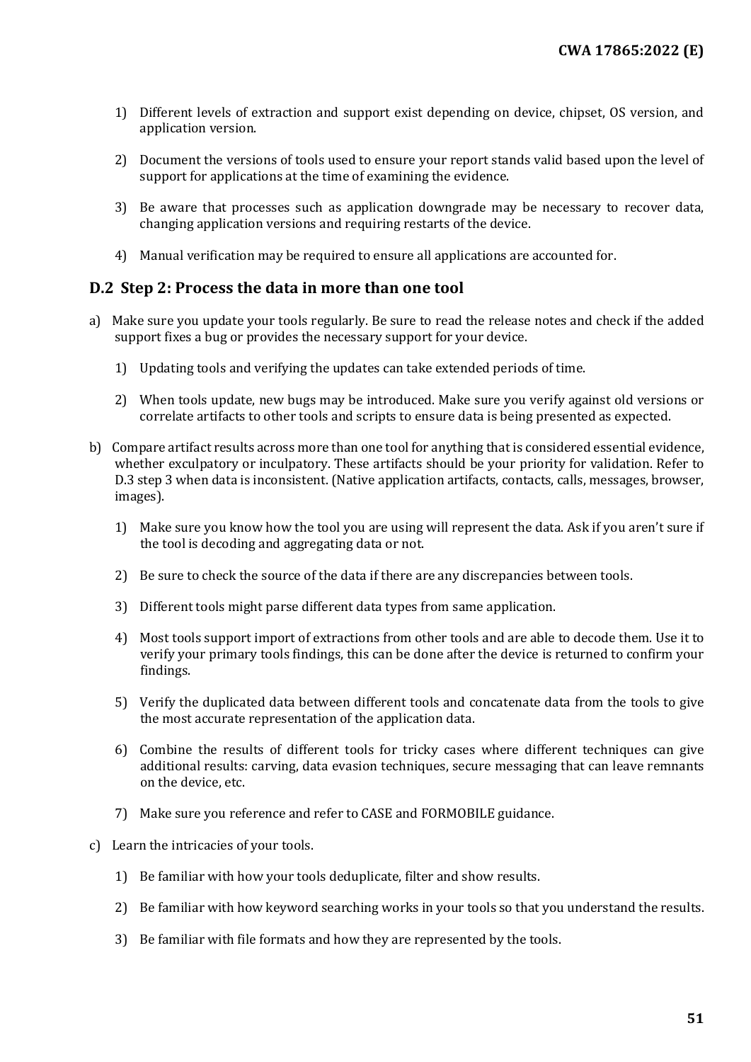1) Different levels of extraction and support exist depending on device, chipset, OS version, and application version.

2) Document the versions of tools used to ensure your report stands valid based upon the level of support for applications at the time of examining the evidence.

3) Be aware that processes such as application downgrade may be necessary to recover data, changing application versions and requiring restarts of the device.

4) Manual verification may be required to ensure all applications are accounted for.

## D.2 Step 2: Process the data in more than one tool

a) Make sure you update your tools regularly. Be sure to read the release notes and check if the added support fixes a bug or provides the necessary support for your device.

   1) Updating tools and verifying the updates can take extended periods of time.

   2) When tools update, new bugs may be introduced. Make sure you verify against old versions or correlate artifacts to other tools and scripts to ensure data is being presented as expected.

b) Compare artifact results across more than one tool for anything that is considered essential evidence, whether exculpatory or inculpatory. These artifacts should be your priority for validation. Refer to D.3 step 3 when data is inconsistent. (Native application artifacts, contacts, calls, messages, browser, images).

   1) Make sure you know how the tool you are using will represent the data. Ask if you aren't sure if the tool is decoding and aggregating data or not.

   2) Be sure to check the source of the data if there are any discrepancies between tools.

   3) Different tools might parse different data types from same application.

   4) Most tools support import of extractions from other tools and are able to decode them. Use it to verify your primary tools findings, this can be done after the device is returned to confirm your findings.

   5) Verify the duplicated data between different tools and concatenate data from the tools to give the most accurate representation of the application data.

   6) Combine the results of different tools for tricky cases where different techniques can give additional results: carving, data evasion techniques, secure messaging that can leave remnants on the device, etc.

   7) Make sure you reference and refer to CASE and FORMOBILE guidance.

c) Learn the intricacies of your tools.

   1) Be familiar with how your tools deduplicate, filter and show results.

   2) Be familiar with how keyword searching works in your tools so that you understand the results.

   3) Be familiar with file formats and how they are represented by the tools.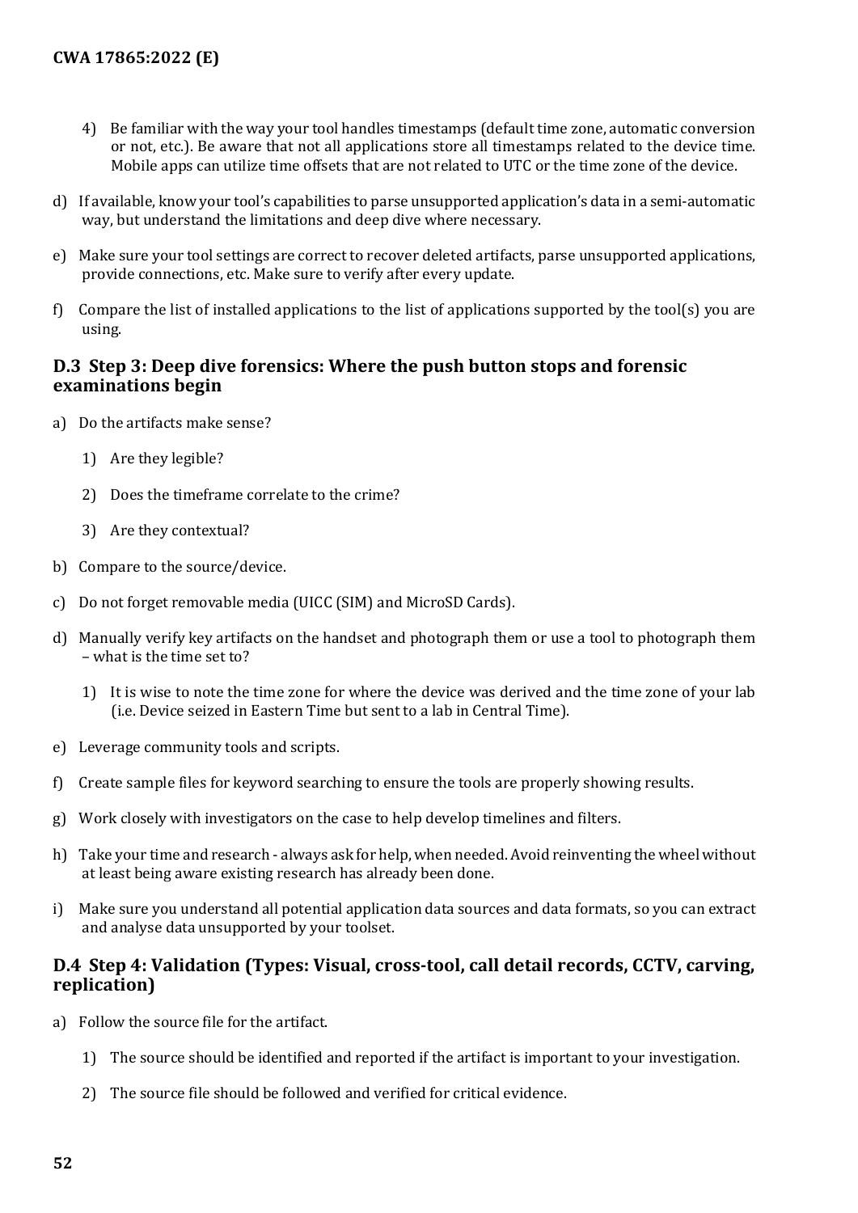4) Be familiar with the way your tool handles timestamps (default time zone, automatic conversion or not, etc.). Be aware that not all applications store all timestamps related to the device time. Mobile apps can utilize time offsets that are not related to UTC or the time zone of the device.

d) If available, know your tool's capabilities to parse unsupported application's data in a semi-automatic way, but understand the limitations and deep dive where necessary.

e) Make sure your tool settings are correct to recover deleted artifacts, parse unsupported applications, provide connections, etc. Make sure to verify after every update.

f) Compare the list of installed applications to the list of applications supported by the tool(s) you are using.

## D.3 Step 3: Deep dive forensics: Where the push button stops and forensic examinations begin

a) Do the artifacts make sense?

   1) Are they legible?

   2) Does the timeframe correlate to the crime?

   3) Are they contextual?

b) Compare to the source/device.

c) Do not forget removable media (UICC (SIM) and MicroSD Cards).

d) Manually verify key artifacts on the handset and photograph them or use a tool to photograph them – what is the time set to?

   1) It is wise to note the time zone for where the device was derived and the time zone of your lab (i.e. Device seized in Eastern Time but sent to a lab in Central Time).

e) Leverage community tools and scripts.

f) Create sample files for keyword searching to ensure the tools are properly showing results.

g) Work closely with investigators on the case to help develop timelines and filters.

h) Take your time and research - always ask for help, when needed. Avoid reinventing the wheel without at least being aware existing research has already been done.

i) Make sure you understand all potential application data sources and data formats, so you can extract and analyse data unsupported by your toolset.

## D.4 Step 4: Validation (Types: Visual, cross-tool, call detail records, CCTV, carving, replication)

a) Follow the source file for the artifact.

   1) The source should be identified and reported if the artifact is important to your investigation.

   2) The source file should be followed and verified for critical evidence.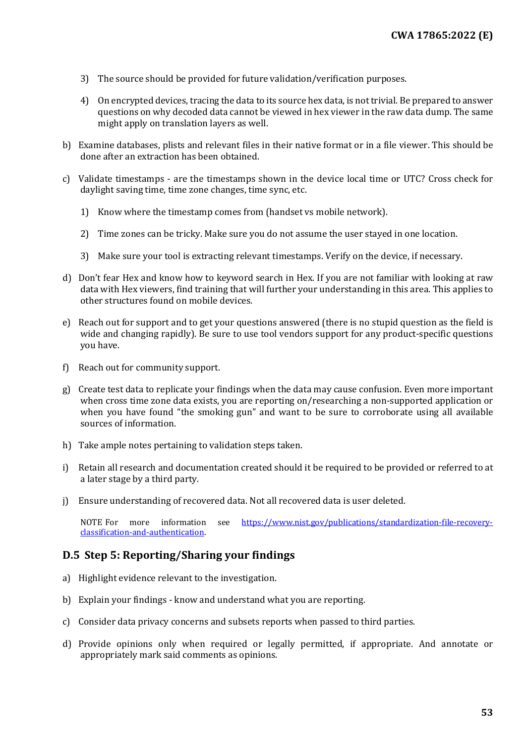3) The source should be provided for future validation/verification purposes.

4) On encrypted devices, tracing the data to its source hex data, is not trivial. Be prepared to answer questions on why decoded data cannot be viewed in hex viewer in the raw data dump. The same might apply on translation layers as well.

b) Examine databases, plists and relevant files in their native format or in a file viewer. This should be done after an extraction has been obtained.

c) Validate timestamps - are the timestamps shown in the device local time or UTC? Cross check for daylight saving time, time zone changes, time sync, etc.

1) Know where the timestamp comes from (handset vs mobile network).

2) Time zones can be tricky. Make sure you do not assume the user stayed in one location.

3) Make sure your tool is extracting relevant timestamps. Verify on the device, if necessary.

d) Don't fear Hex and know how to keyword search in Hex. If you are not familiar with looking at raw data with Hex viewers, find training that will further your understanding in this area. This applies to other structures found on mobile devices.

e) Reach out for support and to get your questions answered (there is no stupid question as the field is wide and changing rapidly). Be sure to use tool vendors support for any product-specific questions you have.

f) Reach out for community support.

g) Create test data to replicate your findings when the data may cause confusion. Even more important when cross time zone data exists, you are reporting on/researching a non-supported application or when you have found "the smoking gun" and want to be sure to corroborate using all available sources of information.

h) Take ample notes pertaining to validation steps taken.

i) Retain all research and documentation created should it be required to be provided or referred to at a later stage by a third party.

j) Ensure understanding of recovered data. Not all recovered data is user deleted.

NOTE For more information see https://www.nist.gov/publications/standardization-file-recovery-classification-and-authentication.

## D.5 Step 5: Reporting/Sharing your findings

a) Highlight evidence relevant to the investigation.

b) Explain your findings - know and understand what you are reporting.

c) Consider data privacy concerns and subsets reports when passed to third parties.

d) Provide opinions only when required or legally permitted, if appropriate. And annotate or appropriately mark said comments as opinions.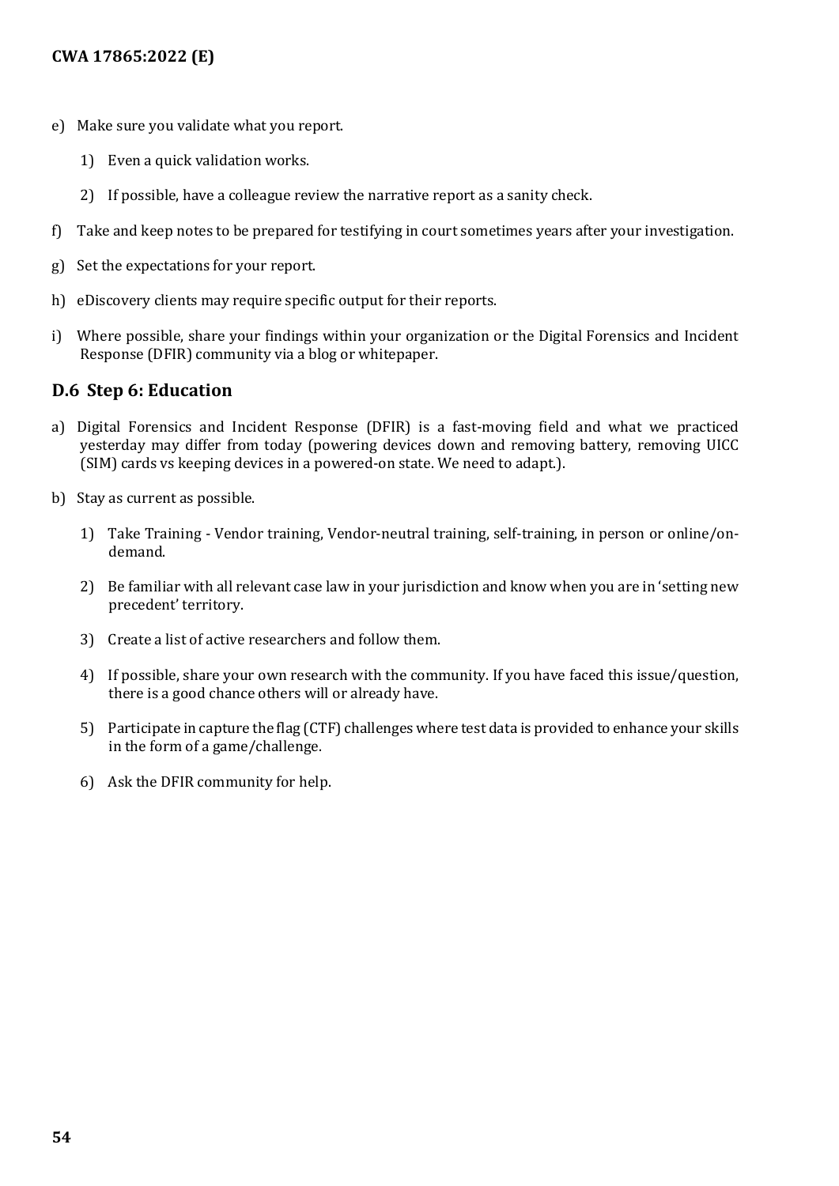e) Make sure you validate what you report.

    1) Even a quick validation works.

    2) If possible, have a colleague review the narrative report as a sanity check.

f) Take and keep notes to be prepared for testifying in court sometimes years after your investigation.

g) Set the expectations for your report.

h) eDiscovery clients may require specific output for their reports.

i) Where possible, share your findings within your organization or the Digital Forensics and Incident Response (DFIR) community via a blog or whitepaper.

## D.6 Step 6: Education

a) Digital Forensics and Incident Response (DFIR) is a fast-moving field and what we practiced yesterday may differ from today (powering devices down and removing battery, removing UICC (SIM) cards vs keeping devices in a powered-on state. We need to adapt.).

b) Stay as current as possible.

    1) Take Training - Vendor training, Vendor-neutral training, self-training, in person or online/on-demand.

    2) Be familiar with all relevant case law in your jurisdiction and know when you are in 'setting new precedent' territory.

    3) Create a list of active researchers and follow them.

    4) If possible, share your own research with the community. If you have faced this issue/question, there is a good chance others will or already have.

    5) Participate in capture the flag (CTF) challenges where test data is provided to enhance your skills in the form of a game/challenge.

    6) Ask the DFIR community for help.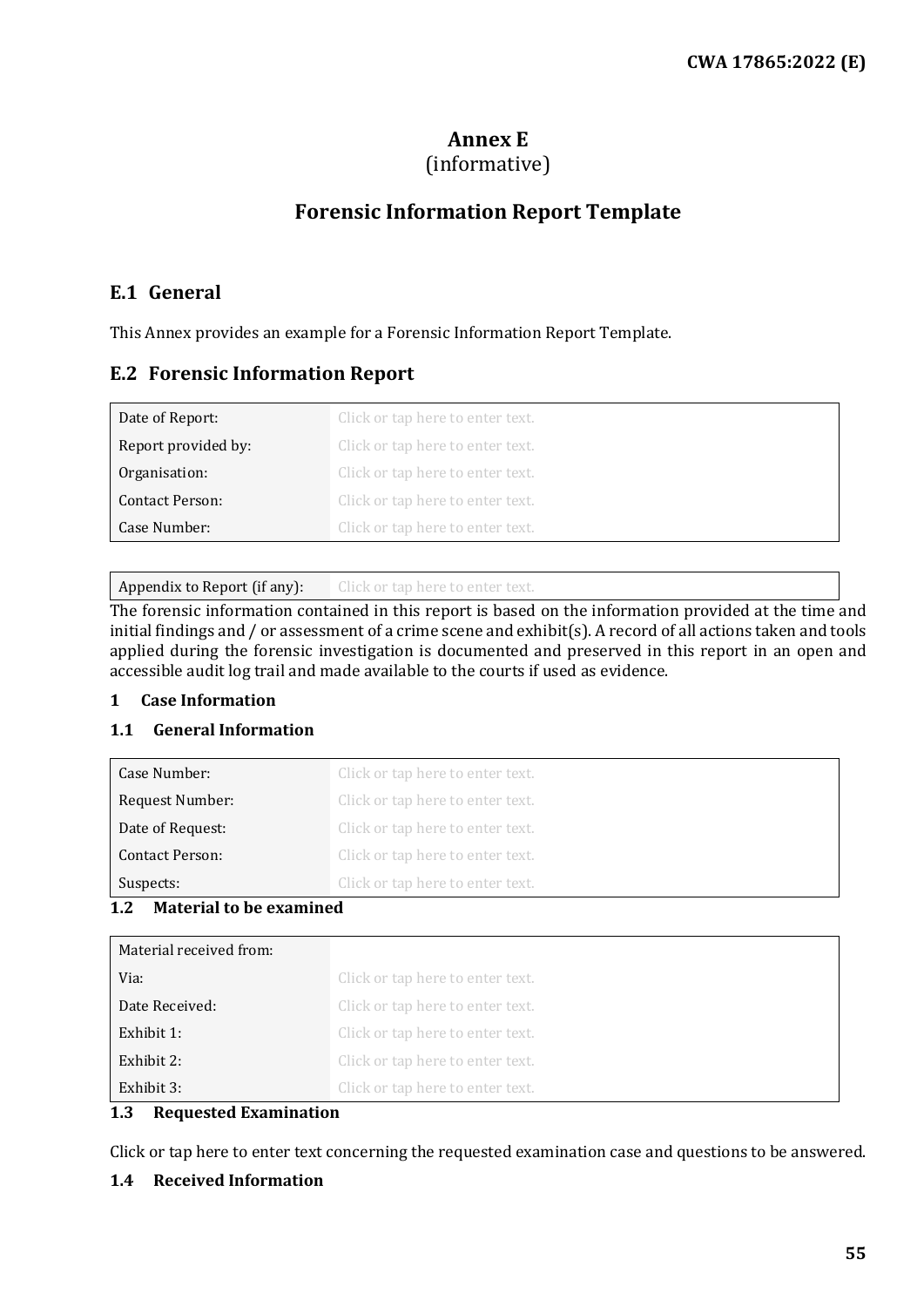# Annex E
(informative)

# Forensic Information Report Template

## E.1 General

This Annex provides an example for a Forensic Information Report Template.

## E.2 Forensic Information Report

| | |
|---|---|
| Date of Report: | Click or tap here to enter text. |
| Report provided by: | Click or tap here to enter text. |
| Organisation: | Click or tap here to enter text. |
| Contact Person: | Click or tap here to enter text. |
| Case Number: | Click or tap here to enter text. |

| | |
|---|---|
| Appendix to Report (if any): | Click or tap here to enter text. |

The forensic information contained in this report is based on the information provided at the time and initial findings and / or assessment of a crime scene and exhibit(s). A record of all actions taken and tools applied during the forensic investigation is documented and preserved in this report in an open and accessible audit log trail and made available to the courts if used as evidence.

### 1 Case Information

#### 1.1 General Information

| | |
|---|---|
| Case Number: | Click or tap here to enter text. |
| Request Number: | Click or tap here to enter text. |
| Date of Request: | Click or tap here to enter text. |
| Contact Person: | Click or tap here to enter text. |
| Suspects: | Click or tap here to enter text. |

#### 1.2 Material to be examined

| | |
|---|---|
| Material received from: | |
| Via: | Click or tap here to enter text. |
| Date Received: | Click or tap here to enter text. |
| Exhibit 1: | Click or tap here to enter text. |
| Exhibit 2: | Click or tap here to enter text. |
| Exhibit 3: | Click or tap here to enter text. |

#### 1.3 Requested Examination

Click or tap here to enter text concerning the requested examination case and questions to be answered.

#### 1.4 Received Information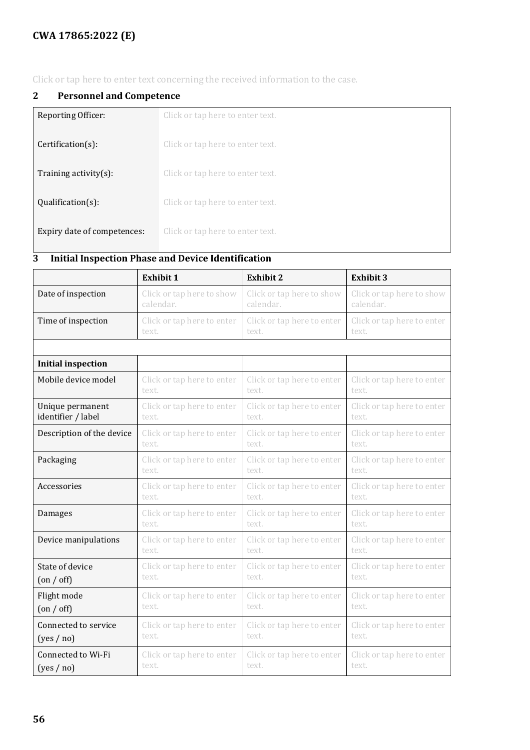Click or tap here to enter text concerning the received information to the case.

## 2 Personnel and Competence

| | |
|---|---|
| Reporting Officer: | Click or tap here to enter text. |
| Certification(s): | Click or tap here to enter text. |
| Training activity(s): | Click or tap here to enter text. |
| Qualification(s): | Click or tap here to enter text. |
| Expiry date of competences: | Click or tap here to enter text. |

## 3 Initial Inspection Phase and Device Identification

| | **Exhibit 1** | **Exhibit 2** | **Exhibit 3** |
|---|---|---|---|
| Date of inspection | Click or tap here to show calendar. | Click or tap here to show calendar. | Click or tap here to show calendar. |
| Time of inspection | Click or tap here to enter text. | Click or tap here to enter text. | Click or tap here to enter text. |
| | | | |
| **Initial inspection** | | | |
| Mobile device model | Click or tap here to enter text. | Click or tap here to enter text. | Click or tap here to enter text. |
| Unique permanent identifier / label | Click or tap here to enter text. | Click or tap here to enter text. | Click or tap here to enter text. |
| Description of the device | Click or tap here to enter text. | Click or tap here to enter text. | Click or tap here to enter text. |
| Packaging | Click or tap here to enter text. | Click or tap here to enter text. | Click or tap here to enter text. |
| Accessories | Click or tap here to enter text. | Click or tap here to enter text. | Click or tap here to enter text. |
| Damages | Click or tap here to enter text. | Click or tap here to enter text. | Click or tap here to enter text. |
| Device manipulations | Click or tap here to enter text. | Click or tap here to enter text. | Click or tap here to enter text. |
| State of device (on / off) | Click or tap here to enter text. | Click or tap here to enter text. | Click or tap here to enter text. |
| Flight mode (on / off) | Click or tap here to enter text. | Click or tap here to enter text. | Click or tap here to enter text. |
| Connected to service (yes / no) | Click or tap here to enter text. | Click or tap here to enter text. | Click or tap here to enter text. |
| Connected to Wi-Fi (yes / no) | Click or tap here to enter text. | Click or tap here to enter text. | Click or tap here to enter text. |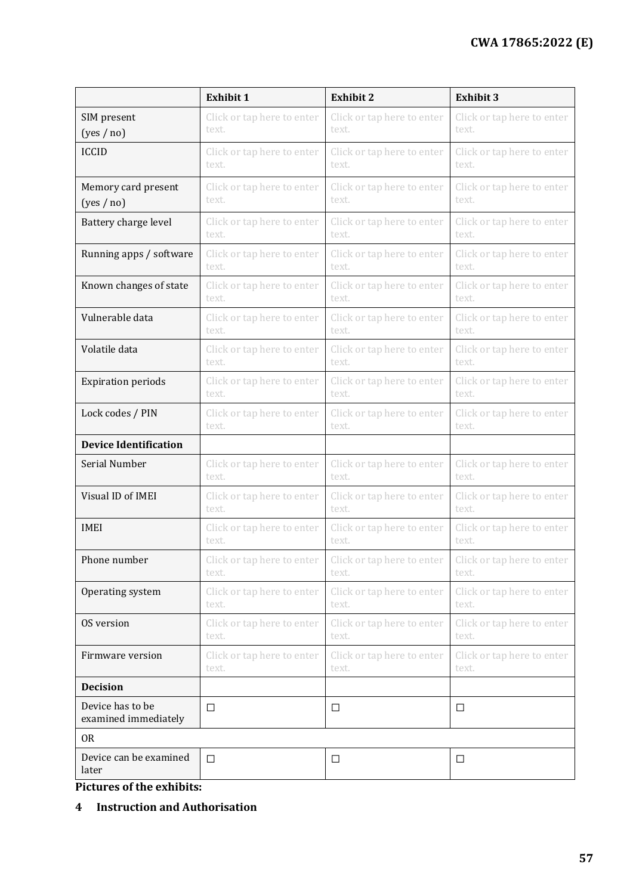| | **Exhibit 1** | **Exhibit 2** | **Exhibit 3** |
|---|---|---|---|
| SIM present (yes / no) | Click or tap here to enter text. | Click or tap here to enter text. | Click or tap here to enter text. |
| ICCID | Click or tap here to enter text. | Click or tap here to enter text. | Click or tap here to enter text. |
| Memory card present (yes / no) | Click or tap here to enter text. | Click or tap here to enter text. | Click or tap here to enter text. |
| Battery charge level | Click or tap here to enter text. | Click or tap here to enter text. | Click or tap here to enter text. |
| Running apps / software | Click or tap here to enter text. | Click or tap here to enter text. | Click or tap here to enter text. |
| Known changes of state | Click or tap here to enter text. | Click or tap here to enter text. | Click or tap here to enter text. |
| Vulnerable data | Click or tap here to enter text. | Click or tap here to enter text. | Click or tap here to enter text. |
| Volatile data | Click or tap here to enter text. | Click or tap here to enter text. | Click or tap here to enter text. |
| Expiration periods | Click or tap here to enter text. | Click or tap here to enter text. | Click or tap here to enter text. |
| Lock codes / PIN | Click or tap here to enter text. | Click or tap here to enter text. | Click or tap here to enter text. |
| **Device Identification** | | | |
| Serial Number | Click or tap here to enter text. | Click or tap here to enter text. | Click or tap here to enter text. |
| Visual ID of IMEI | Click or tap here to enter text. | Click or tap here to enter text. | Click or tap here to enter text. |
| IMEI | Click or tap here to enter text. | Click or tap here to enter text. | Click or tap here to enter text. |
| Phone number | Click or tap here to enter text. | Click or tap here to enter text. | Click or tap here to enter text. |
| Operating system | Click or tap here to enter text. | Click or tap here to enter text. | Click or tap here to enter text. |
| OS version | Click or tap here to enter text. | Click or tap here to enter text. | Click or tap here to enter text. |
| Firmware version | Click or tap here to enter text. | Click or tap here to enter text. | Click or tap here to enter text. |
| **Decision** | | | |
| Device has to be examined immediately | ☐ | ☐ | ☐ |
| OR | | | |
| Device can be examined later | ☐ | ☐ | ☐ |

**Pictures of the exhibits:**

## 4 Instruction and Authorisation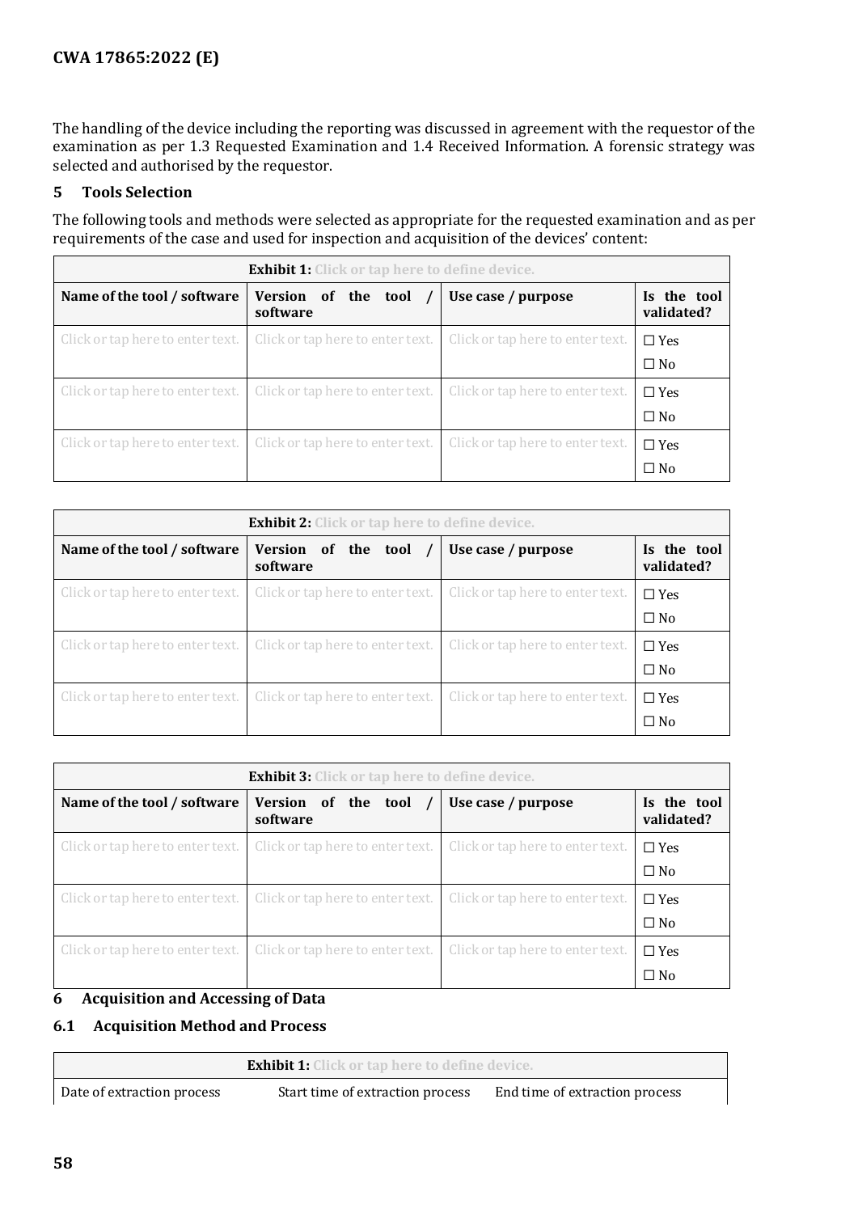The handling of the device including the reporting was discussed in agreement with the requestor of the examination as per 1.3 Requested Examination and 1.4 Received Information. A forensic strategy was selected and authorised by the requestor.

## 5 Tools Selection

The following tools and methods were selected as appropriate for the requested examination and as per requirements of the case and used for inspection and acquisition of the devices' content:

| **Exhibit 1:** Click or tap here to define device. | | | |
|---|---|---|---|
| **Name of the tool / software** | **Version of the tool / software** | **Use case / purpose** | **Is the tool validated?** |
| Click or tap here to enter text. | Click or tap here to enter text. | Click or tap here to enter text. | ☐ Yes<br>☐ No |
| Click or tap here to enter text. | Click or tap here to enter text. | Click or tap here to enter text. | ☐ Yes<br>☐ No |
| Click or tap here to enter text. | Click or tap here to enter text. | Click or tap here to enter text. | ☐ Yes<br>☐ No |

| **Exhibit 2:** Click or tap here to define device. | | | |
|---|---|---|---|
| **Name of the tool / software** | **Version of the tool / software** | **Use case / purpose** | **Is the tool validated?** |
| Click or tap here to enter text. | Click or tap here to enter text. | Click or tap here to enter text. | ☐ Yes<br>☐ No |
| Click or tap here to enter text. | Click or tap here to enter text. | Click or tap here to enter text. | ☐ Yes<br>☐ No |
| Click or tap here to enter text. | Click or tap here to enter text. | Click or tap here to enter text. | ☐ Yes<br>☐ No |

| **Exhibit 3:** Click or tap here to define device. | | | |
|---|---|---|---|
| **Name of the tool / software** | **Version of the tool / software** | **Use case / purpose** | **Is the tool validated?** |
| Click or tap here to enter text. | Click or tap here to enter text. | Click or tap here to enter text. | ☐ Yes<br>☐ No |
| Click or tap here to enter text. | Click or tap here to enter text. | Click or tap here to enter text. | ☐ Yes<br>☐ No |
| Click or tap here to enter text. | Click or tap here to enter text. | Click or tap here to enter text. | ☐ Yes<br>☐ No |

## 6 Acquisition and Accessing of Data

### 6.1 Acquisition Method and Process

| **Exhibit 1:** Click or tap here to define device. | | |
|---|---|---|
| Date of extraction process | Start time of extraction process | End time of extraction process |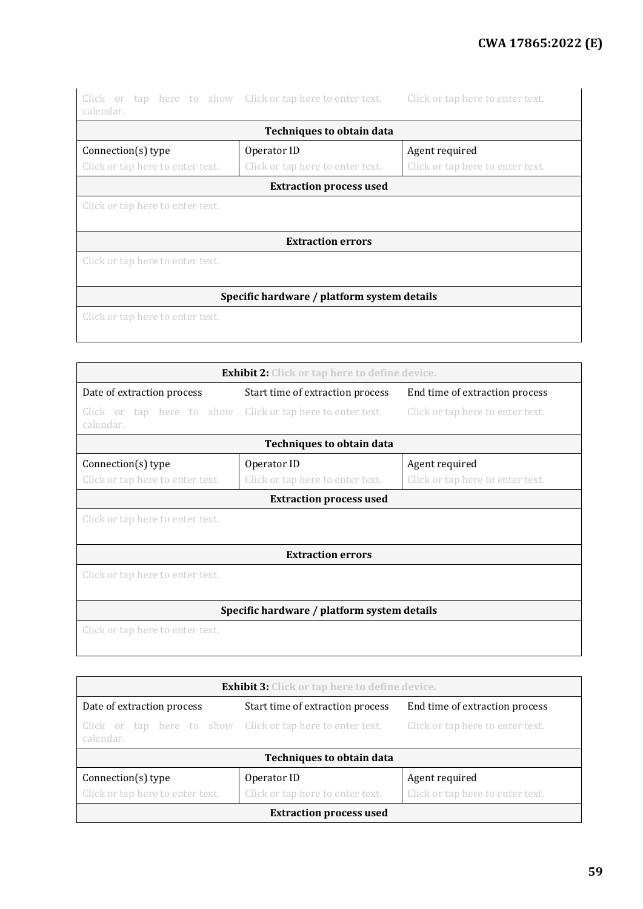| Click or tap here to show calendar. | Click or tap here to enter text. | Click or tap here to enter text. |
|---|---|---|
| **Techniques to obtain data** | | |
| Connection(s) type<br>Click or tap here to enter text. | Operator ID<br>Click or tap here to enter text. | Agent required<br>Click or tap here to enter text. |
| **Extraction process used** | | |
| Click or tap here to enter text. | | |
| **Extraction errors** | | |
| Click or tap here to enter text. | | |
| **Specific hardware / platform system details** | | |
| Click or tap here to enter text. | | |

| **Exhibit 2:** Click or tap here to define device. | | |
|---|---|---|
| Date of extraction process | Start time of extraction process | End time of extraction process |
| Click or tap here to show calendar. | Click or tap here to enter text. | Click or tap here to enter text. |
| **Techniques to obtain data** | | |
| Connection(s) type<br>Click or tap here to enter text. | Operator ID<br>Click or tap here to enter text. | Agent required<br>Click or tap here to enter text. |
| **Extraction process used** | | |
| Click or tap here to enter text. | | |
| **Extraction errors** | | |
| Click or tap here to enter text. | | |
| **Specific hardware / platform system details** | | |
| Click or tap here to enter text. | | |

| **Exhibit 3:** Click or tap here to define device. | | |
|---|---|---|
| Date of extraction process | Start time of extraction process | End time of extraction process |
| Click or tap here to show calendar. | Click or tap here to enter text. | Click or tap here to enter text. |
| **Techniques to obtain data** | | |
| Connection(s) type<br>Click or tap here to enter text. | Operator ID<br>Click or tap here to enter text. | Agent required<br>Click or tap here to enter text. |
| **Extraction process used** | | |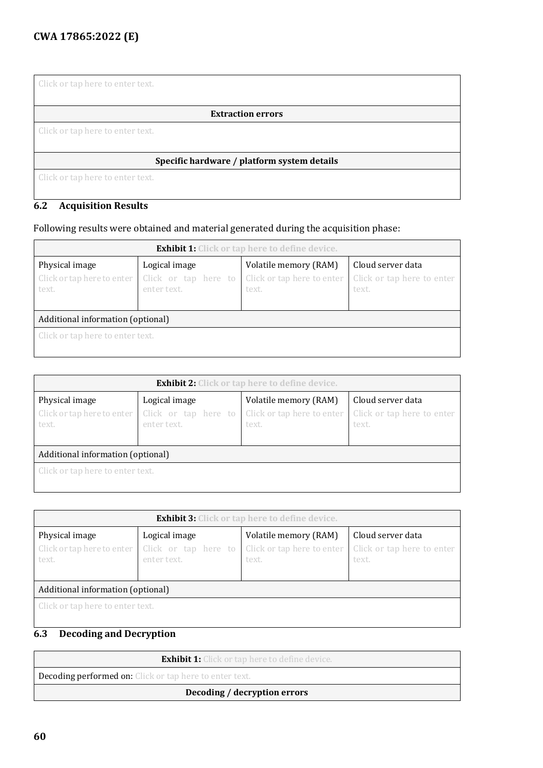| Click or tap here to enter text. |
| --- |
| **Extraction errors** |
| Click or tap here to enter text. |
| **Specific hardware / platform system details** |
| Click or tap here to enter text. |

### 6.2 Acquisition Results

Following results were obtained and material generated during the acquisition phase:

| **Exhibit 1:** Click or tap here to define device. | | | |
| --- | --- | --- | --- |
| Physical image<br>Click or tap here to enter text. | Logical image<br>Click or tap here to enter text. | Volatile memory (RAM)<br>Click or tap here to enter text. | Cloud server data<br>Click or tap here to enter text. |
| Additional information (optional) | | | |
| Click or tap here to enter text. | | | |

| **Exhibit 2:** Click or tap here to define device. | | | |
| --- | --- | --- | --- |
| Physical image<br>Click or tap here to enter text. | Logical image<br>Click or tap here to enter text. | Volatile memory (RAM)<br>Click or tap here to enter text. | Cloud server data<br>Click or tap here to enter text. |
| Additional information (optional) | | | |
| Click or tap here to enter text. | | | |

| **Exhibit 3:** Click or tap here to define device. | | | |
| --- | --- | --- | --- |
| Physical image<br>Click or tap here to enter text. | Logical image<br>Click or tap here to enter text. | Volatile memory (RAM)<br>Click or tap here to enter text. | Cloud server data<br>Click or tap here to enter text. |
| Additional information (optional) | | | |
| Click or tap here to enter text. | | | |

### 6.3 Decoding and Decryption

| **Exhibit 1:** Click or tap here to define device. |
| --- |
| Decoding performed on: Click or tap here to enter text. |
| **Decoding / decryption errors** |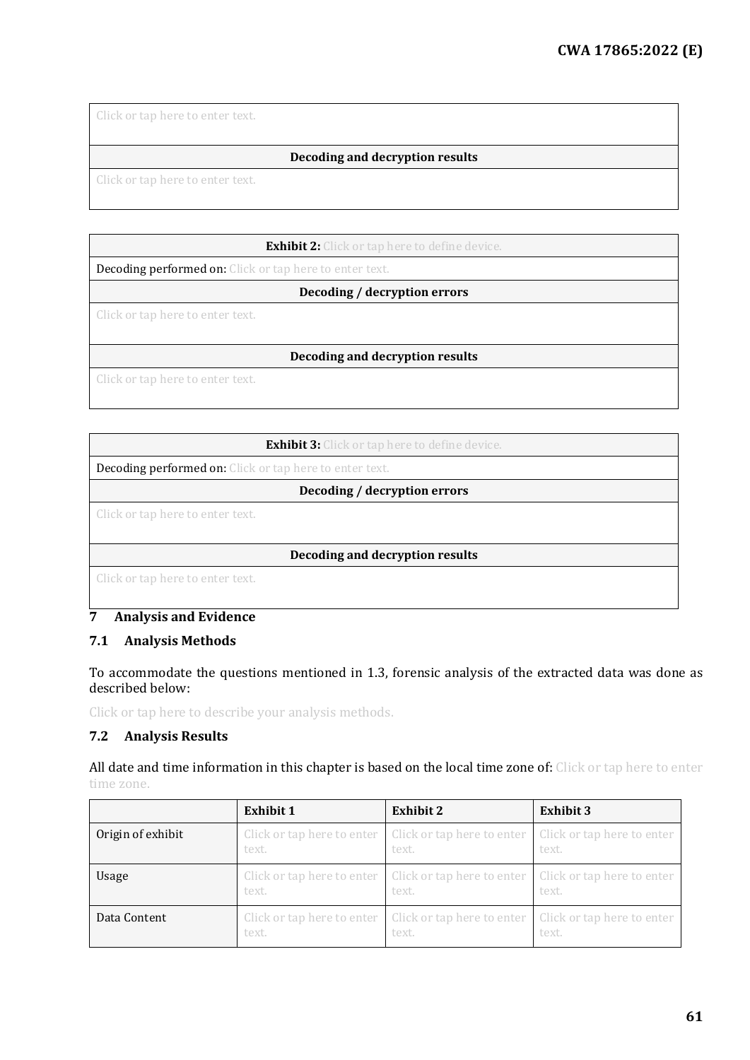| Click or tap here to enter text. |
|---|
| **Decoding and decryption results** |
| Click or tap here to enter text. |

| **Exhibit 2:** Click or tap here to define device. |
|---|
| Decoding performed on: Click or tap here to enter text. |
| **Decoding / decryption errors** |
| Click or tap here to enter text. |
| **Decoding and decryption results** |
| Click or tap here to enter text. |

| **Exhibit 3:** Click or tap here to define device. |
|---|
| Decoding performed on: Click or tap here to enter text. |
| **Decoding / decryption errors** |
| Click or tap here to enter text. |
| **Decoding and decryption results** |
| Click or tap here to enter text. |

# 7 Analysis and Evidence

## 7.1 Analysis Methods

To accommodate the questions mentioned in 1.3, forensic analysis of the extracted data was done as described below:

Click or tap here to describe your analysis methods.

## 7.2 Analysis Results

All date and time information in this chapter is based on the local time zone of: Click or tap here to enter time zone.

| | **Exhibit 1** | **Exhibit 2** | **Exhibit 3** |
|---|---|---|---|
| Origin of exhibit | Click or tap here to enter text. | Click or tap here to enter text. | Click or tap here to enter text. |
| Usage | Click or tap here to enter text. | Click or tap here to enter text. | Click or tap here to enter text. |
| Data Content | Click or tap here to enter text. | Click or tap here to enter text. | Click or tap here to enter text. |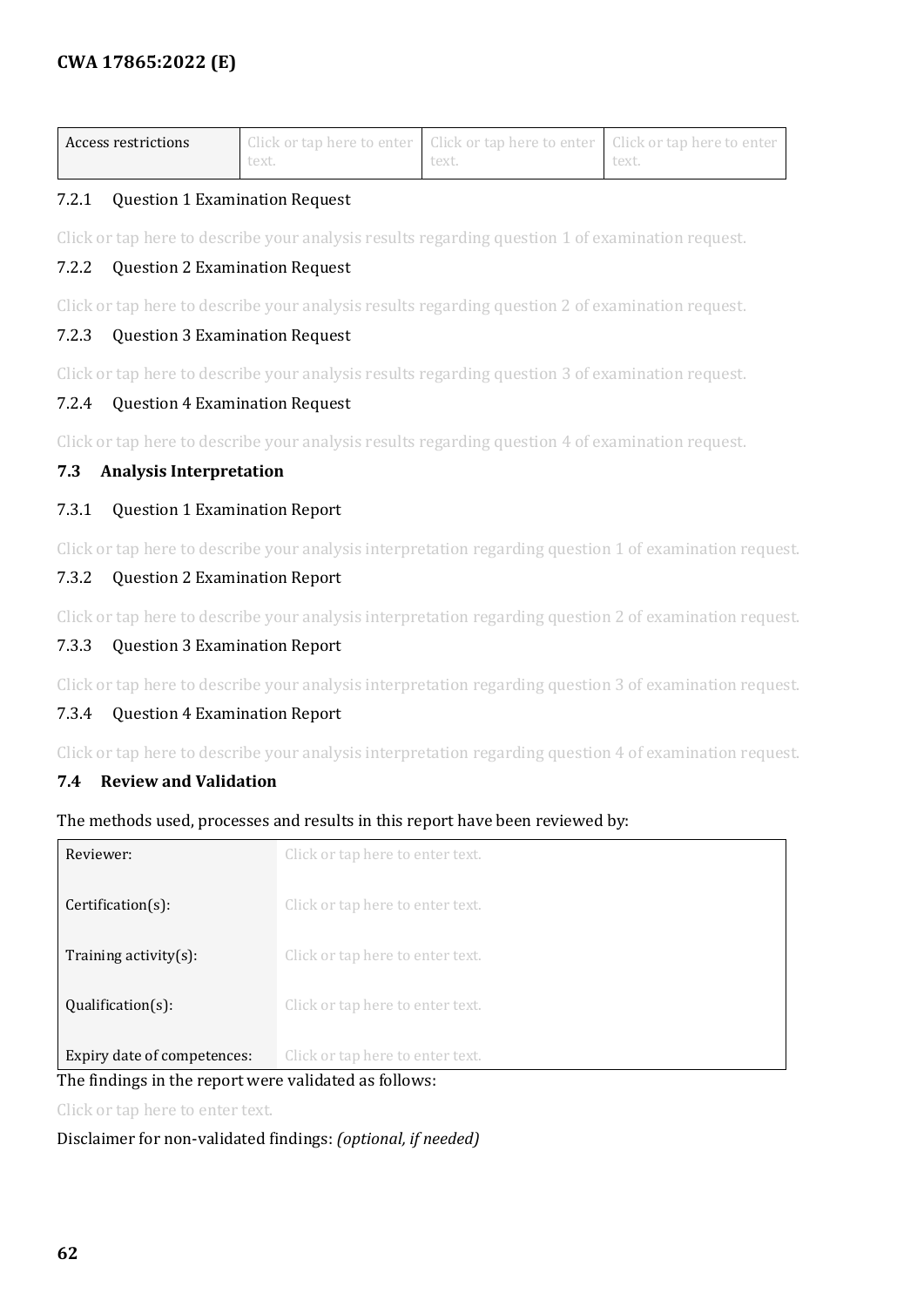| Access restrictions | Click or tap here to enter text. | Click or tap here to enter text. | Click or tap here to enter text. |
|---|---|---|---|

#### 7.2.1 Question 1 Examination Request

Click or tap here to describe your analysis results regarding question 1 of examination request.

#### 7.2.2 Question 2 Examination Request

Click or tap here to describe your analysis results regarding question 2 of examination request.

#### 7.2.3 Question 3 Examination Request

Click or tap here to describe your analysis results regarding question 3 of examination request.

#### 7.2.4 Question 4 Examination Request

Click or tap here to describe your analysis results regarding question 4 of examination request.

### 7.3 Analysis Interpretation

#### 7.3.1 Question 1 Examination Report

Click or tap here to describe your analysis interpretation regarding question 1 of examination request.

#### 7.3.2 Question 2 Examination Report

Click or tap here to describe your analysis interpretation regarding question 2 of examination request.

#### 7.3.3 Question 3 Examination Report

Click or tap here to describe your analysis interpretation regarding question 3 of examination request.

#### 7.3.4 Question 4 Examination Report

Click or tap here to describe your analysis interpretation regarding question 4 of examination request.

### 7.4 Review and Validation

The methods used, processes and results in this report have been reviewed by:

| Reviewer: | Click or tap here to enter text. |
|---|---|
| Certification(s): | Click or tap here to enter text. |
| Training activity(s): | Click or tap here to enter text. |
| Qualification(s): | Click or tap here to enter text. |
| Expiry date of competences: | Click or tap here to enter text. |

The findings in the report were validated as follows:

Click or tap here to enter text.

Disclaimer for non-validated findings: *(optional, if needed)*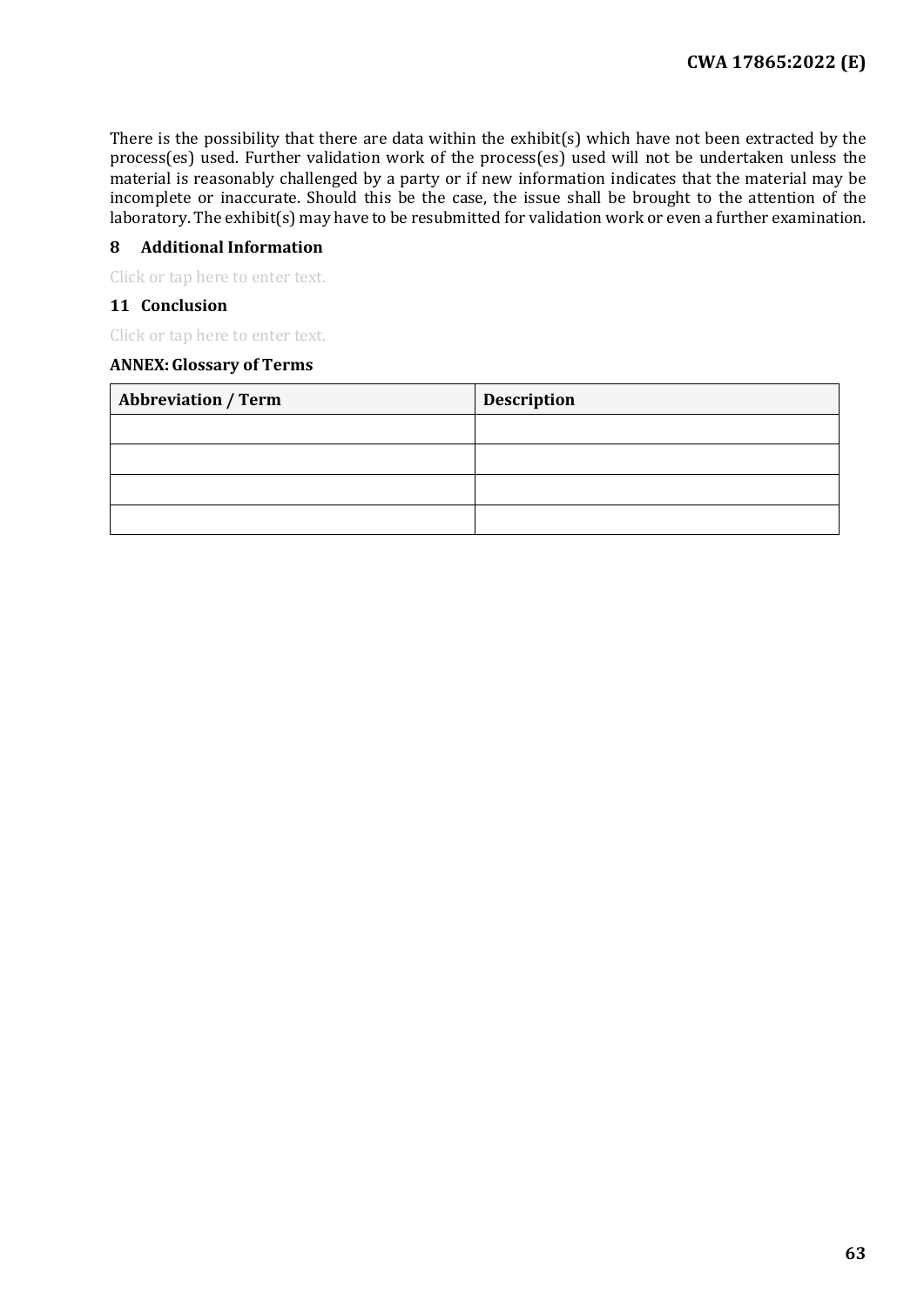There is the possibility that there are data within the exhibit(s) which have not been extracted by the process(es) used. Further validation work of the process(es) used will not be undertaken unless the material is reasonably challenged by a party or if new information indicates that the material may be incomplete or inaccurate. Should this be the case, the issue shall be brought to the attention of the laboratory. The exhibit(s) may have to be resubmitted for validation work or even a further examination.

## 8 Additional Information

Click or tap here to enter text.

## 11 Conclusion

Click or tap here to enter text.

**ANNEX: Glossary of Terms**

| Abbreviation / Term | Description |
|---|---|
| | |
| | |
| | |
| | |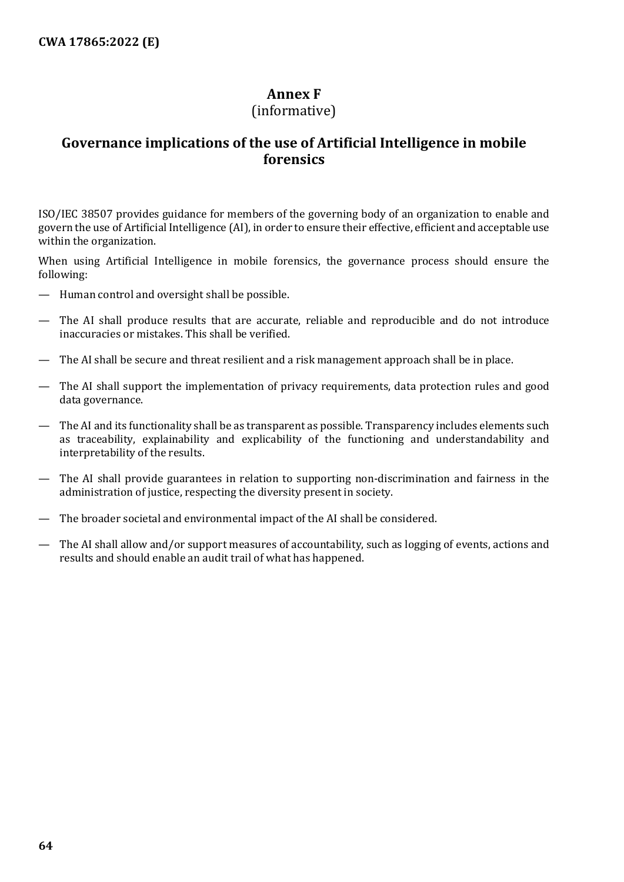# Annex F
(informative)

## Governance implications of the use of Artificial Intelligence in mobile forensics

ISO/IEC 38507 provides guidance for members of the governing body of an organization to enable and govern the use of Artificial Intelligence (AI), in order to ensure their effective, efficient and acceptable use within the organization.

When using Artificial Intelligence in mobile forensics, the governance process should ensure the following:

- Human control and oversight shall be possible.
- The AI shall produce results that are accurate, reliable and reproducible and do not introduce inaccuracies or mistakes. This shall be verified.
- The AI shall be secure and threat resilient and a risk management approach shall be in place.
- The AI shall support the implementation of privacy requirements, data protection rules and good data governance.
- The AI and its functionality shall be as transparent as possible. Transparency includes elements such as traceability, explainability and explicability of the functioning and understandability and interpretability of the results.
- The AI shall provide guarantees in relation to supporting non-discrimination and fairness in the administration of justice, respecting the diversity present in society.
- The broader societal and environmental impact of the AI shall be considered.
- The AI shall allow and/or support measures of accountability, such as logging of events, actions and results and should enable an audit trail of what has happened.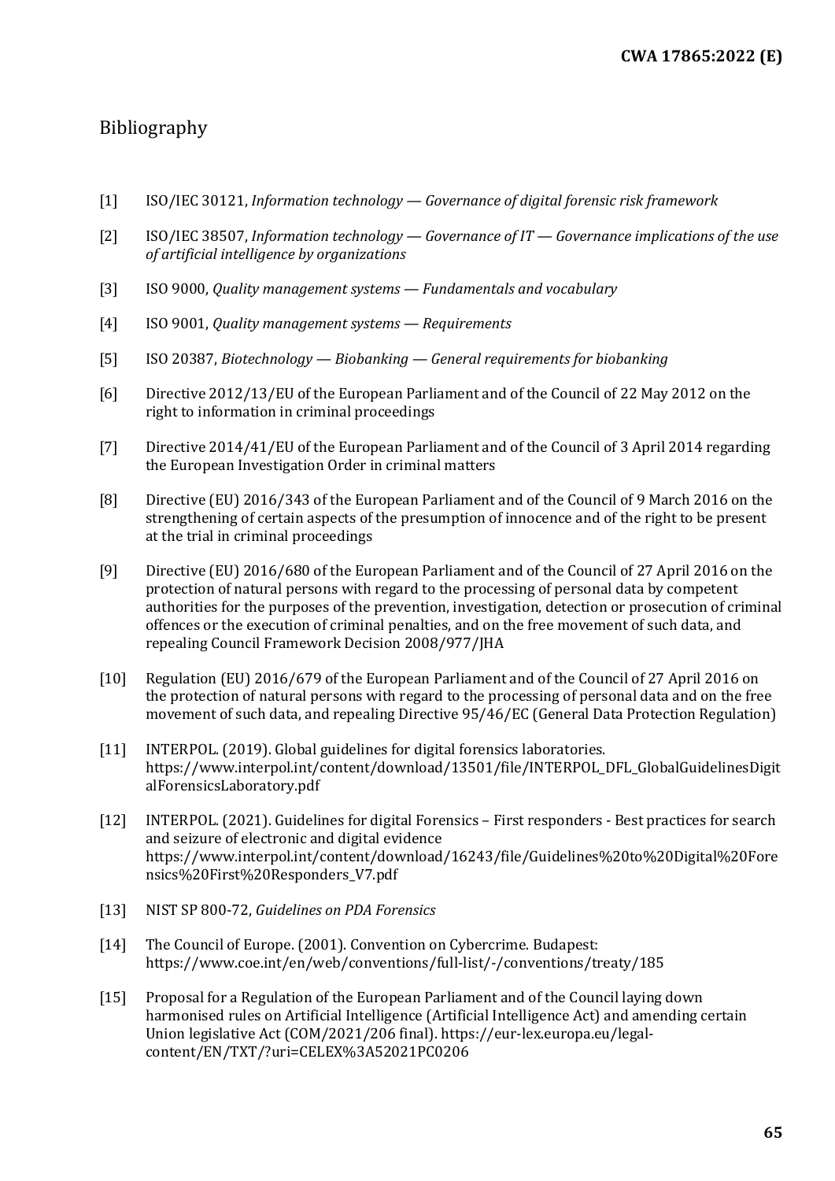# Bibliography

[1] ISO/IEC 30121, *Information technology — Governance of digital forensic risk framework*

[2] ISO/IEC 38507, *Information technology — Governance of IT — Governance implications of the use of artificial intelligence by organizations*

[3] ISO 9000, *Quality management systems — Fundamentals and vocabulary*

[4] ISO 9001, *Quality management systems — Requirements*

[5] ISO 20387, *Biotechnology — Biobanking — General requirements for biobanking*

[6] Directive 2012/13/EU of the European Parliament and of the Council of 22 May 2012 on the right to information in criminal proceedings

[7] Directive 2014/41/EU of the European Parliament and of the Council of 3 April 2014 regarding the European Investigation Order in criminal matters

[8] Directive (EU) 2016/343 of the European Parliament and of the Council of 9 March 2016 on the strengthening of certain aspects of the presumption of innocence and of the right to be present at the trial in criminal proceedings

[9] Directive (EU) 2016/680 of the European Parliament and of the Council of 27 April 2016 on the protection of natural persons with regard to the processing of personal data by competent authorities for the purposes of the prevention, investigation, detection or prosecution of criminal offences or the execution of criminal penalties, and on the free movement of such data, and repealing Council Framework Decision 2008/977/JHA

[10] Regulation (EU) 2016/679 of the European Parliament and of the Council of 27 April 2016 on the protection of natural persons with regard to the processing of personal data and on the free movement of such data, and repealing Directive 95/46/EC (General Data Protection Regulation)

[11] INTERPOL. (2019). Global guidelines for digital forensics laboratories. https://www.interpol.int/content/download/13501/file/INTERPOL_DFL_GlobalGuidelinesDigitalForensicsLaboratory.pdf

[12] INTERPOL. (2021). Guidelines for digital Forensics – First responders - Best practices for search and seizure of electronic and digital evidence https://www.interpol.int/content/download/16243/file/Guidelines%20to%20Digital%20Forensics%20First%20Responders_V7.pdf

[13] NIST SP 800-72, *Guidelines on PDA Forensics*

[14] The Council of Europe. (2001). Convention on Cybercrime. Budapest: https://www.coe.int/en/web/conventions/full-list/-/conventions/treaty/185

[15] Proposal for a Regulation of the European Parliament and of the Council laying down harmonised rules on Artificial Intelligence (Artificial Intelligence Act) and amending certain Union legislative Act (COM/2021/206 final). https://eur-lex.europa.eu/legal-content/EN/TXT/?uri=CELEX%3A52021PC0206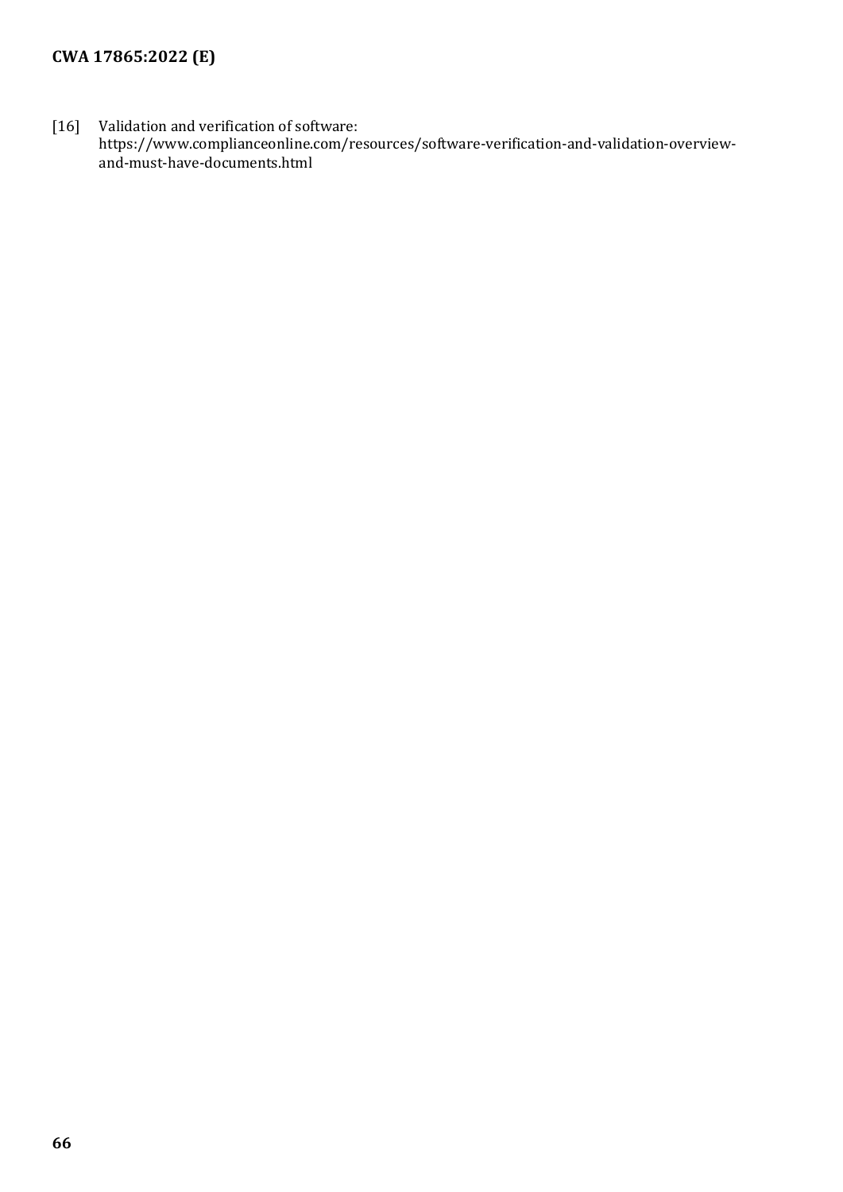[16] Validation and verification of software: https://www.complianceonline.com/resources/software-verification-and-validation-overview-and-must-have-documents.html